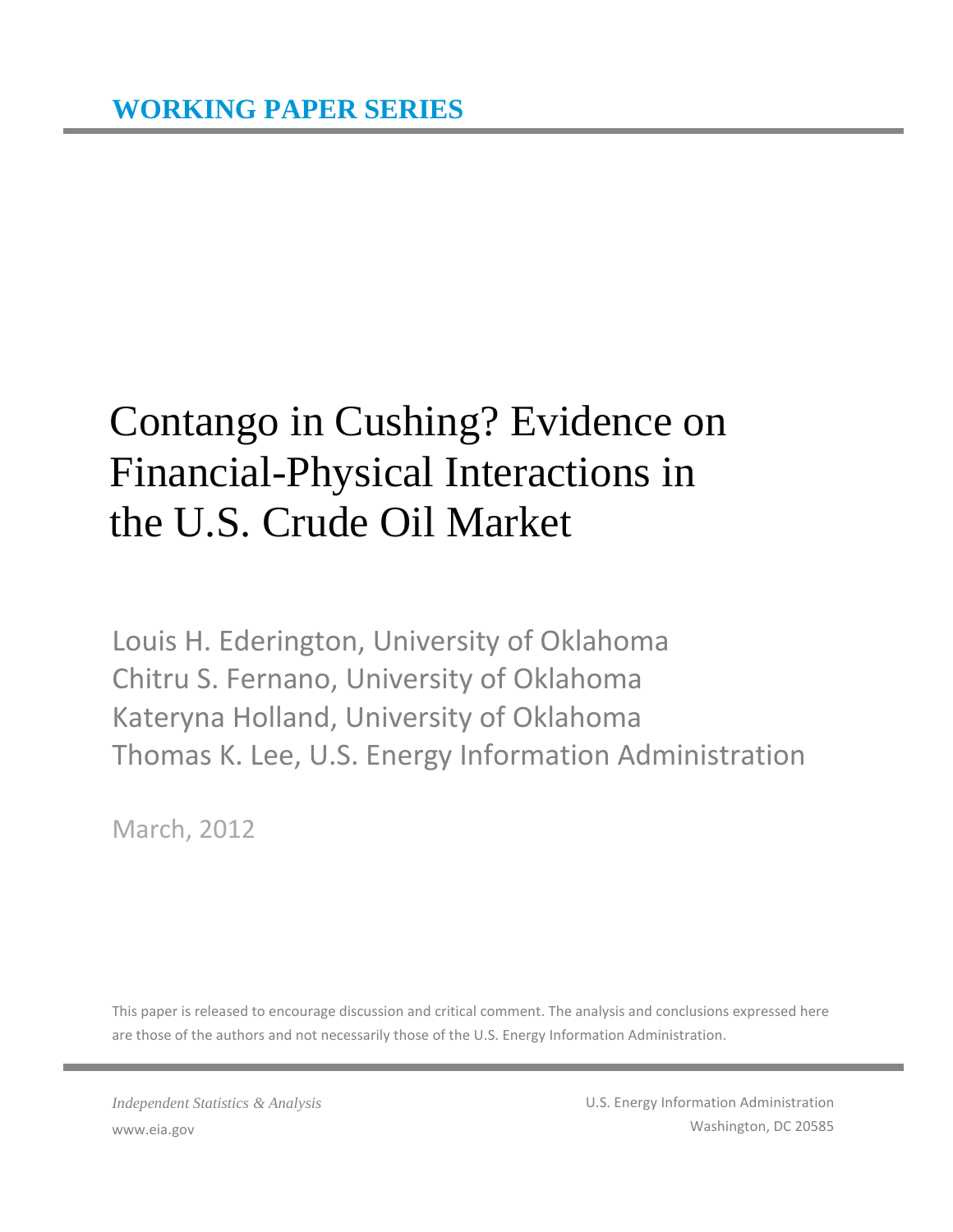**WORKING PAPER SERIES**

# Contango in Cushing? Evidence on Financial-Physical Interactions in the U.S. Crude Oil Market

Louis H. Ederington, University of Oklahoma
Chitru S. Fernano, University of Oklahoma
Kateryna Holland, University of Oklahoma
Thomas K. Lee, U.S. Energy Information Administration

March, 2012

This paper is released to encourage discussion and critical comment. The analysis and conclusions expressed here are those of the authors and not necessarily those of the U.S. Energy Information Administration.

*Independent Statistics & Analysis*
www.eia.gov

U.S. Energy Information Administration
Washington, DC 20585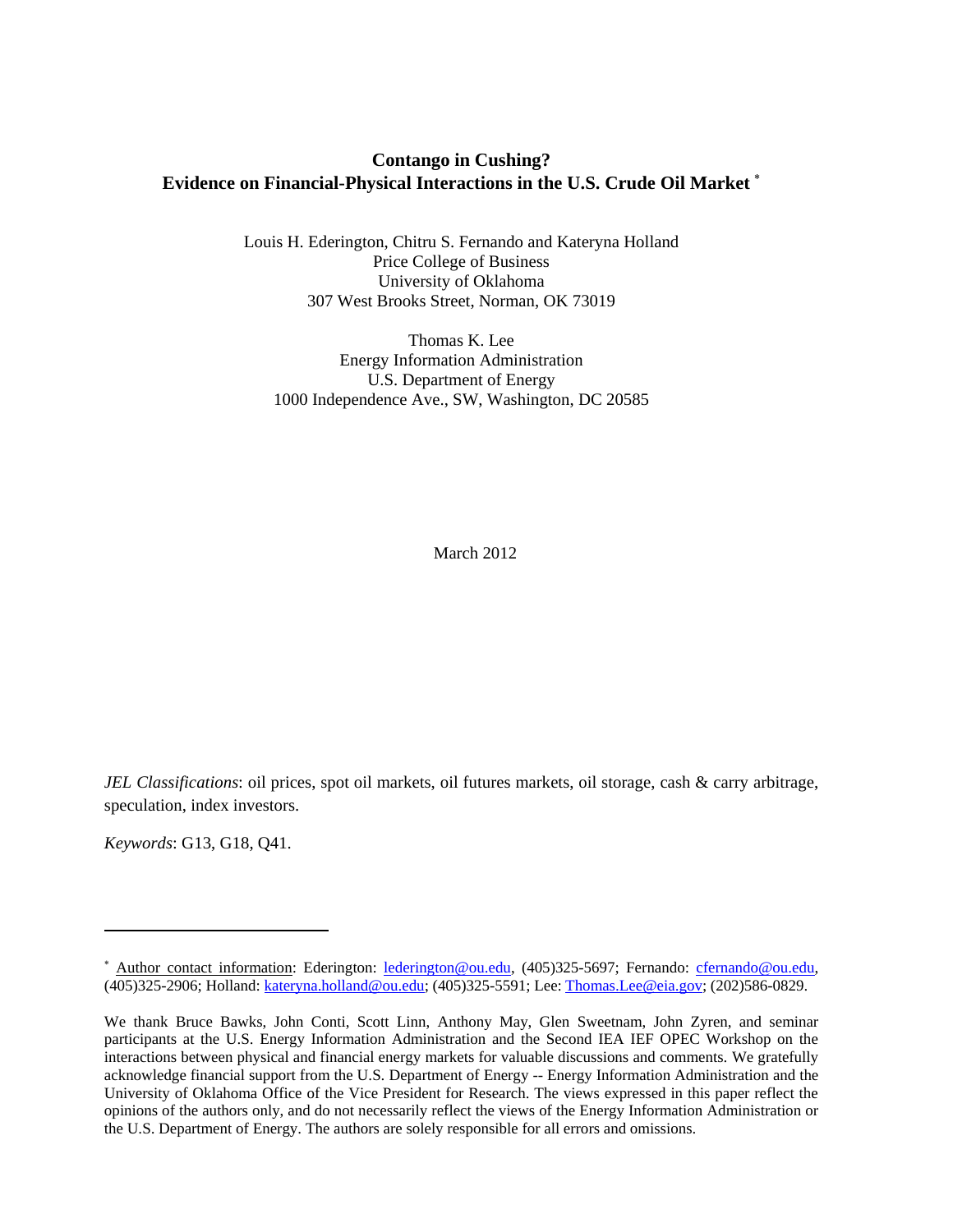# Contango in Cushing? Evidence on Financial-Physical Interactions in the U.S. Crude Oil Market [*]

Louis H. Ederington, Chitru S. Fernando and Kateryna Holland  
Price College of Business  
University of Oklahoma  
307 West Brooks Street, Norman, OK 73019

Thomas K. Lee  
Energy Information Administration  
U.S. Department of Energy  
1000 Independence Ave., SW, Washington, DC 20585

March 2012

*JEL Classifications*: oil prices, spot oil markets, oil futures markets, oil storage, cash & carry arbitrage, speculation, index investors.

*Keywords*: G13, G18, Q41.

---

[*] Author contact information: Ederington: lederington@ou.edu, (405)325-5697; Fernando: cfernando@ou.edu, (405)325-2906; Holland: kateryna.holland@ou.edu; (405)325-5591; Lee: Thomas.Lee@eia.gov; (202)586-0829.

We thank Bruce Bawks, John Conti, Scott Linn, Anthony May, Glen Sweetnam, John Zyren, and seminar participants at the U.S. Energy Information Administration and the Second IEA IEF OPEC Workshop on the interactions between physical and financial energy markets for valuable discussions and comments. We gratefully acknowledge financial support from the U.S. Department of Energy -- Energy Information Administration and the University of Oklahoma Office of the Vice President for Research. The views expressed in this paper reflect the opinions of the authors only, and do not necessarily reflect the views of the Energy Information Administration or the U.S. Department of Energy. The authors are solely responsible for all errors and omissions.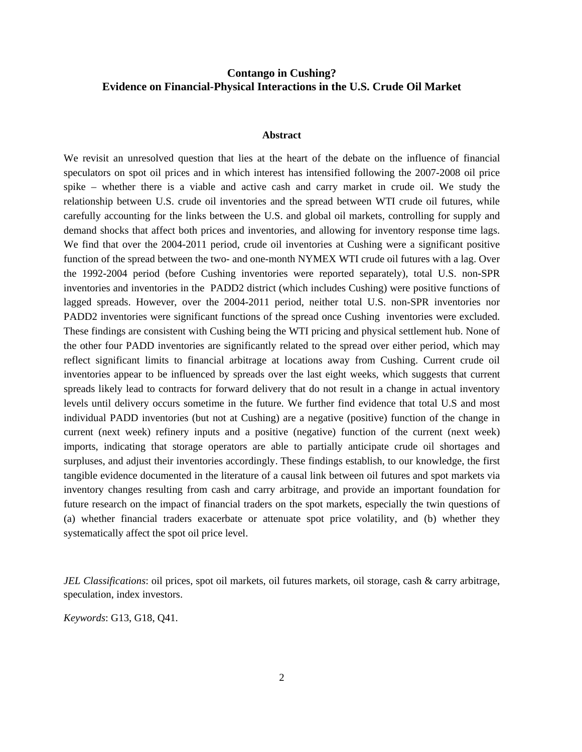**Contango in Cushing?**
**Evidence on Financial-Physical Interactions in the U.S. Crude Oil Market**

**Abstract**

We revisit an unresolved question that lies at the heart of the debate on the influence of financial speculators on spot oil prices and in which interest has intensified following the 2007-2008 oil price spike – whether there is a viable and active cash and carry market in crude oil. We study the relationship between U.S. crude oil inventories and the spread between WTI crude oil futures, while carefully accounting for the links between the U.S. and global oil markets, controlling for supply and demand shocks that affect both prices and inventories, and allowing for inventory response time lags. We find that over the 2004-2011 period, crude oil inventories at Cushing were a significant positive function of the spread between the two- and one-month NYMEX WTI crude oil futures with a lag. Over the 1992-2004 period (before Cushing inventories were reported separately), total U.S. non-SPR inventories and inventories in the PADD2 district (which includes Cushing) were positive functions of lagged spreads. However, over the 2004-2011 period, neither total U.S. non-SPR inventories nor PADD2 inventories were significant functions of the spread once Cushing inventories were excluded. These findings are consistent with Cushing being the WTI pricing and physical settlement hub. None of the other four PADD inventories are significantly related to the spread over either period, which may reflect significant limits to financial arbitrage at locations away from Cushing. Current crude oil inventories appear to be influenced by spreads over the last eight weeks, which suggests that current spreads likely lead to contracts for forward delivery that do not result in a change in actual inventory levels until delivery occurs sometime in the future. We further find evidence that total U.S and most individual PADD inventories (but not at Cushing) are a negative (positive) function of the change in current (next week) refinery inputs and a positive (negative) function of the current (next week) imports, indicating that storage operators are able to partially anticipate crude oil shortages and surpluses, and adjust their inventories accordingly. These findings establish, to our knowledge, the first tangible evidence documented in the literature of a causal link between oil futures and spot markets via inventory changes resulting from cash and carry arbitrage, and provide an important foundation for future research on the impact of financial traders on the spot markets, especially the twin questions of (a) whether financial traders exacerbate or attenuate spot price volatility, and (b) whether they systematically affect the spot oil price level.

*JEL Classifications*: oil prices, spot oil markets, oil futures markets, oil storage, cash & carry arbitrage, speculation, index investors.

*Keywords*: G13, G18, Q41.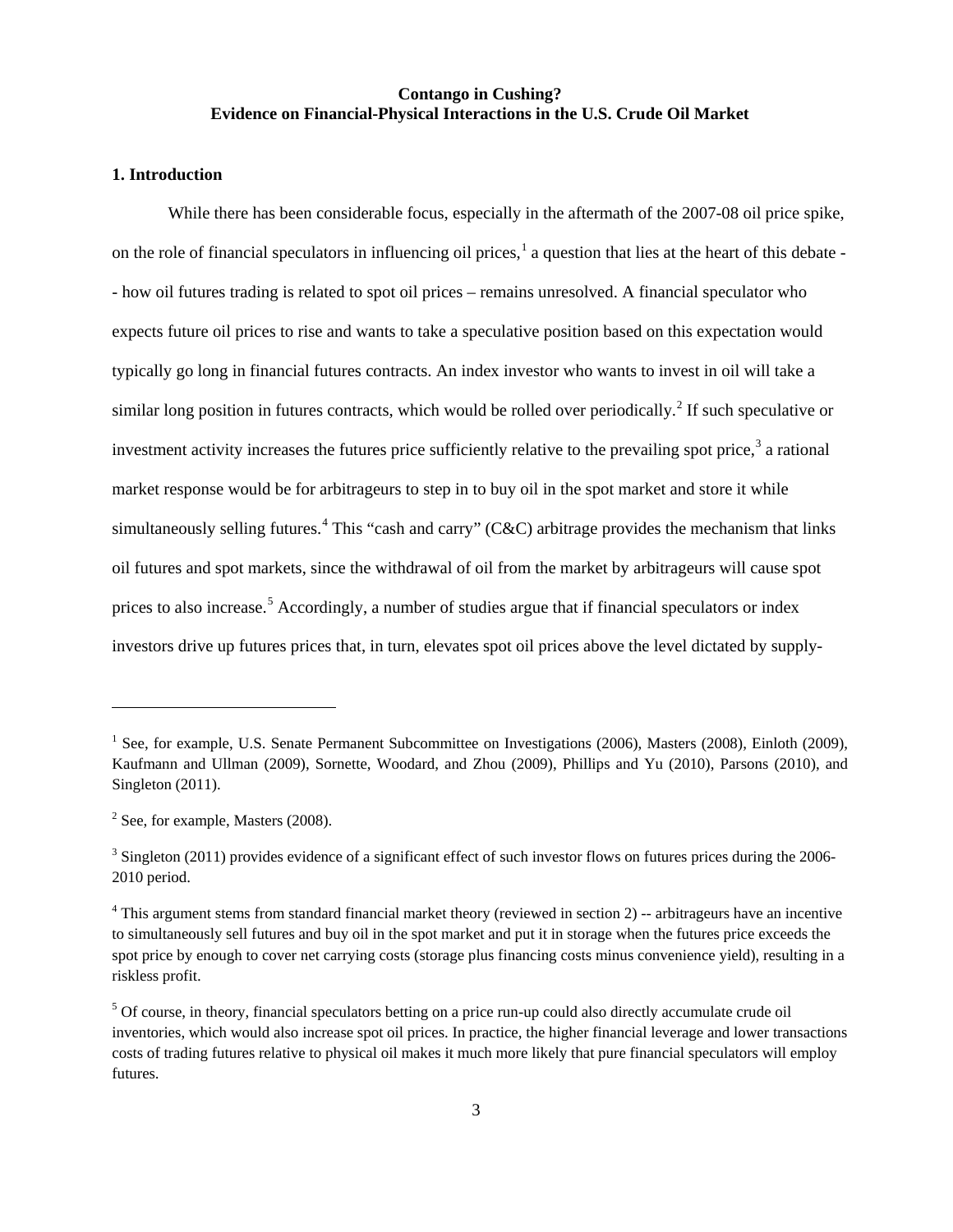**Contango in Cushing?**
**Evidence on Financial-Physical Interactions in the U.S. Crude Oil Market**

## 1. Introduction

While there has been considerable focus, especially in the aftermath of the 2007-08 oil price spike, on the role of financial speculators in influencing oil prices,[1] a question that lies at the heart of this debate -- how oil futures trading is related to spot oil prices – remains unresolved. A financial speculator who expects future oil prices to rise and wants to take a speculative position based on this expectation would typically go long in financial futures contracts. An index investor who wants to invest in oil will take a similar long position in futures contracts, which would be rolled over periodically.[2] If such speculative or investment activity increases the futures price sufficiently relative to the prevailing spot price,[3] a rational market response would be for arbitrageurs to step in to buy oil in the spot market and store it while simultaneously selling futures.[4] This "cash and carry" (C&C) arbitrage provides the mechanism that links oil futures and spot markets, since the withdrawal of oil from the market by arbitrageurs will cause spot prices to also increase.[5] Accordingly, a number of studies argue that if financial speculators or index investors drive up futures prices that, in turn, elevates spot oil prices above the level dictated by supply-

---

[1] See, for example, U.S. Senate Permanent Subcommittee on Investigations (2006), Masters (2008), Einloth (2009), Kaufmann and Ullman (2009), Sornette, Woodard, and Zhou (2009), Phillips and Yu (2010), Parsons (2010), and Singleton (2011).

[2] See, for example, Masters (2008).

[3] Singleton (2011) provides evidence of a significant effect of such investor flows on futures prices during the 2006-2010 period.

[4] This argument stems from standard financial market theory (reviewed in section 2) -- arbitrageurs have an incentive to simultaneously sell futures and buy oil in the spot market and put it in storage when the futures price exceeds the spot price by enough to cover net carrying costs (storage plus financing costs minus convenience yield), resulting in a riskless profit.

[5] Of course, in theory, financial speculators betting on a price run-up could also directly accumulate crude oil inventories, which would also increase spot oil prices. In practice, the higher financial leverage and lower transactions costs of trading futures relative to physical oil makes it much more likely that pure financial speculators will employ futures.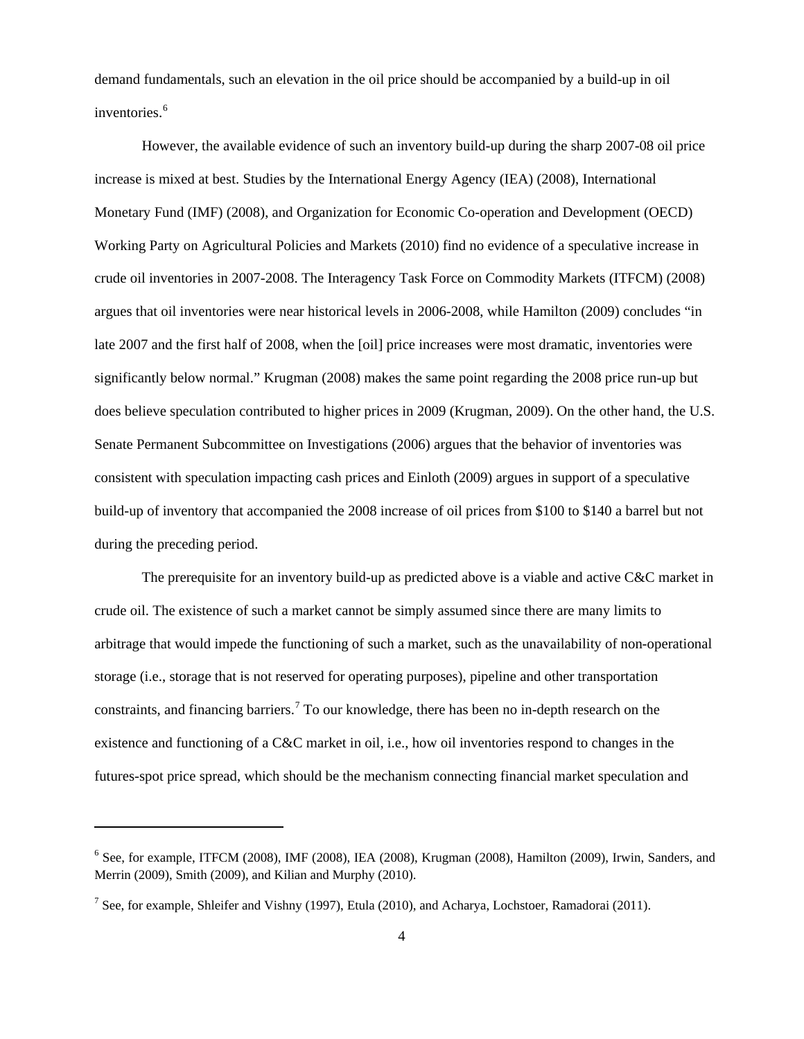demand fundamentals, such an elevation in the oil price should be accompanied by a build-up in oil inventories.[6]

However, the available evidence of such an inventory build-up during the sharp 2007-08 oil price increase is mixed at best. Studies by the International Energy Agency (IEA) (2008), International Monetary Fund (IMF) (2008), and Organization for Economic Co-operation and Development (OECD) Working Party on Agricultural Policies and Markets (2010) find no evidence of a speculative increase in crude oil inventories in 2007-2008. The Interagency Task Force on Commodity Markets (ITFCM) (2008) argues that oil inventories were near historical levels in 2006-2008, while Hamilton (2009) concludes "in late 2007 and the first half of 2008, when the [oil] price increases were most dramatic, inventories were significantly below normal." Krugman (2008) makes the same point regarding the 2008 price run-up but does believe speculation contributed to higher prices in 2009 (Krugman, 2009). On the other hand, the U.S. Senate Permanent Subcommittee on Investigations (2006) argues that the behavior of inventories was consistent with speculation impacting cash prices and Einloth (2009) argues in support of a speculative build-up of inventory that accompanied the 2008 increase of oil prices from $100 to $140 a barrel but not during the preceding period.

The prerequisite for an inventory build-up as predicted above is a viable and active C&C market in crude oil. The existence of such a market cannot be simply assumed since there are many limits to arbitrage that would impede the functioning of such a market, such as the unavailability of non-operational storage (i.e., storage that is not reserved for operating purposes), pipeline and other transportation constraints, and financing barriers.[7] To our knowledge, there has been no in-depth research on the existence and functioning of a C&C market in oil, i.e., how oil inventories respond to changes in the futures-spot price spread, which should be the mechanism connecting financial market speculation and

[6] See, for example, ITFCM (2008), IMF (2008), IEA (2008), Krugman (2008), Hamilton (2009), Irwin, Sanders, and Merrin (2009), Smith (2009), and Kilian and Murphy (2010).

[7] See, for example, Shleifer and Vishny (1997), Etula (2010), and Acharya, Lochstoer, Ramadorai (2011).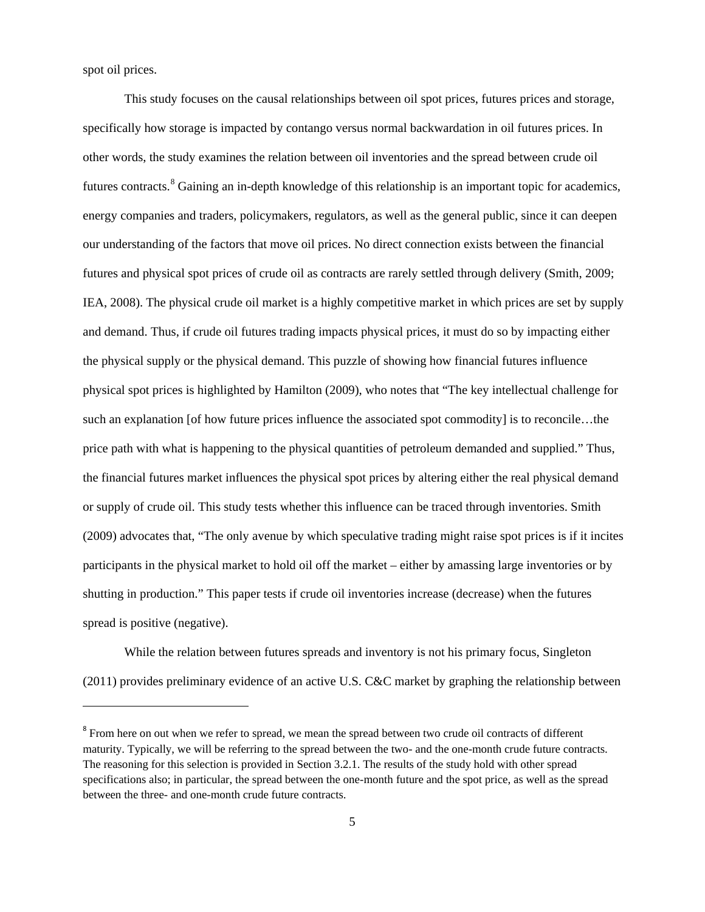spot oil prices.

This study focuses on the causal relationships between oil spot prices, futures prices and storage, specifically how storage is impacted by contango versus normal backwardation in oil futures prices. In other words, the study examines the relation between oil inventories and the spread between crude oil futures contracts.[8] Gaining an in-depth knowledge of this relationship is an important topic for academics, energy companies and traders, policymakers, regulators, as well as the general public, since it can deepen our understanding of the factors that move oil prices. No direct connection exists between the financial futures and physical spot prices of crude oil as contracts are rarely settled through delivery (Smith, 2009; IEA, 2008). The physical crude oil market is a highly competitive market in which prices are set by supply and demand. Thus, if crude oil futures trading impacts physical prices, it must do so by impacting either the physical supply or the physical demand. This puzzle of showing how financial futures influence physical spot prices is highlighted by Hamilton (2009), who notes that "The key intellectual challenge for such an explanation [of how future prices influence the associated spot commodity] is to reconcile…the price path with what is happening to the physical quantities of petroleum demanded and supplied." Thus, the financial futures market influences the physical spot prices by altering either the real physical demand or supply of crude oil. This study tests whether this influence can be traced through inventories. Smith (2009) advocates that, "The only avenue by which speculative trading might raise spot prices is if it incites participants in the physical market to hold oil off the market – either by amassing large inventories or by shutting in production." This paper tests if crude oil inventories increase (decrease) when the futures spread is positive (negative).

While the relation between futures spreads and inventory is not his primary focus, Singleton (2011) provides preliminary evidence of an active U.S. C&C market by graphing the relationship between

[8] From here on out when we refer to spread, we mean the spread between two crude oil contracts of different maturity. Typically, we will be referring to the spread between the two- and the one-month crude future contracts. The reasoning for this selection is provided in Section 3.2.1. The results of the study hold with other spread specifications also; in particular, the spread between the one-month future and the spot price, as well as the spread between the three- and one-month crude future contracts.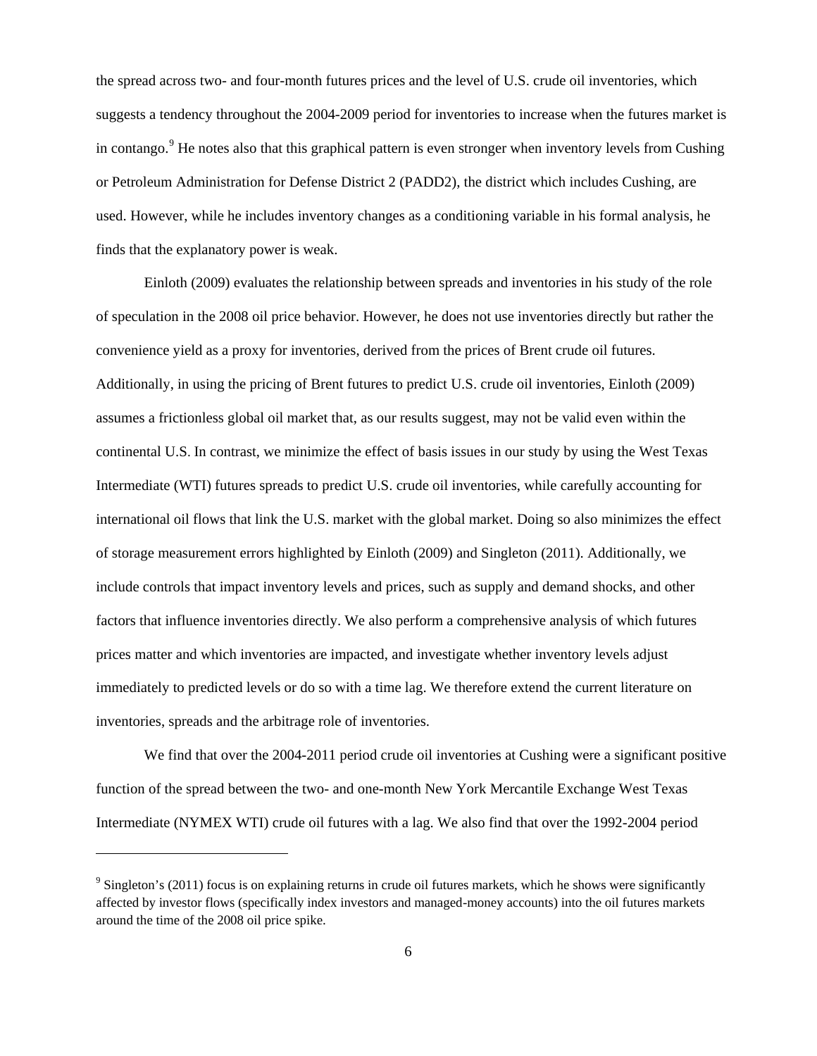the spread across two- and four-month futures prices and the level of U.S. crude oil inventories, which suggests a tendency throughout the 2004-2009 period for inventories to increase when the futures market is in contango.[9] He notes also that this graphical pattern is even stronger when inventory levels from Cushing or Petroleum Administration for Defense District 2 (PADD2), the district which includes Cushing, are used. However, while he includes inventory changes as a conditioning variable in his formal analysis, he finds that the explanatory power is weak.

Einloth (2009) evaluates the relationship between spreads and inventories in his study of the role of speculation in the 2008 oil price behavior. However, he does not use inventories directly but rather the convenience yield as a proxy for inventories, derived from the prices of Brent crude oil futures. Additionally, in using the pricing of Brent futures to predict U.S. crude oil inventories, Einloth (2009) assumes a frictionless global oil market that, as our results suggest, may not be valid even within the continental U.S. In contrast, we minimize the effect of basis issues in our study by using the West Texas Intermediate (WTI) futures spreads to predict U.S. crude oil inventories, while carefully accounting for international oil flows that link the U.S. market with the global market. Doing so also minimizes the effect of storage measurement errors highlighted by Einloth (2009) and Singleton (2011). Additionally, we include controls that impact inventory levels and prices, such as supply and demand shocks, and other factors that influence inventories directly. We also perform a comprehensive analysis of which futures prices matter and which inventories are impacted, and investigate whether inventory levels adjust immediately to predicted levels or do so with a time lag. We therefore extend the current literature on inventories, spreads and the arbitrage role of inventories.

We find that over the 2004-2011 period crude oil inventories at Cushing were a significant positive function of the spread between the two- and one-month New York Mercantile Exchange West Texas Intermediate (NYMEX WTI) crude oil futures with a lag. We also find that over the 1992-2004 period

[9] Singleton's (2011) focus is on explaining returns in crude oil futures markets, which he shows were significantly affected by investor flows (specifically index investors and managed-money accounts) into the oil futures markets around the time of the 2008 oil price spike.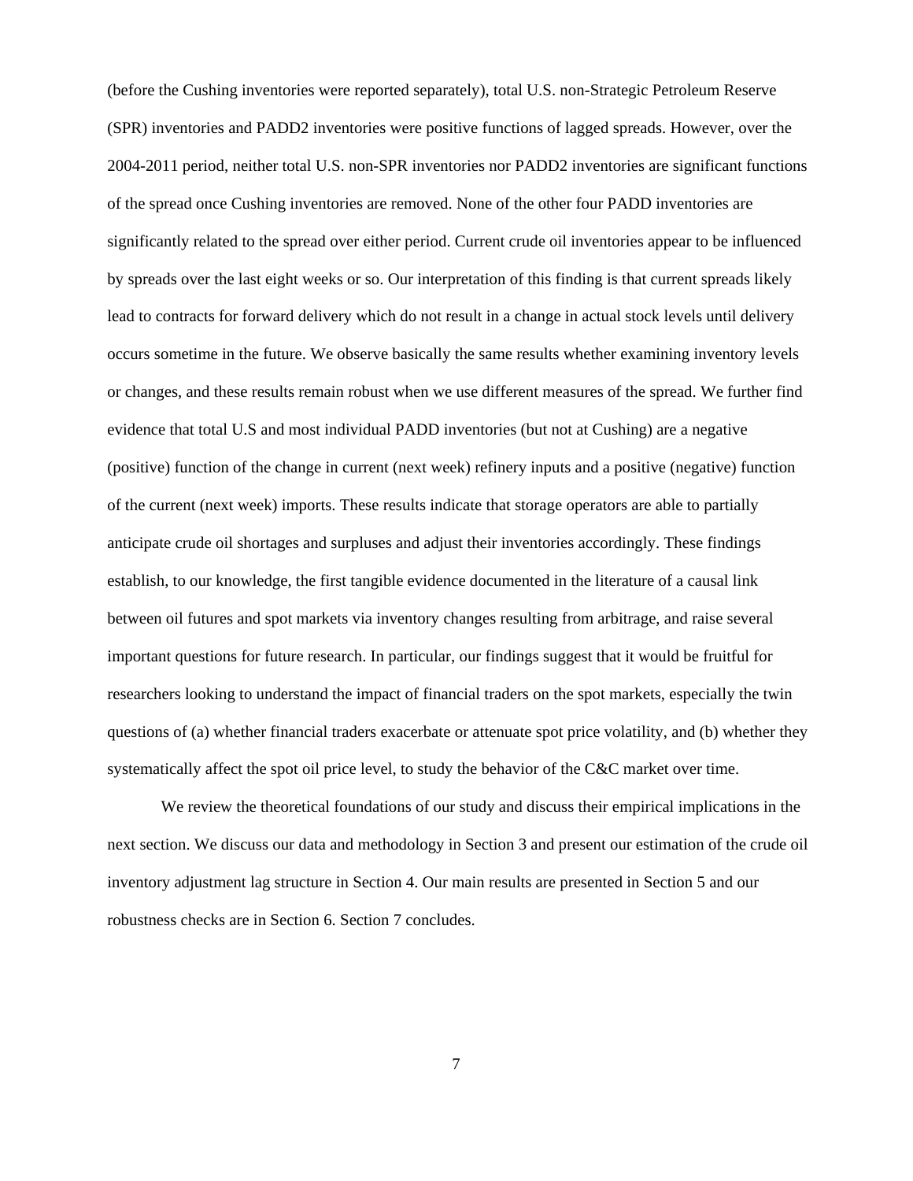(before the Cushing inventories were reported separately), total U.S. non-Strategic Petroleum Reserve (SPR) inventories and PADD2 inventories were positive functions of lagged spreads. However, over the 2004-2011 period, neither total U.S. non-SPR inventories nor PADD2 inventories are significant functions of the spread once Cushing inventories are removed. None of the other four PADD inventories are significantly related to the spread over either period. Current crude oil inventories appear to be influenced by spreads over the last eight weeks or so. Our interpretation of this finding is that current spreads likely lead to contracts for forward delivery which do not result in a change in actual stock levels until delivery occurs sometime in the future. We observe basically the same results whether examining inventory levels or changes, and these results remain robust when we use different measures of the spread. We further find evidence that total U.S and most individual PADD inventories (but not at Cushing) are a negative (positive) function of the change in current (next week) refinery inputs and a positive (negative) function of the current (next week) imports. These results indicate that storage operators are able to partially anticipate crude oil shortages and surpluses and adjust their inventories accordingly. These findings establish, to our knowledge, the first tangible evidence documented in the literature of a causal link between oil futures and spot markets via inventory changes resulting from arbitrage, and raise several important questions for future research. In particular, our findings suggest that it would be fruitful for researchers looking to understand the impact of financial traders on the spot markets, especially the twin questions of (a) whether financial traders exacerbate or attenuate spot price volatility, and (b) whether they systematically affect the spot oil price level, to study the behavior of the C&C market over time.

We review the theoretical foundations of our study and discuss their empirical implications in the next section. We discuss our data and methodology in Section 3 and present our estimation of the crude oil inventory adjustment lag structure in Section 4. Our main results are presented in Section 5 and our robustness checks are in Section 6. Section 7 concludes.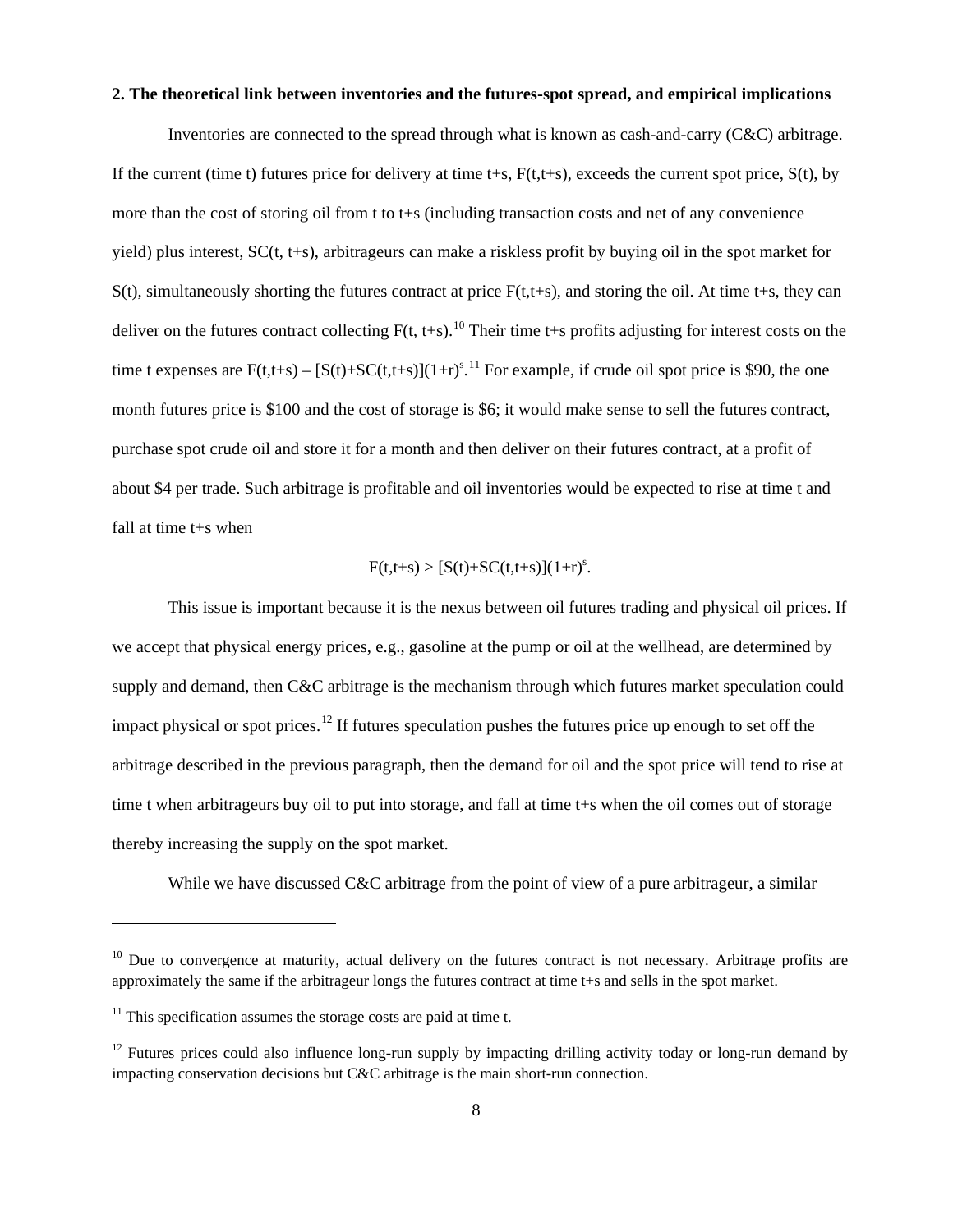### 2. The theoretical link between inventories and the futures-spot spread, and empirical implications

Inventories are connected to the spread through what is known as cash-and-carry (C&C) arbitrage. If the current (time t) futures price for delivery at time t+s, F(t,t+s), exceeds the current spot price, S(t), by more than the cost of storing oil from t to t+s (including transaction costs and net of any convenience yield) plus interest, SC(t, t+s), arbitrageurs can make a riskless profit by buying oil in the spot market for S(t), simultaneously shorting the futures contract at price F(t,t+s), and storing the oil. At time t+s, they can deliver on the futures contract collecting F(t, t+s).[10] Their time t+s profits adjusting for interest costs on the time t expenses are $F(t,t+s) - [S(t)+SC(t,t+s)](1+r)^s$.[11] For example, if crude oil spot price is $90, the one month futures price is $100 and the cost of storage is $6; it would make sense to sell the futures contract, purchase spot crude oil and store it for a month and then deliver on their futures contract, at a profit of about $4 per trade. Such arbitrage is profitable and oil inventories would be expected to rise at time t and fall at time t+s when

$$F(t,t+s) > [S(t)+SC(t,t+s)](1+r)^s.$$

This issue is important because it is the nexus between oil futures trading and physical oil prices. If we accept that physical energy prices, e.g., gasoline at the pump or oil at the wellhead, are determined by supply and demand, then C&C arbitrage is the mechanism through which futures market speculation could impact physical or spot prices.[12] If futures speculation pushes the futures price up enough to set off the arbitrage described in the previous paragraph, then the demand for oil and the spot price will tend to rise at time t when arbitrageurs buy oil to put into storage, and fall at time t+s when the oil comes out of storage thereby increasing the supply on the spot market.

While we have discussed C&C arbitrage from the point of view of a pure arbitrageur, a similar

---

[10] Due to convergence at maturity, actual delivery on the futures contract is not necessary. Arbitrage profits are approximately the same if the arbitrageur longs the futures contract at time t+s and sells in the spot market.

[11] This specification assumes the storage costs are paid at time t.

[12] Futures prices could also influence long-run supply by impacting drilling activity today or long-run demand by impacting conservation decisions but C&C arbitrage is the main short-run connection.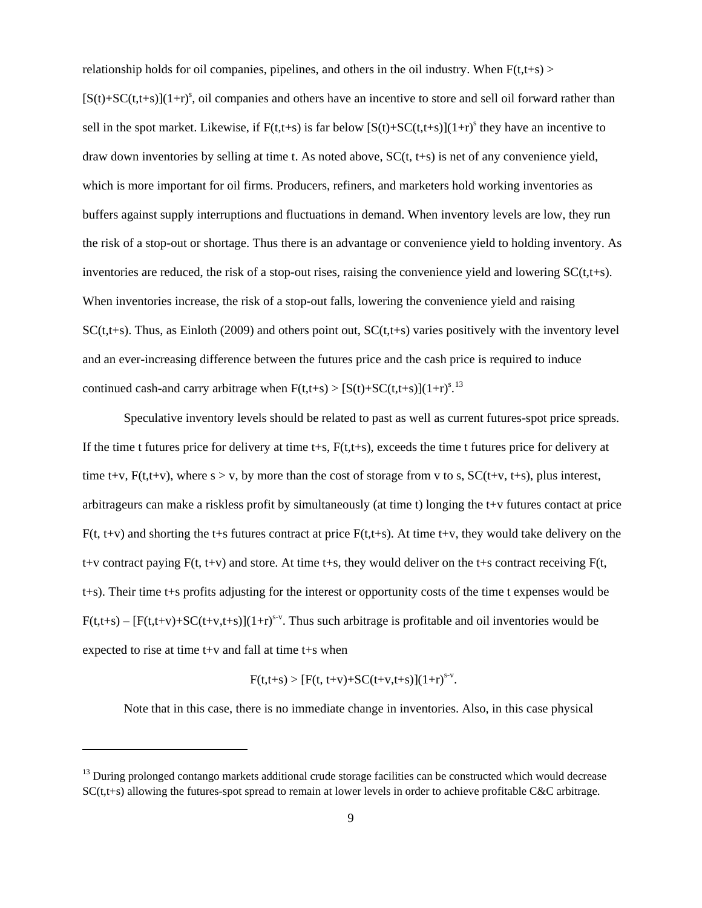relationship holds for oil companies, pipelines, and others in the oil industry. When $F(t,t+s) > [S(t)+SC(t,t+s)](1+r)^s$, oil companies and others have an incentive to store and sell oil forward rather than sell in the spot market. Likewise, if $F(t,t+s)$ is far below $[S(t)+SC(t,t+s)](1+r)^s$ they have an incentive to draw down inventories by selling at time t. As noted above, SC(t, t+s) is net of any convenience yield, which is more important for oil firms. Producers, refiners, and marketers hold working inventories as buffers against supply interruptions and fluctuations in demand. When inventory levels are low, they run the risk of a stop-out or shortage. Thus there is an advantage or convenience yield to holding inventory. As inventories are reduced, the risk of a stop-out rises, raising the convenience yield and lowering SC(t,t+s). When inventories increase, the risk of a stop-out falls, lowering the convenience yield and raising SC(t,t+s). Thus, as Einloth (2009) and others point out, SC(t,t+s) varies positively with the inventory level and an ever-increasing difference between the futures price and the cash price is required to induce continued cash-and carry arbitrage when $F(t,t+s) > [S(t)+SC(t,t+s)](1+r)^s$.[13]

Speculative inventory levels should be related to past as well as current futures-spot price spreads. If the time t futures price for delivery at time t+s, F(t,t+s), exceeds the time t futures price for delivery at time t+v, F(t,t+v), where $s > v$, by more than the cost of storage from v to s, SC(t+v, t+s), plus interest, arbitrageurs can make a riskless profit by simultaneously (at time t) longing the t+v futures contact at price F(t, t+v) and shorting the t+s futures contract at price F(t,t+s). At time t+v, they would take delivery on the t+v contract paying F(t, t+v) and store. At time t+s, they would deliver on the t+s contract receiving F(t, t+s). Their time t+s profits adjusting for the interest or opportunity costs of the time t expenses would be $F(t,t+s) – [F(t,t+v)+SC(t+v,t+s)](1+r)^{s-v}$. Thus such arbitrage is profitable and oil inventories would be expected to rise at time t+v and fall at time t+s when

$$F(t,t+s) > [F(t, t+v)+SC(t+v,t+s)](1+r)^{s-v}.$$

Note that in this case, there is no immediate change in inventories. Also, in this case physical

[13] During prolonged contango markets additional crude storage facilities can be constructed which would decrease SC(t,t+s) allowing the futures-spot spread to remain at lower levels in order to achieve profitable C&C arbitrage.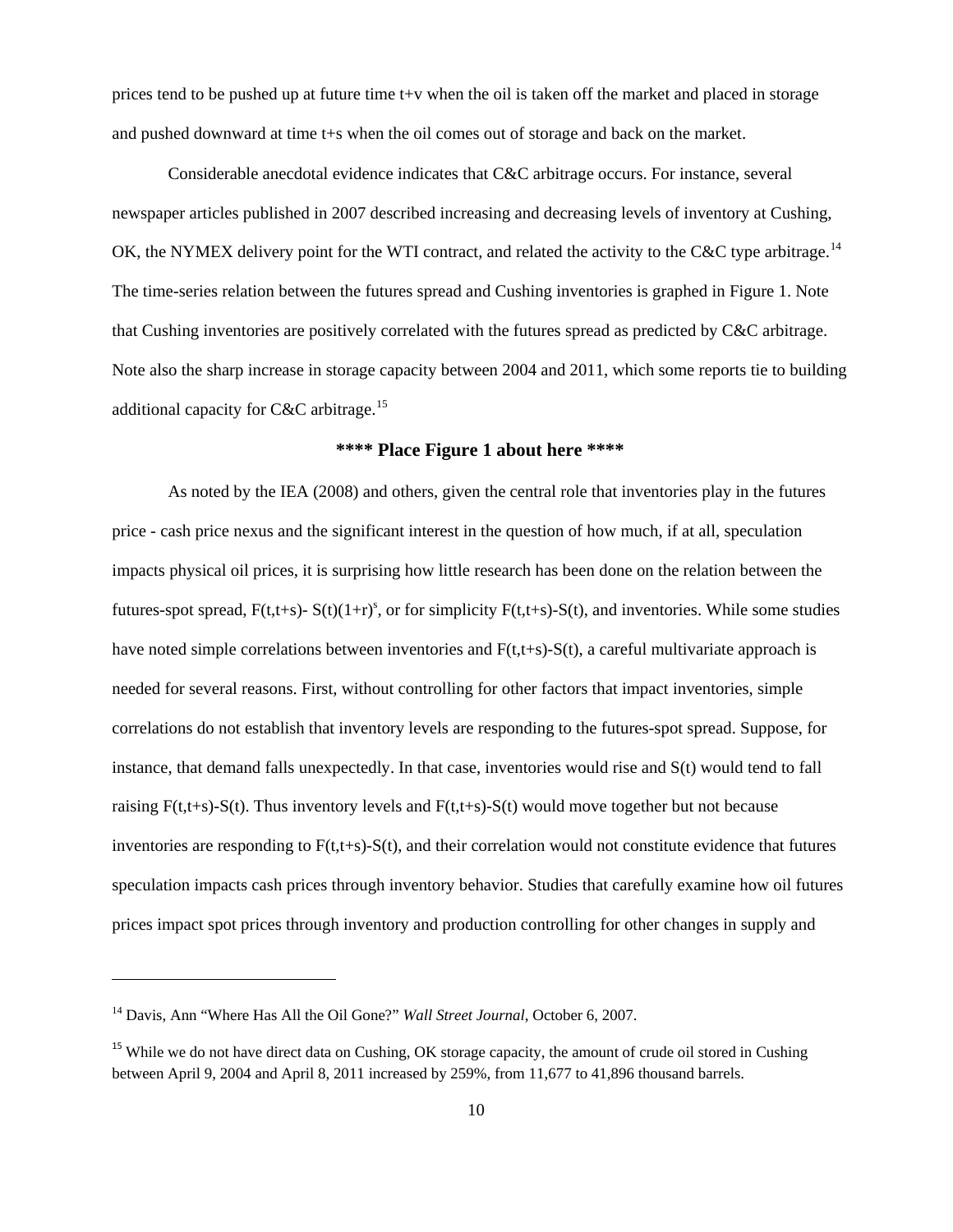prices tend to be pushed up at future time t+v when the oil is taken off the market and placed in storage and pushed downward at time t+s when the oil comes out of storage and back on the market.

Considerable anecdotal evidence indicates that C&C arbitrage occurs. For instance, several newspaper articles published in 2007 described increasing and decreasing levels of inventory at Cushing, OK, the NYMEX delivery point for the WTI contract, and related the activity to the C&C type arbitrage.[14] The time-series relation between the futures spread and Cushing inventories is graphed in Figure 1. Note that Cushing inventories are positively correlated with the futures spread as predicted by C&C arbitrage. Note also the sharp increase in storage capacity between 2004 and 2011, which some reports tie to building additional capacity for C&C arbitrage.[15]

**\*\*\*\* Place Figure 1 about here \*\*\*\***

As noted by the IEA (2008) and others, given the central role that inventories play in the futures price - cash price nexus and the significant interest in the question of how much, if at all, speculation impacts physical oil prices, it is surprising how little research has been done on the relation between the futures-spot spread, $F(t,t+s)- S(t)(1+r)^s$, or for simplicity $F(t,t+s)-S(t)$, and inventories. While some studies have noted simple correlations between inventories and $F(t,t+s)-S(t)$, a careful multivariate approach is needed for several reasons. First, without controlling for other factors that impact inventories, simple correlations do not establish that inventory levels are responding to the futures-spot spread. Suppose, for instance, that demand falls unexpectedly. In that case, inventories would rise and $S(t)$ would tend to fall raising $F(t,t+s)-S(t)$. Thus inventory levels and $F(t,t+s)-S(t)$ would move together but not because inventories are responding to $F(t,t+s)-S(t)$, and their correlation would not constitute evidence that futures speculation impacts cash prices through inventory behavior. Studies that carefully examine how oil futures prices impact spot prices through inventory and production controlling for other changes in supply and

[14] Davis, Ann "Where Has All the Oil Gone?" *Wall Street Journal*, October 6, 2007.

[15] While we do not have direct data on Cushing, OK storage capacity, the amount of crude oil stored in Cushing between April 9, 2004 and April 8, 2011 increased by 259%, from 11,677 to 41,896 thousand barrels.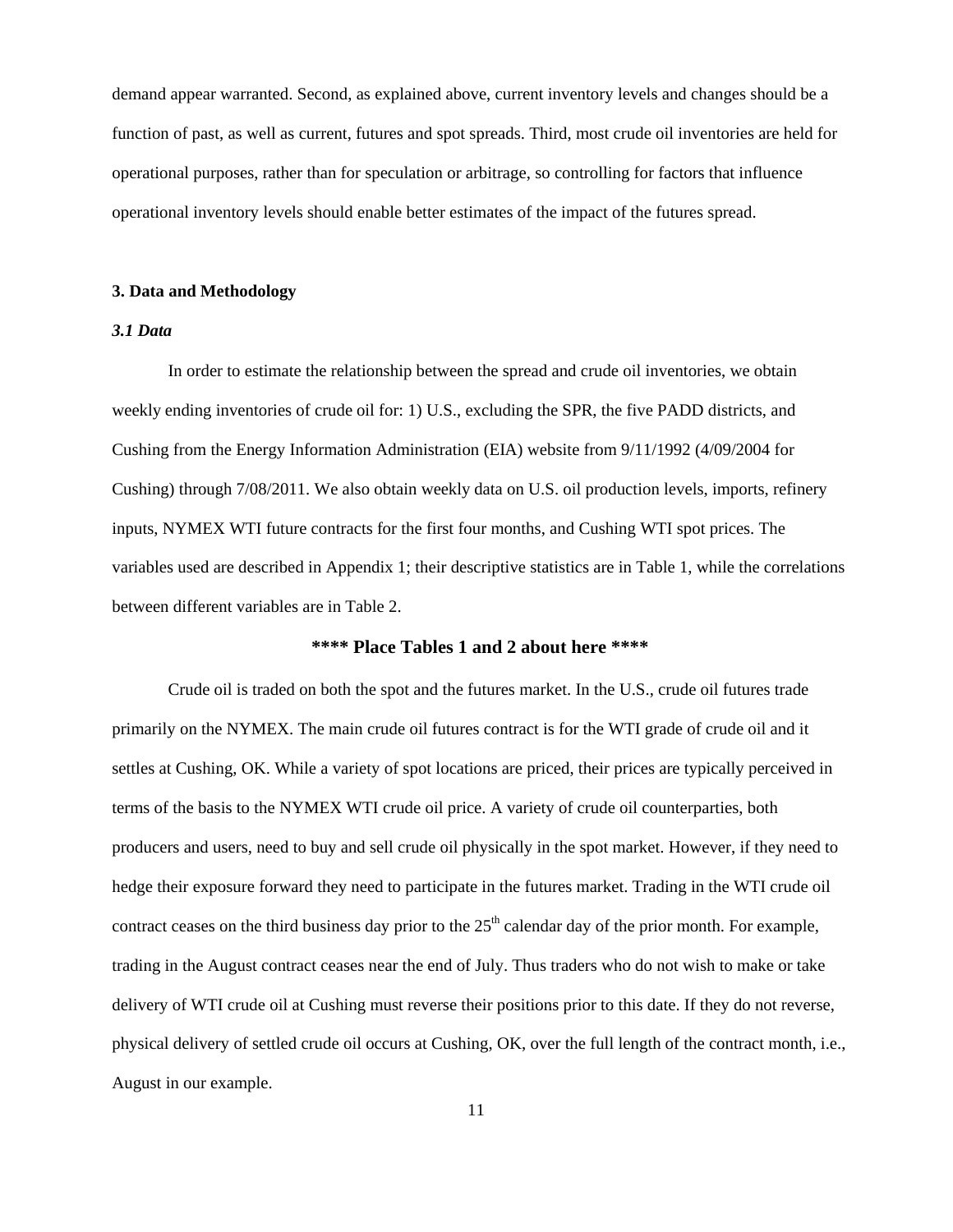demand appear warranted. Second, as explained above, current inventory levels and changes should be a function of past, as well as current, futures and spot spreads. Third, most crude oil inventories are held for operational purposes, rather than for speculation or arbitrage, so controlling for factors that influence operational inventory levels should enable better estimates of the impact of the futures spread.

## 3. Data and Methodology

### *3.1 Data*

In order to estimate the relationship between the spread and crude oil inventories, we obtain weekly ending inventories of crude oil for: 1) U.S., excluding the SPR, the five PADD districts, and Cushing from the Energy Information Administration (EIA) website from 9/11/1992 (4/09/2004 for Cushing) through 7/08/2011. We also obtain weekly data on U.S. oil production levels, imports, refinery inputs, NYMEX WTI future contracts for the first four months, and Cushing WTI spot prices. The variables used are described in Appendix 1; their descriptive statistics are in Table 1, while the correlations between different variables are in Table 2.

**\*\*\*\* Place Tables 1 and 2 about here \*\*\*\***

Crude oil is traded on both the spot and the futures market. In the U.S., crude oil futures trade primarily on the NYMEX. The main crude oil futures contract is for the WTI grade of crude oil and it settles at Cushing, OK. While a variety of spot locations are priced, their prices are typically perceived in terms of the basis to the NYMEX WTI crude oil price. A variety of crude oil counterparties, both producers and users, need to buy and sell crude oil physically in the spot market. However, if they need to hedge their exposure forward they need to participate in the futures market. Trading in the WTI crude oil contract ceases on the third business day prior to the 25th calendar day of the prior month. For example, trading in the August contract ceases near the end of July. Thus traders who do not wish to make or take delivery of WTI crude oil at Cushing must reverse their positions prior to this date. If they do not reverse, physical delivery of settled crude oil occurs at Cushing, OK, over the full length of the contract month, i.e., August in our example.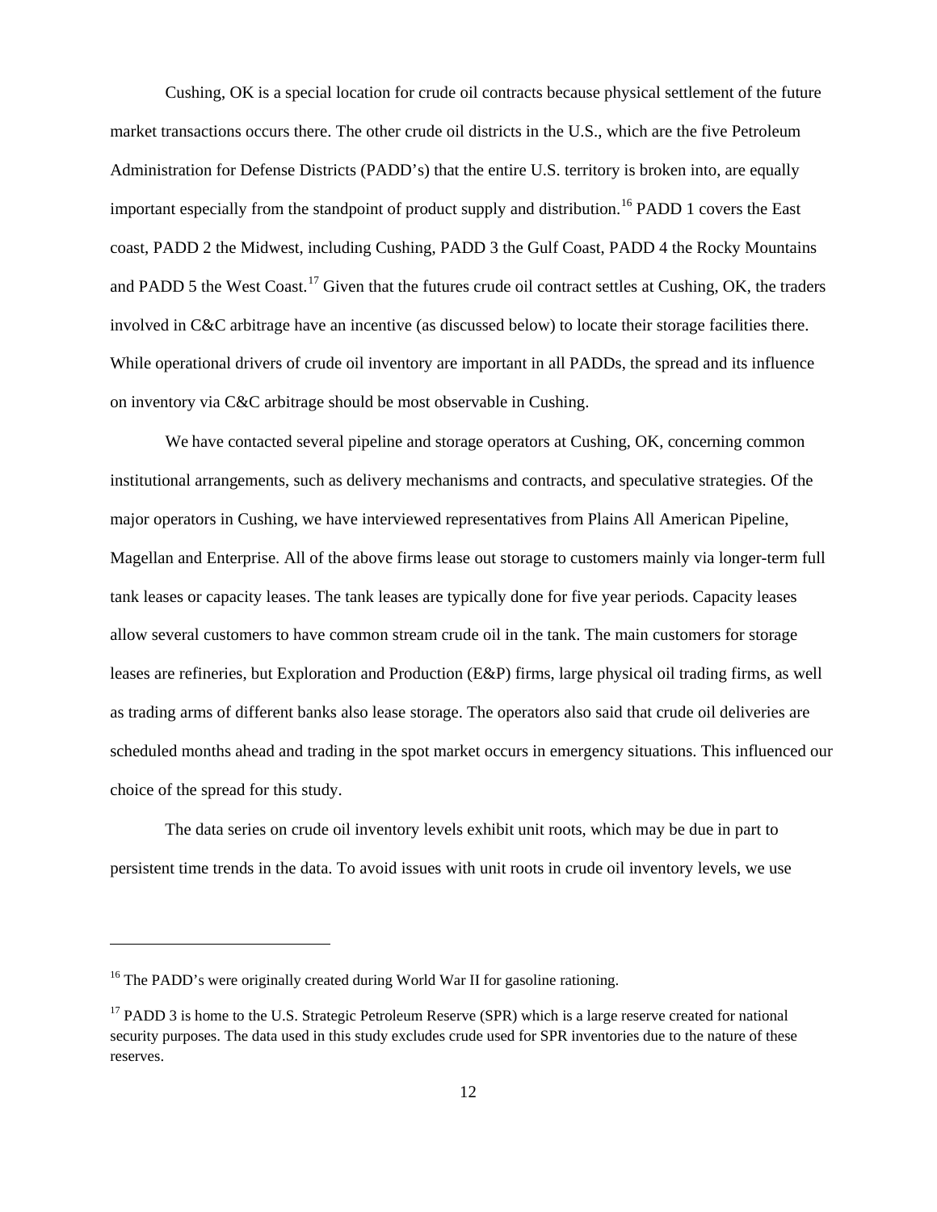Cushing, OK is a special location for crude oil contracts because physical settlement of the future market transactions occurs there. The other crude oil districts in the U.S., which are the five Petroleum Administration for Defense Districts (PADD's) that the entire U.S. territory is broken into, are equally important especially from the standpoint of product supply and distribution.[16] PADD 1 covers the East coast, PADD 2 the Midwest, including Cushing, PADD 3 the Gulf Coast, PADD 4 the Rocky Mountains and PADD 5 the West Coast.[17] Given that the futures crude oil contract settles at Cushing, OK, the traders involved in C&C arbitrage have an incentive (as discussed below) to locate their storage facilities there. While operational drivers of crude oil inventory are important in all PADDs, the spread and its influence on inventory via C&C arbitrage should be most observable in Cushing.

We have contacted several pipeline and storage operators at Cushing, OK, concerning common institutional arrangements, such as delivery mechanisms and contracts, and speculative strategies. Of the major operators in Cushing, we have interviewed representatives from Plains All American Pipeline, Magellan and Enterprise. All of the above firms lease out storage to customers mainly via longer-term full tank leases or capacity leases. The tank leases are typically done for five year periods. Capacity leases allow several customers to have common stream crude oil in the tank. The main customers for storage leases are refineries, but Exploration and Production (E&P) firms, large physical oil trading firms, as well as trading arms of different banks also lease storage. The operators also said that crude oil deliveries are scheduled months ahead and trading in the spot market occurs in emergency situations. This influenced our choice of the spread for this study.

The data series on crude oil inventory levels exhibit unit roots, which may be due in part to persistent time trends in the data. To avoid issues with unit roots in crude oil inventory levels, we use

---

[16] The PADD's were originally created during World War II for gasoline rationing.

[17] PADD 3 is home to the U.S. Strategic Petroleum Reserve (SPR) which is a large reserve created for national security purposes. The data used in this study excludes crude used for SPR inventories due to the nature of these reserves.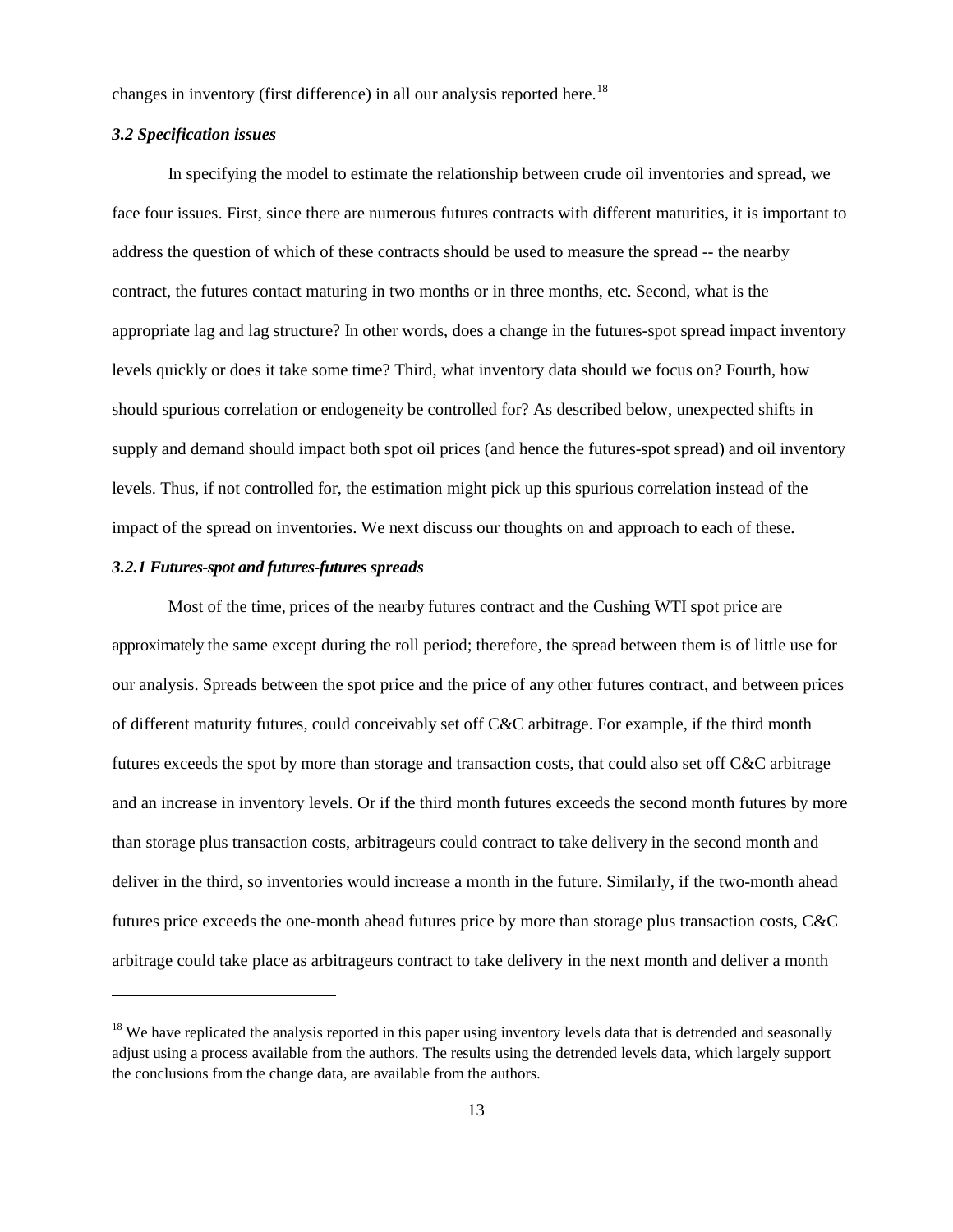changes in inventory (first difference) in all our analysis reported here.[18]

### *3.2 Specification issues*

In specifying the model to estimate the relationship between crude oil inventories and spread, we face four issues. First, since there are numerous futures contracts with different maturities, it is important to address the question of which of these contracts should be used to measure the spread -- the nearby contract, the futures contact maturing in two months or in three months, etc. Second, what is the appropriate lag and lag structure? In other words, does a change in the futures-spot spread impact inventory levels quickly or does it take some time? Third, what inventory data should we focus on? Fourth, how should spurious correlation or endogeneity be controlled for? As described below, unexpected shifts in supply and demand should impact both spot oil prices (and hence the futures-spot spread) and oil inventory levels. Thus, if not controlled for, the estimation might pick up this spurious correlation instead of the impact of the spread on inventories. We next discuss our thoughts on and approach to each of these.

#### *3.2.1 Futures-spot and futures-futures spreads*

Most of the time, prices of the nearby futures contract and the Cushing WTI spot price are approximately the same except during the roll period; therefore, the spread between them is of little use for our analysis. Spreads between the spot price and the price of any other futures contract, and between prices of different maturity futures, could conceivably set off C&C arbitrage. For example, if the third month futures exceeds the spot by more than storage and transaction costs, that could also set off C&C arbitrage and an increase in inventory levels. Or if the third month futures exceeds the second month futures by more than storage plus transaction costs, arbitrageurs could contract to take delivery in the second month and deliver in the third, so inventories would increase a month in the future. Similarly, if the two-month ahead futures price exceeds the one-month ahead futures price by more than storage plus transaction costs, C&C arbitrage could take place as arbitrageurs contract to take delivery in the next month and deliver a month

[18] We have replicated the analysis reported in this paper using inventory levels data that is detrended and seasonally adjust using a process available from the authors. The results using the detrended levels data, which largely support the conclusions from the change data, are available from the authors.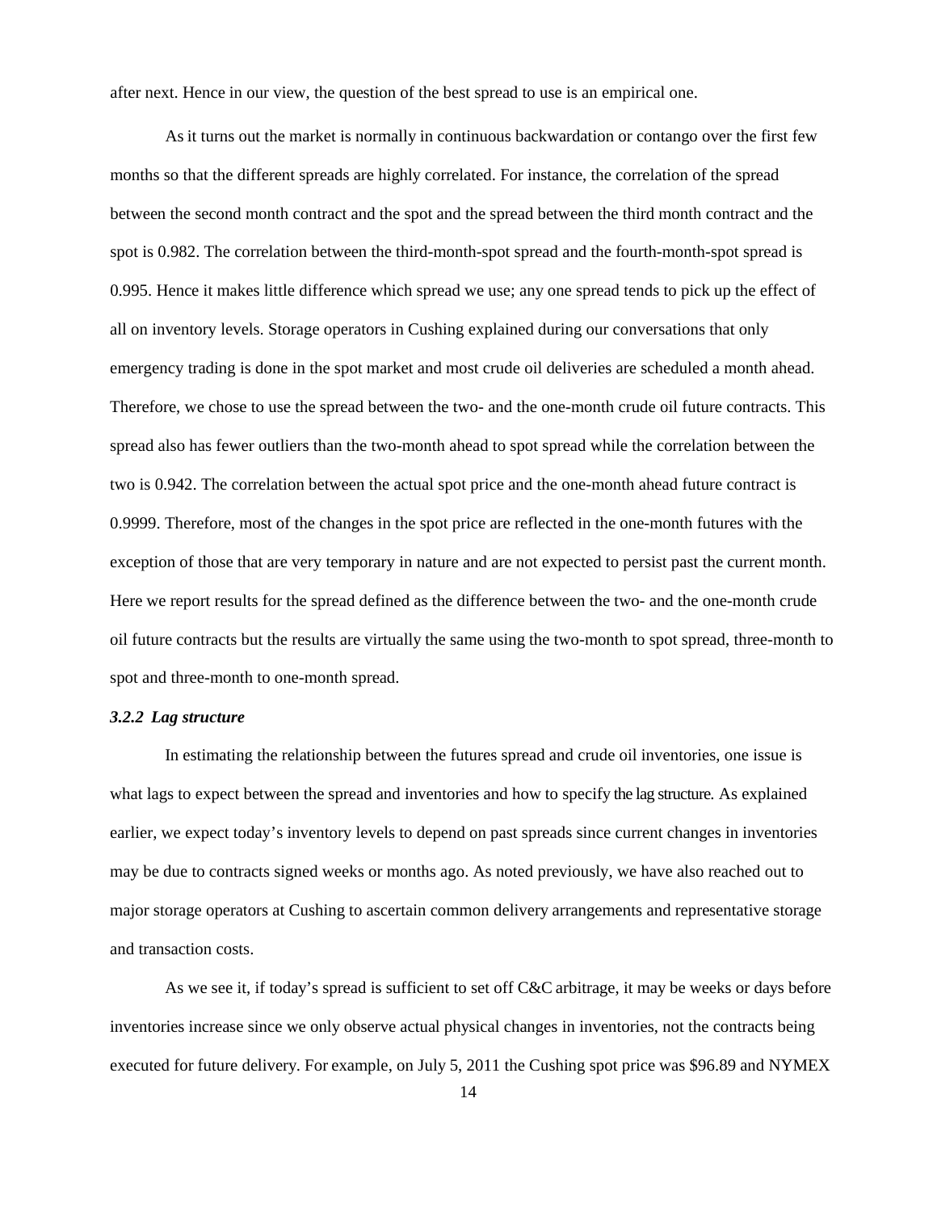after next. Hence in our view, the question of the best spread to use is an empirical one.

As it turns out the market is normally in continuous backwardation or contango over the first few months so that the different spreads are highly correlated. For instance, the correlation of the spread between the second month contract and the spot and the spread between the third month contract and the spot is 0.982. The correlation between the third-month-spot spread and the fourth-month-spot spread is 0.995. Hence it makes little difference which spread we use; any one spread tends to pick up the effect of all on inventory levels. Storage operators in Cushing explained during our conversations that only emergency trading is done in the spot market and most crude oil deliveries are scheduled a month ahead. Therefore, we chose to use the spread between the two- and the one-month crude oil future contracts. This spread also has fewer outliers than the two-month ahead to spot spread while the correlation between the two is 0.942. The correlation between the actual spot price and the one-month ahead future contract is 0.9999. Therefore, most of the changes in the spot price are reflected in the one-month futures with the exception of those that are very temporary in nature and are not expected to persist past the current month. Here we report results for the spread defined as the difference between the two- and the one-month crude oil future contracts but the results are virtually the same using the two-month to spot spread, three-month to spot and three-month to one-month spread.

#### *3.2.2 Lag structure*

In estimating the relationship between the futures spread and crude oil inventories, one issue is what lags to expect between the spread and inventories and how to specify the lag structure. As explained earlier, we expect today's inventory levels to depend on past spreads since current changes in inventories may be due to contracts signed weeks or months ago. As noted previously, we have also reached out to major storage operators at Cushing to ascertain common delivery arrangements and representative storage and transaction costs.

As we see it, if today's spread is sufficient to set off C&C arbitrage, it may be weeks or days before inventories increase since we only observe actual physical changes in inventories, not the contracts being executed for future delivery. For example, on July 5, 2011 the Cushing spot price was $96.89 and NYMEX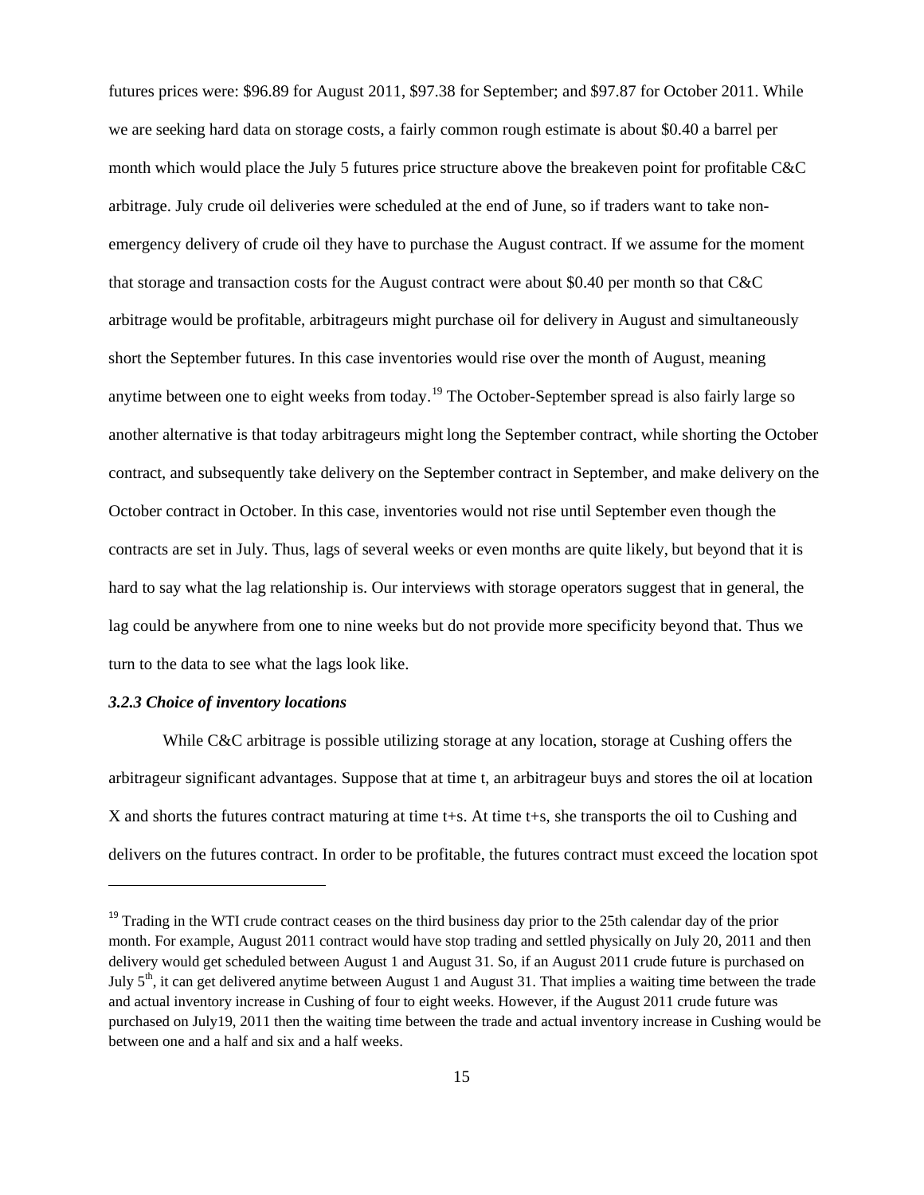futures prices were: $96.89 for August 2011, $97.38 for September; and $97.87 for October 2011. While we are seeking hard data on storage costs, a fairly common rough estimate is about $0.40 a barrel per month which would place the July 5 futures price structure above the breakeven point for profitable C&C arbitrage. July crude oil deliveries were scheduled at the end of June, so if traders want to take non-emergency delivery of crude oil they have to purchase the August contract. If we assume for the moment that storage and transaction costs for the August contract were about $0.40 per month so that C&C arbitrage would be profitable, arbitrageurs might purchase oil for delivery in August and simultaneously short the September futures. In this case inventories would rise over the month of August, meaning anytime between one to eight weeks from today.[19] The October-September spread is also fairly large so another alternative is that today arbitrageurs might long the September contract, while shorting the October contract, and subsequently take delivery on the September contract in September, and make delivery on the October contract in October. In this case, inventories would not rise until September even though the contracts are set in July. Thus, lags of several weeks or even months are quite likely, but beyond that it is hard to say what the lag relationship is. Our interviews with storage operators suggest that in general, the lag could be anywhere from one to nine weeks but do not provide more specificity beyond that. Thus we turn to the data to see what the lags look like.

### *3.2.3 Choice of inventory locations*

While C&C arbitrage is possible utilizing storage at any location, storage at Cushing offers the arbitrageur significant advantages. Suppose that at time t, an arbitrageur buys and stores the oil at location X and shorts the futures contract maturing at time t+s. At time t+s, she transports the oil to Cushing and delivers on the futures contract. In order to be profitable, the futures contract must exceed the location spot

---

[19] Trading in the WTI crude contract ceases on the third business day prior to the 25th calendar day of the prior month. For example, August 2011 contract would have stop trading and settled physically on July 20, 2011 and then delivery would get scheduled between August 1 and August 31. So, if an August 2011 crude future is purchased on July 5th, it can get delivered anytime between August 1 and August 31. That implies a waiting time between the trade and actual inventory increase in Cushing of four to eight weeks. However, if the August 2011 crude future was purchased on July19, 2011 then the waiting time between the trade and actual inventory increase in Cushing would be between one and a half and six and a half weeks.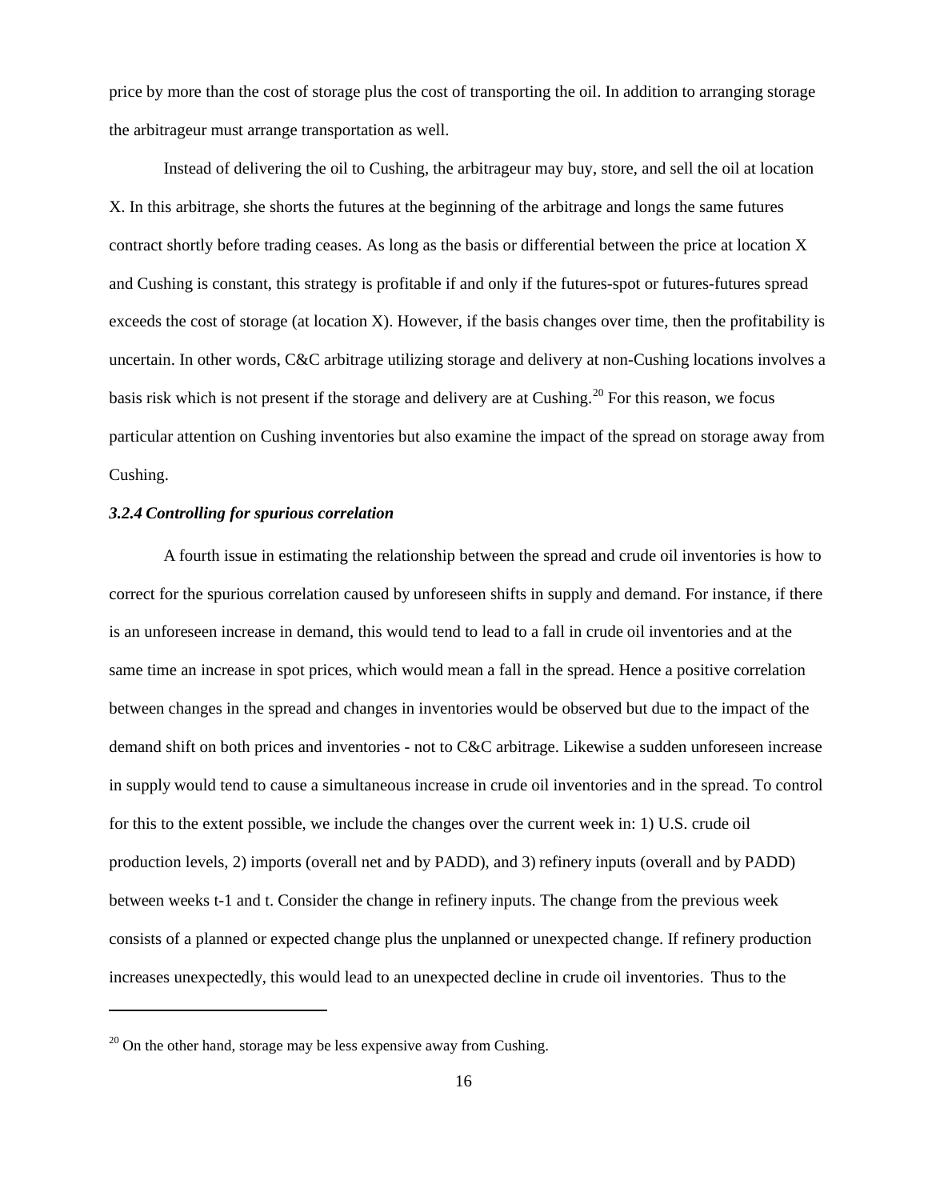price by more than the cost of storage plus the cost of transporting the oil. In addition to arranging storage the arbitrageur must arrange transportation as well.

Instead of delivering the oil to Cushing, the arbitrageur may buy, store, and sell the oil at location X. In this arbitrage, she shorts the futures at the beginning of the arbitrage and longs the same futures contract shortly before trading ceases. As long as the basis or differential between the price at location X and Cushing is constant, this strategy is profitable if and only if the futures-spot or futures-futures spread exceeds the cost of storage (at location X). However, if the basis changes over time, then the profitability is uncertain. In other words, C&C arbitrage utilizing storage and delivery at non-Cushing locations involves a basis risk which is not present if the storage and delivery are at Cushing.[20] For this reason, we focus particular attention on Cushing inventories but also examine the impact of the spread on storage away from Cushing.

#### *3.2.4 Controlling for spurious correlation*

A fourth issue in estimating the relationship between the spread and crude oil inventories is how to correct for the spurious correlation caused by unforeseen shifts in supply and demand. For instance, if there is an unforeseen increase in demand, this would tend to lead to a fall in crude oil inventories and at the same time an increase in spot prices, which would mean a fall in the spread. Hence a positive correlation between changes in the spread and changes in inventories would be observed but due to the impact of the demand shift on both prices and inventories - not to C&C arbitrage. Likewise a sudden unforeseen increase in supply would tend to cause a simultaneous increase in crude oil inventories and in the spread. To control for this to the extent possible, we include the changes over the current week in: 1) U.S. crude oil production levels, 2) imports (overall net and by PADD), and 3) refinery inputs (overall and by PADD) between weeks t-1 and t. Consider the change in refinery inputs. The change from the previous week consists of a planned or expected change plus the unplanned or unexpected change. If refinery production increases unexpectedly, this would lead to an unexpected decline in crude oil inventories. Thus to the

---

[20] On the other hand, storage may be less expensive away from Cushing.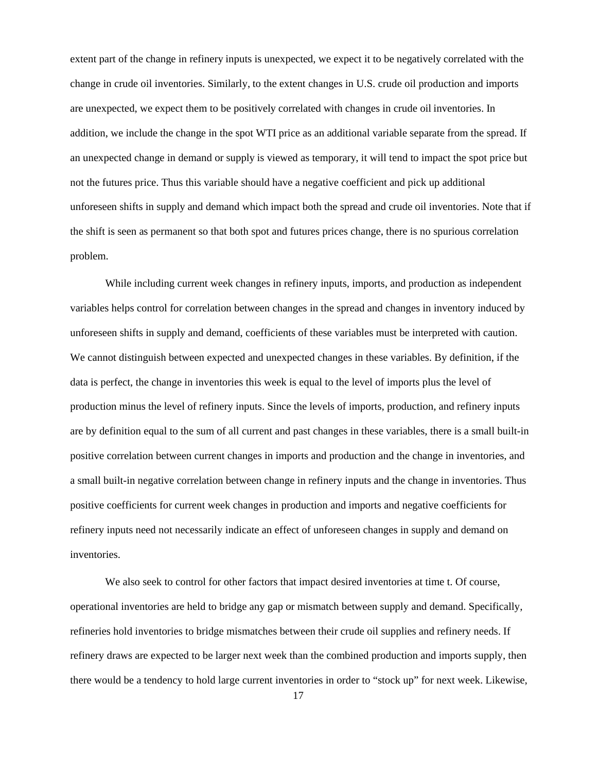extent part of the change in refinery inputs is unexpected, we expect it to be negatively correlated with the change in crude oil inventories. Similarly, to the extent changes in U.S. crude oil production and imports are unexpected, we expect them to be positively correlated with changes in crude oil inventories. In addition, we include the change in the spot WTI price as an additional variable separate from the spread. If an unexpected change in demand or supply is viewed as temporary, it will tend to impact the spot price but not the futures price. Thus this variable should have a negative coefficient and pick up additional unforeseen shifts in supply and demand which impact both the spread and crude oil inventories. Note that if the shift is seen as permanent so that both spot and futures prices change, there is no spurious correlation problem.

While including current week changes in refinery inputs, imports, and production as independent variables helps control for correlation between changes in the spread and changes in inventory induced by unforeseen shifts in supply and demand, coefficients of these variables must be interpreted with caution. We cannot distinguish between expected and unexpected changes in these variables. By definition, if the data is perfect, the change in inventories this week is equal to the level of imports plus the level of production minus the level of refinery inputs. Since the levels of imports, production, and refinery inputs are by definition equal to the sum of all current and past changes in these variables, there is a small built-in positive correlation between current changes in imports and production and the change in inventories, and a small built-in negative correlation between change in refinery inputs and the change in inventories. Thus positive coefficients for current week changes in production and imports and negative coefficients for refinery inputs need not necessarily indicate an effect of unforeseen changes in supply and demand on inventories.

We also seek to control for other factors that impact desired inventories at time t. Of course, operational inventories are held to bridge any gap or mismatch between supply and demand. Specifically, refineries hold inventories to bridge mismatches between their crude oil supplies and refinery needs. If refinery draws are expected to be larger next week than the combined production and imports supply, then there would be a tendency to hold large current inventories in order to "stock up" for next week. Likewise,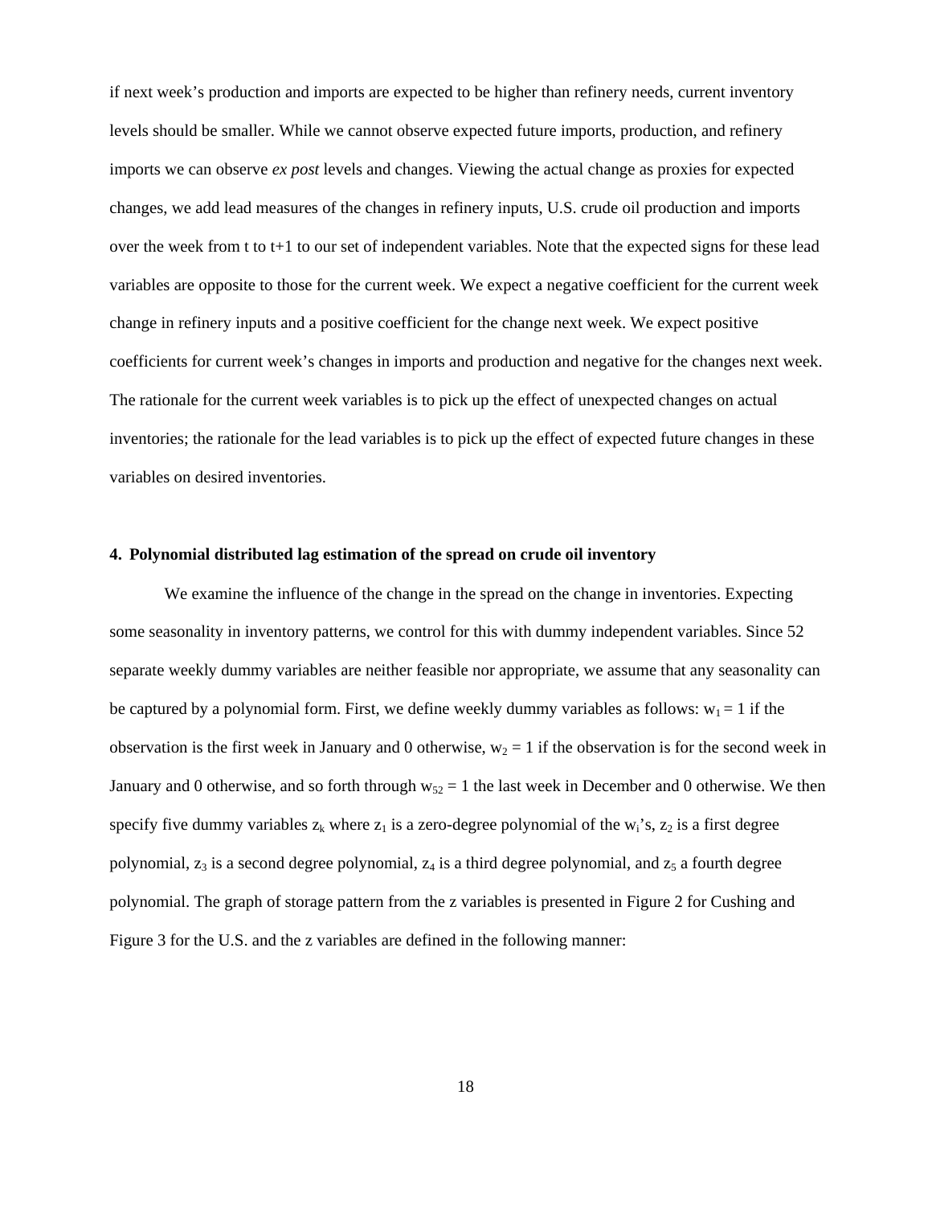if next week's production and imports are expected to be higher than refinery needs, current inventory levels should be smaller. While we cannot observe expected future imports, production, and refinery imports we can observe *ex post* levels and changes. Viewing the actual change as proxies for expected changes, we add lead measures of the changes in refinery inputs, U.S. crude oil production and imports over the week from t to t+1 to our set of independent variables. Note that the expected signs for these lead variables are opposite to those for the current week. We expect a negative coefficient for the current week change in refinery inputs and a positive coefficient for the change next week. We expect positive coefficients for current week's changes in imports and production and negative for the changes next week. The rationale for the current week variables is to pick up the effect of unexpected changes on actual inventories; the rationale for the lead variables is to pick up the effect of expected future changes in these variables on desired inventories.

## 4. Polynomial distributed lag estimation of the spread on crude oil inventory

We examine the influence of the change in the spread on the change in inventories. Expecting some seasonality in inventory patterns, we control for this with dummy independent variables. Since 52 separate weekly dummy variables are neither feasible nor appropriate, we assume that any seasonality can be captured by a polynomial form. First, we define weekly dummy variables as follows: $w_1 = 1$ if the observation is the first week in January and 0 otherwise, $w_2 = 1$ if the observation is for the second week in January and 0 otherwise, and so forth through $w_{52} = 1$ the last week in December and 0 otherwise. We then specify five dummy variables $z_k$ where $z_1$ is a zero-degree polynomial of the $w_i$'s, $z_2$ is a first degree polynomial, $z_3$ is a second degree polynomial, $z_4$ is a third degree polynomial, and $z_5$ a fourth degree polynomial. The graph of storage pattern from the z variables is presented in Figure 2 for Cushing and Figure 3 for the U.S. and the z variables are defined in the following manner: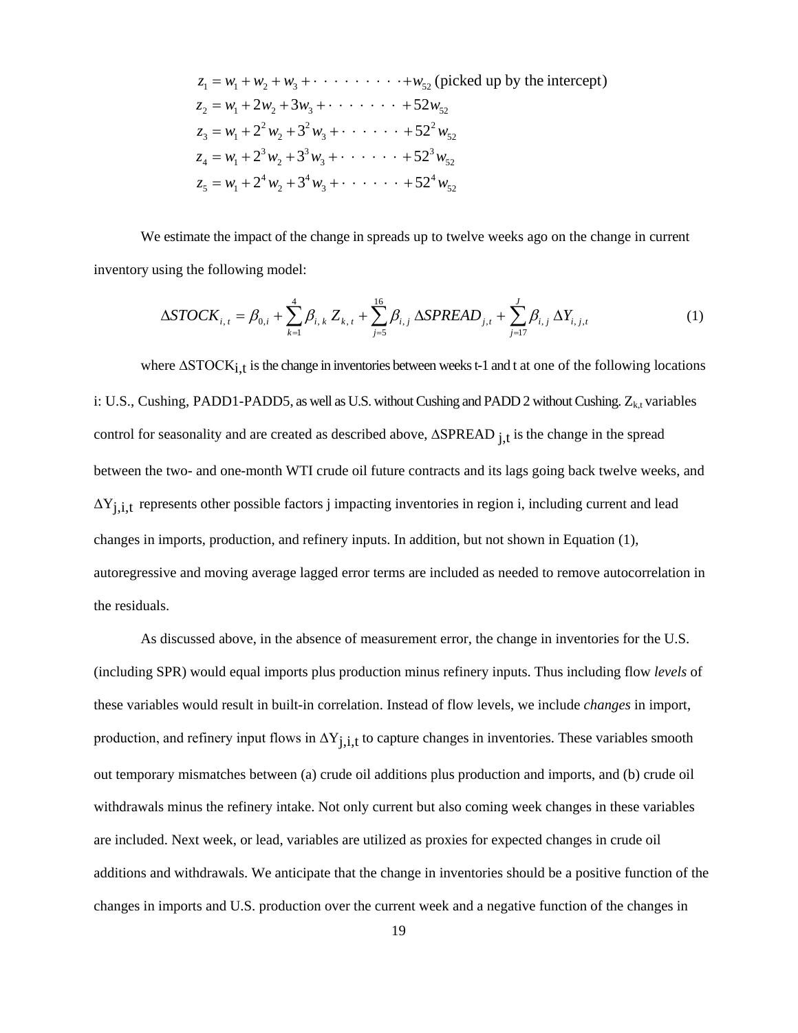$$z_1 = w_1 + w_2 + w_3 + \cdots\cdots\cdots + w_{52} \text{ (picked up by the intercept)}$$
$$z_2 = w_1 + 2w_2 + 3w_3 + \cdots\cdots\cdots + 52w_{52}$$
$$z_3 = w_1 + 2^2 w_2 + 3^2 w_3 + \cdots\cdots\cdots + 52^2 w_{52}$$
$$z_4 = w_1 + 2^3 w_2 + 3^3 w_3 + \cdots\cdots\cdots + 52^3 w_{52}$$
$$z_5 = w_1 + 2^4 w_2 + 3^4 w_3 + \cdots\cdots\cdots + 52^4 w_{52}$$

We estimate the impact of the change in spreads up to twelve weeks ago on the change in current inventory using the following model:

$$\Delta STOCK_{i,t} = \beta_{0,i} + \sum_{k=1}^{4} \beta_{i,k} Z_{k,t} + \sum_{j=5}^{16} \beta_{i,j} \Delta SPREAD_{j,t} + \sum_{j=17}^{J} \beta_{i,j} \Delta Y_{i,j,t} \tag{1}$$

where $\Delta STOCK_{i,t}$ is the change in inventories between weeks t-1 and t at one of the following locations i: U.S., Cushing, PADD1-PADD5, as well as U.S. without Cushing and PADD 2 without Cushing. $Z_{k,t}$ variables control for seasonality and are created as described above, $\Delta SPREAD_{j,t}$ is the change in the spread between the two- and one-month WTI crude oil future contracts and its lags going back twelve weeks, and $\Delta Y_{j,i,t}$ represents other possible factors j impacting inventories in region i, including current and lead changes in imports, production, and refinery inputs. In addition, but not shown in Equation (1), autoregressive and moving average lagged error terms are included as needed to remove autocorrelation in the residuals.

As discussed above, in the absence of measurement error, the change in inventories for the U.S. (including SPR) would equal imports plus production minus refinery inputs. Thus including flow *levels* of these variables would result in built-in correlation. Instead of flow levels, we include *changes* in import, production, and refinery input flows in $\Delta Y_{j,i,t}$ to capture changes in inventories. These variables smooth out temporary mismatches between (a) crude oil additions plus production and imports, and (b) crude oil withdrawals minus the refinery intake. Not only current but also coming week changes in these variables are included. Next week, or lead, variables are utilized as proxies for expected changes in crude oil additions and withdrawals. We anticipate that the change in inventories should be a positive function of the changes in imports and U.S. production over the current week and a negative function of the changes in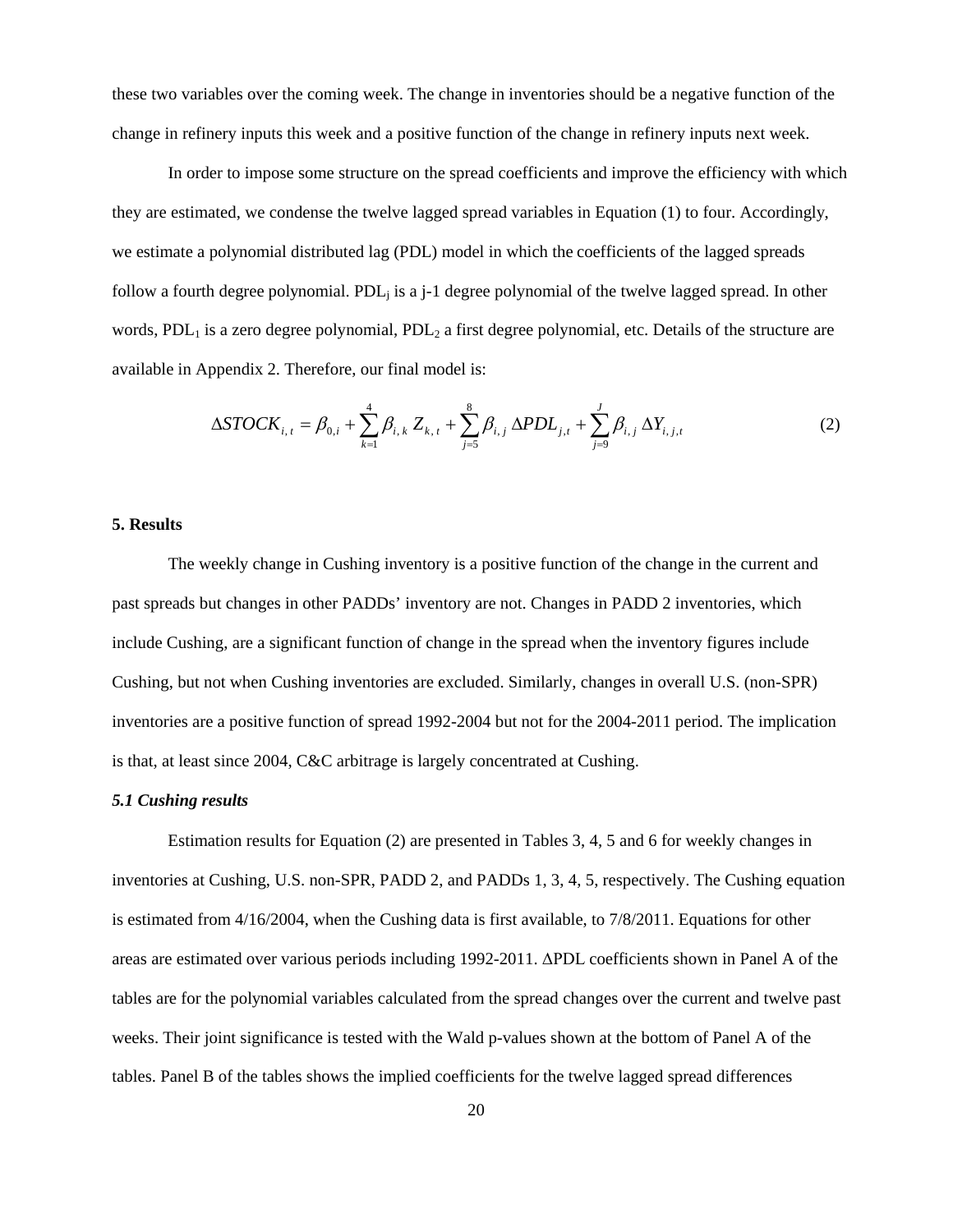these two variables over the coming week. The change in inventories should be a negative function of the change in refinery inputs this week and a positive function of the change in refinery inputs next week.

In order to impose some structure on the spread coefficients and improve the efficiency with which they are estimated, we condense the twelve lagged spread variables in Equation (1) to four. Accordingly, we estimate a polynomial distributed lag (PDL) model in which the coefficients of the lagged spreads follow a fourth degree polynomial. $PDL_j$ is a j-1 degree polynomial of the twelve lagged spread. In other words, $PDL_1$ is a zero degree polynomial, $PDL_2$ a first degree polynomial, etc. Details of the structure are available in Appendix 2. Therefore, our final model is:

$$\Delta STOCK_{i,t} = \beta_{0,i} + \sum_{k=1}^{4} \beta_{i,k}\, Z_{k,t} + \sum_{j=5}^{8} \beta_{i,j}\, \Delta PDL_{j,t} + \sum_{j=9}^{J} \beta_{i,j}\, \Delta Y_{i,j,t} \tag{2}$$

## 5. Results

The weekly change in Cushing inventory is a positive function of the change in the current and past spreads but changes in other PADDs' inventory are not. Changes in PADD 2 inventories, which include Cushing, are a significant function of change in the spread when the inventory figures include Cushing, but not when Cushing inventories are excluded. Similarly, changes in overall U.S. (non-SPR) inventories are a positive function of spread 1992-2004 but not for the 2004-2011 period. The implication is that, at least since 2004, C&C arbitrage is largely concentrated at Cushing.

### *5.1 Cushing results*

Estimation results for Equation (2) are presented in Tables 3, 4, 5 and 6 for weekly changes in inventories at Cushing, U.S. non-SPR, PADD 2, and PADDs 1, 3, 4, 5, respectively. The Cushing equation is estimated from 4/16/2004, when the Cushing data is first available, to 7/8/2011. Equations for other areas are estimated over various periods including 1992-2011. ΔPDL coefficients shown in Panel A of the tables are for the polynomial variables calculated from the spread changes over the current and twelve past weeks. Their joint significance is tested with the Wald p-values shown at the bottom of Panel A of the tables. Panel B of the tables shows the implied coefficients for the twelve lagged spread differences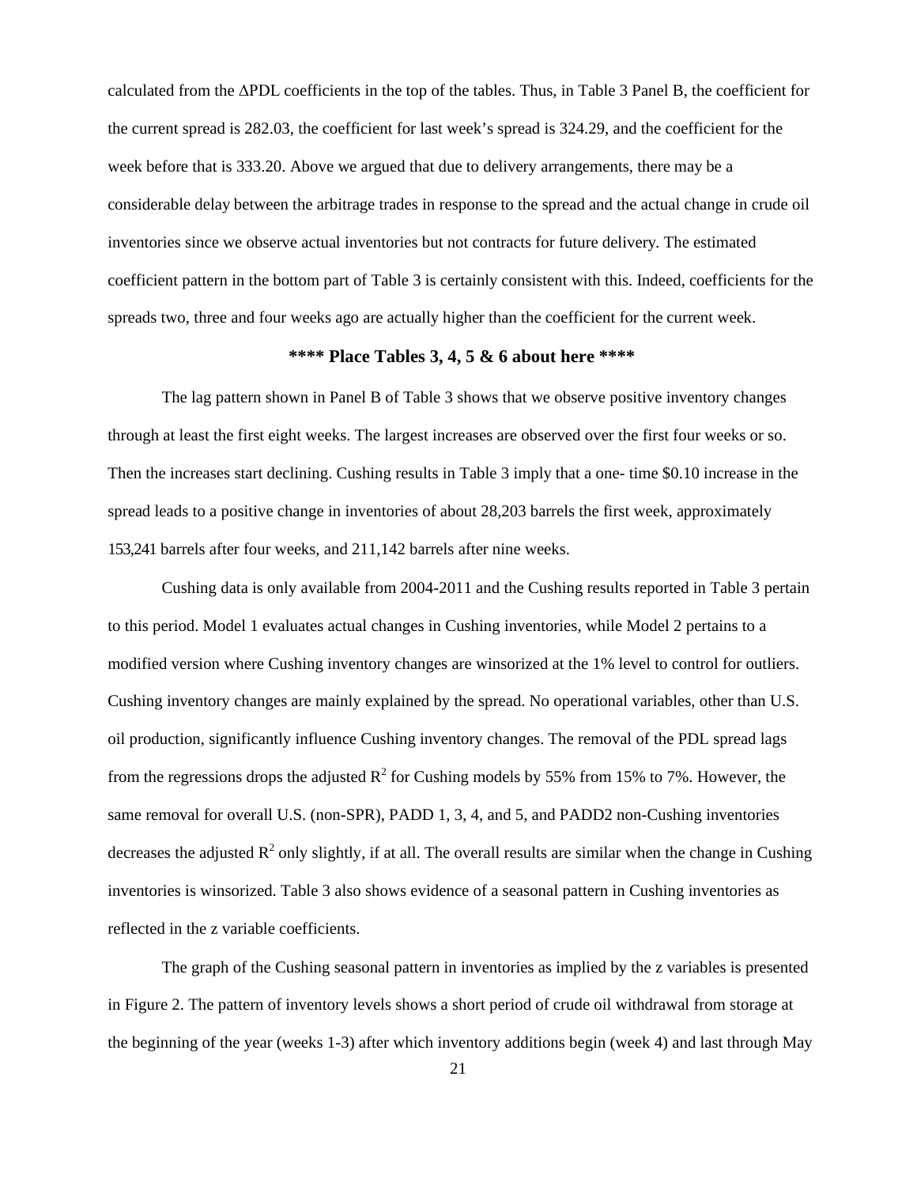calculated from the ΔPDL coefficients in the top of the tables. Thus, in Table 3 Panel B, the coefficient for the current spread is 282.03, the coefficient for last week's spread is 324.29, and the coefficient for the week before that is 333.20. Above we argued that due to delivery arrangements, there may be a considerable delay between the arbitrage trades in response to the spread and the actual change in crude oil inventories since we observe actual inventories but not contracts for future delivery. The estimated coefficient pattern in the bottom part of Table 3 is certainly consistent with this. Indeed, coefficients for the spreads two, three and four weeks ago are actually higher than the coefficient for the current week.

**\*\*\*\* Place Tables 3, 4, 5 & 6 about here \*\*\*\***

The lag pattern shown in Panel B of Table 3 shows that we observe positive inventory changes through at least the first eight weeks. The largest increases are observed over the first four weeks or so. Then the increases start declining. Cushing results in Table 3 imply that a one- time \$0.10 increase in the spread leads to a positive change in inventories of about 28,203 barrels the first week, approximately 153,241 barrels after four weeks, and 211,142 barrels after nine weeks.

Cushing data is only available from 2004-2011 and the Cushing results reported in Table 3 pertain to this period. Model 1 evaluates actual changes in Cushing inventories, while Model 2 pertains to a modified version where Cushing inventory changes are winsorized at the 1% level to control for outliers. Cushing inventory changes are mainly explained by the spread. No operational variables, other than U.S. oil production, significantly influence Cushing inventory changes. The removal of the PDL spread lags from the regressions drops the adjusted $R^2$ for Cushing models by 55% from 15% to 7%. However, the same removal for overall U.S. (non-SPR), PADD 1, 3, 4, and 5, and PADD2 non-Cushing inventories decreases the adjusted $R^2$ only slightly, if at all. The overall results are similar when the change in Cushing inventories is winsorized. Table 3 also shows evidence of a seasonal pattern in Cushing inventories as reflected in the z variable coefficients.

The graph of the Cushing seasonal pattern in inventories as implied by the z variables is presented in Figure 2. The pattern of inventory levels shows a short period of crude oil withdrawal from storage at the beginning of the year (weeks 1-3) after which inventory additions begin (week 4) and last through May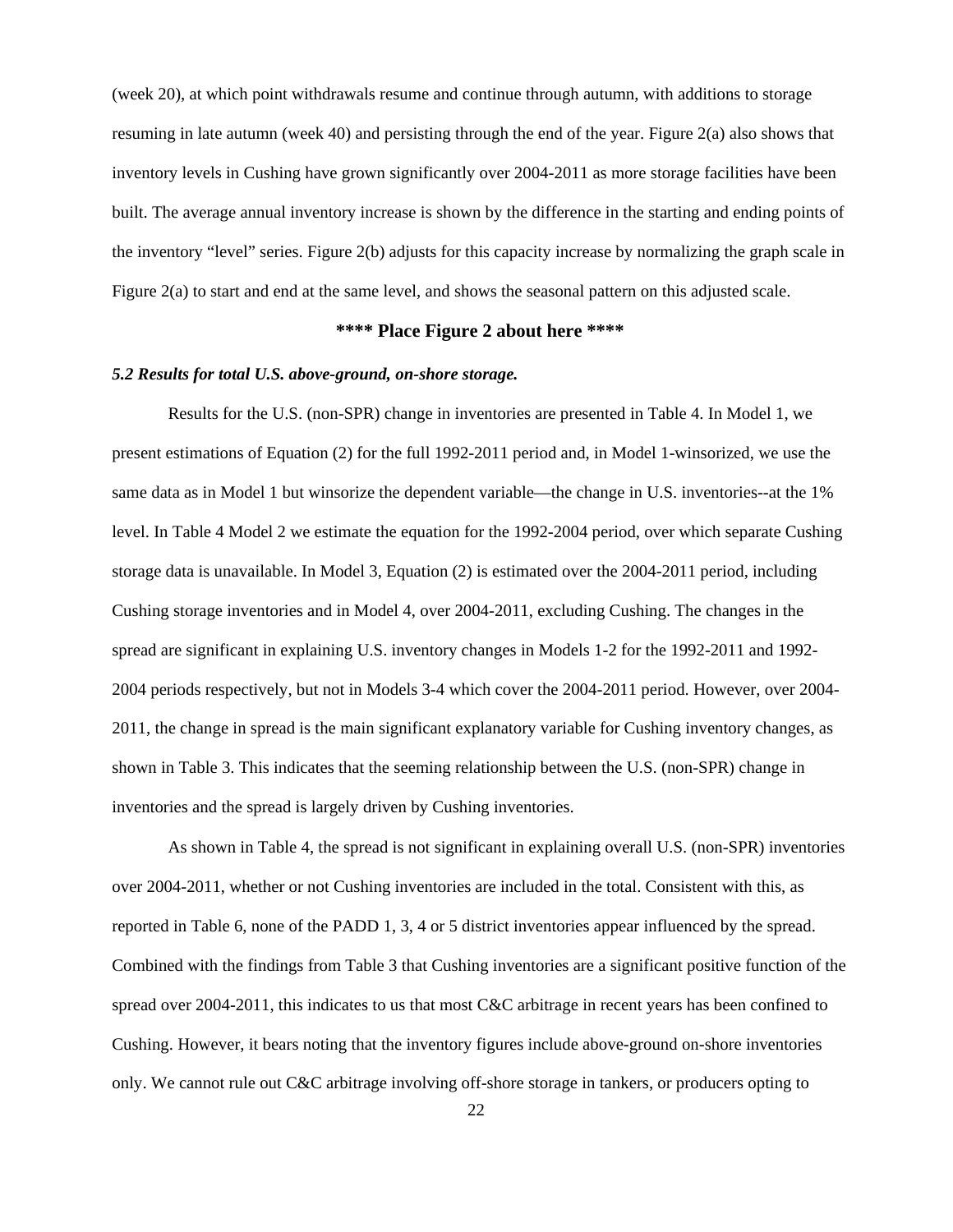(week 20), at which point withdrawals resume and continue through autumn, with additions to storage resuming in late autumn (week 40) and persisting through the end of the year. Figure 2(a) also shows that inventory levels in Cushing have grown significantly over 2004-2011 as more storage facilities have been built. The average annual inventory increase is shown by the difference in the starting and ending points of the inventory "level" series. Figure 2(b) adjusts for this capacity increase by normalizing the graph scale in Figure 2(a) to start and end at the same level, and shows the seasonal pattern on this adjusted scale.

**\*\*\*\* Place Figure 2 about here \*\*\*\***

### *5.2 Results for total U.S. above-ground, on-shore storage.*

Results for the U.S. (non-SPR) change in inventories are presented in Table 4. In Model 1, we present estimations of Equation (2) for the full 1992-2011 period and, in Model 1-winsorized, we use the same data as in Model 1 but winsorize the dependent variable—the change in U.S. inventories--at the 1% level. In Table 4 Model 2 we estimate the equation for the 1992-2004 period, over which separate Cushing storage data is unavailable. In Model 3, Equation (2) is estimated over the 2004-2011 period, including Cushing storage inventories and in Model 4, over 2004-2011, excluding Cushing. The changes in the spread are significant in explaining U.S. inventory changes in Models 1-2 for the 1992-2011 and 1992-2004 periods respectively, but not in Models 3-4 which cover the 2004-2011 period. However, over 2004-2011, the change in spread is the main significant explanatory variable for Cushing inventory changes, as shown in Table 3. This indicates that the seeming relationship between the U.S. (non-SPR) change in inventories and the spread is largely driven by Cushing inventories.

As shown in Table 4, the spread is not significant in explaining overall U.S. (non-SPR) inventories over 2004-2011, whether or not Cushing inventories are included in the total. Consistent with this, as reported in Table 6, none of the PADD 1, 3, 4 or 5 district inventories appear influenced by the spread. Combined with the findings from Table 3 that Cushing inventories are a significant positive function of the spread over 2004-2011, this indicates to us that most C&C arbitrage in recent years has been confined to Cushing. However, it bears noting that the inventory figures include above-ground on-shore inventories only. We cannot rule out C&C arbitrage involving off-shore storage in tankers, or producers opting to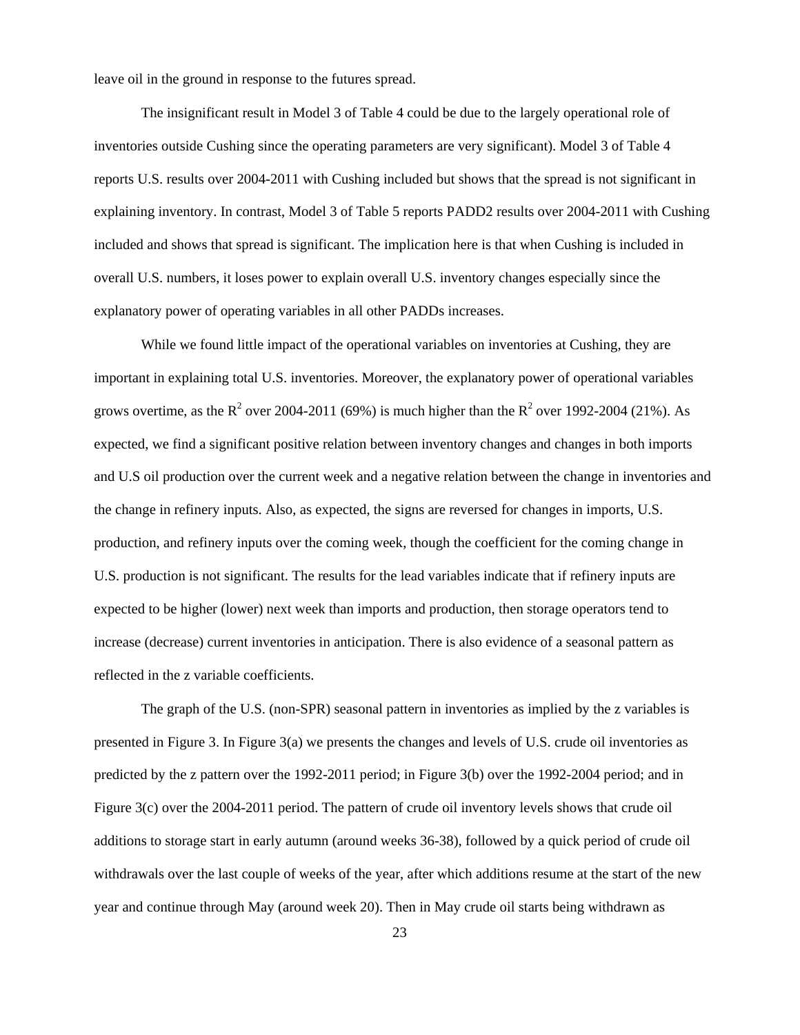leave oil in the ground in response to the futures spread.

The insignificant result in Model 3 of Table 4 could be due to the largely operational role of inventories outside Cushing since the operating parameters are very significant). Model 3 of Table 4 reports U.S. results over 2004-2011 with Cushing included but shows that the spread is not significant in explaining inventory. In contrast, Model 3 of Table 5 reports PADD2 results over 2004-2011 with Cushing included and shows that spread is significant. The implication here is that when Cushing is included in overall U.S. numbers, it loses power to explain overall U.S. inventory changes especially since the explanatory power of operating variables in all other PADDs increases.

While we found little impact of the operational variables on inventories at Cushing, they are important in explaining total U.S. inventories. Moreover, the explanatory power of operational variables grows overtime, as the $R^2$ over 2004-2011 (69%) is much higher than the $R^2$ over 1992-2004 (21%). As expected, we find a significant positive relation between inventory changes and changes in both imports and U.S oil production over the current week and a negative relation between the change in inventories and the change in refinery inputs. Also, as expected, the signs are reversed for changes in imports, U.S. production, and refinery inputs over the coming week, though the coefficient for the coming change in U.S. production is not significant. The results for the lead variables indicate that if refinery inputs are expected to be higher (lower) next week than imports and production, then storage operators tend to increase (decrease) current inventories in anticipation. There is also evidence of a seasonal pattern as reflected in the z variable coefficients.

The graph of the U.S. (non-SPR) seasonal pattern in inventories as implied by the z variables is presented in Figure 3. In Figure 3(a) we presents the changes and levels of U.S. crude oil inventories as predicted by the z pattern over the 1992-2011 period; in Figure 3(b) over the 1992-2004 period; and in Figure 3(c) over the 2004-2011 period. The pattern of crude oil inventory levels shows that crude oil additions to storage start in early autumn (around weeks 36-38), followed by a quick period of crude oil withdrawals over the last couple of weeks of the year, after which additions resume at the start of the new year and continue through May (around week 20). Then in May crude oil starts being withdrawn as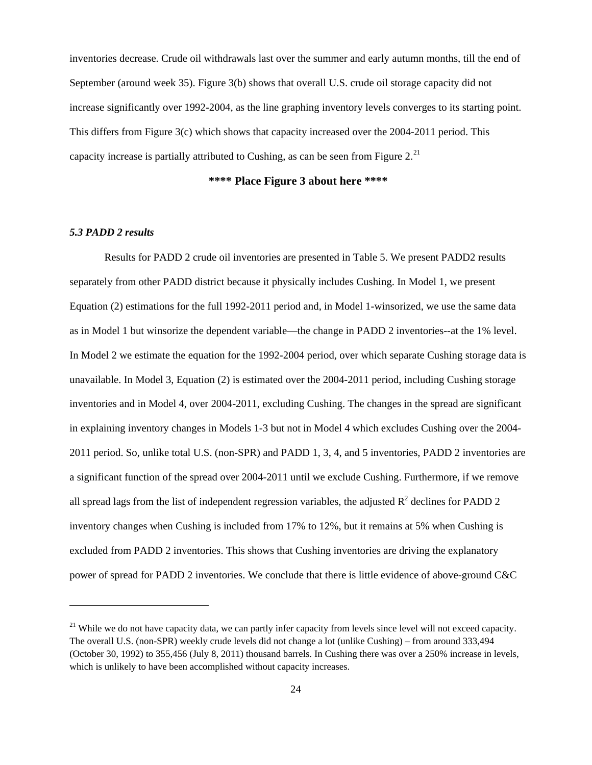inventories decrease. Crude oil withdrawals last over the summer and early autumn months, till the end of September (around week 35). Figure 3(b) shows that overall U.S. crude oil storage capacity did not increase significantly over 1992-2004, as the line graphing inventory levels converges to its starting point. This differs from Figure 3(c) which shows that capacity increased over the 2004-2011 period. This capacity increase is partially attributed to Cushing, as can be seen from Figure 2.[21]

**\*\*\*\* Place Figure 3 about here \*\*\*\***

### *5.3 PADD 2 results*

Results for PADD 2 crude oil inventories are presented in Table 5. We present PADD2 results separately from other PADD district because it physically includes Cushing. In Model 1, we present Equation (2) estimations for the full 1992-2011 period and, in Model 1-winsorized, we use the same data as in Model 1 but winsorize the dependent variable—the change in PADD 2 inventories--at the 1% level. In Model 2 we estimate the equation for the 1992-2004 period, over which separate Cushing storage data is unavailable. In Model 3, Equation (2) is estimated over the 2004-2011 period, including Cushing storage inventories and in Model 4, over 2004-2011, excluding Cushing. The changes in the spread are significant in explaining inventory changes in Models 1-3 but not in Model 4 which excludes Cushing over the 2004-2011 period. So, unlike total U.S. (non-SPR) and PADD 1, 3, 4, and 5 inventories, PADD 2 inventories are a significant function of the spread over 2004-2011 until we exclude Cushing. Furthermore, if we remove all spread lags from the list of independent regression variables, the adjusted $R^2$ declines for PADD 2 inventory changes when Cushing is included from 17% to 12%, but it remains at 5% when Cushing is excluded from PADD 2 inventories. This shows that Cushing inventories are driving the explanatory power of spread for PADD 2 inventories. We conclude that there is little evidence of above-ground C&C

---

[21] While we do not have capacity data, we can partly infer capacity from levels since level will not exceed capacity. The overall U.S. (non-SPR) weekly crude levels did not change a lot (unlike Cushing) – from around 333,494 (October 30, 1992) to 355,456 (July 8, 2011) thousand barrels. In Cushing there was over a 250% increase in levels, which is unlikely to have been accomplished without capacity increases.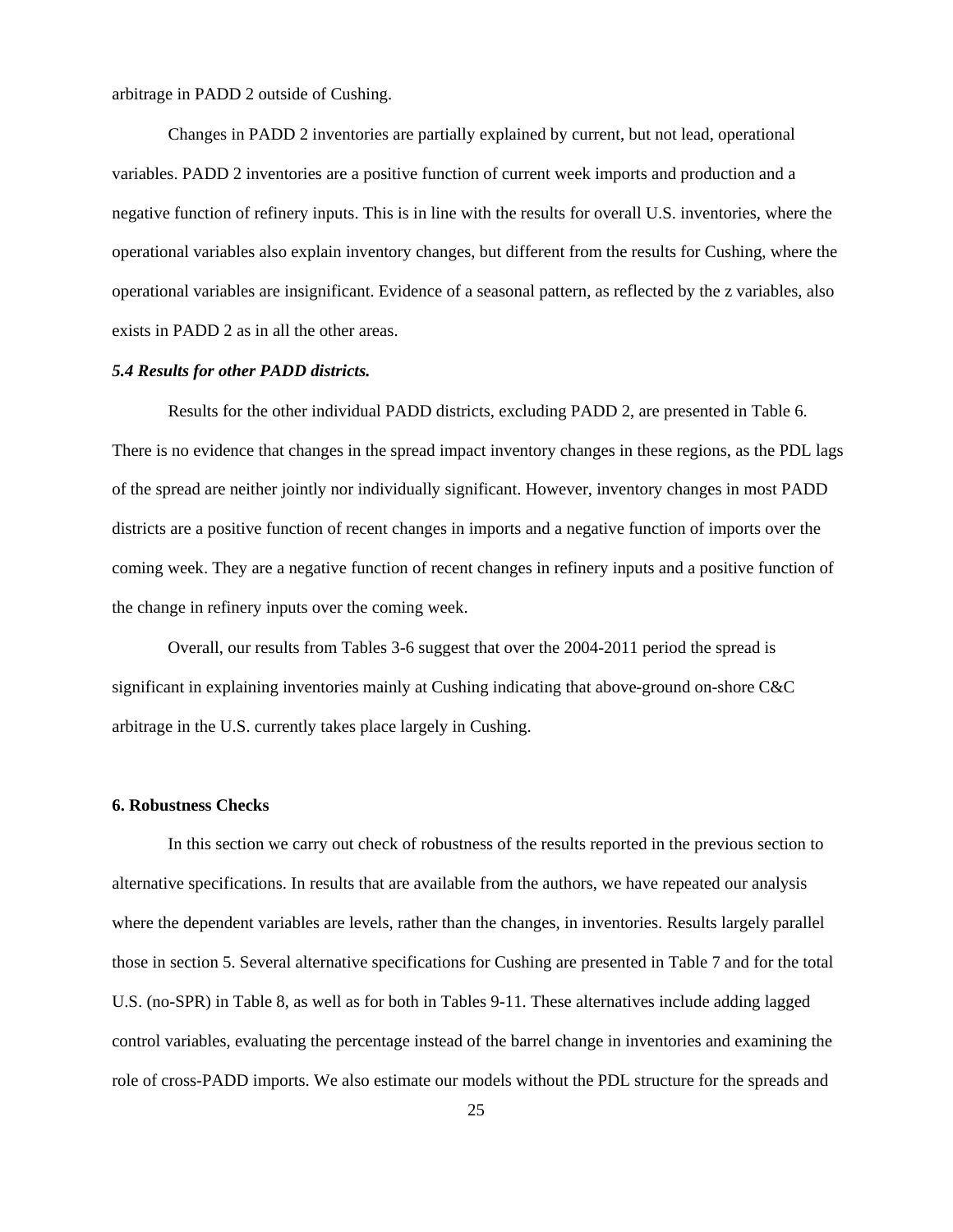arbitrage in PADD 2 outside of Cushing.

Changes in PADD 2 inventories are partially explained by current, but not lead, operational variables. PADD 2 inventories are a positive function of current week imports and production and a negative function of refinery inputs. This is in line with the results for overall U.S. inventories, where the operational variables also explain inventory changes, but different from the results for Cushing, where the operational variables are insignificant. Evidence of a seasonal pattern, as reflected by the z variables, also exists in PADD 2 as in all the other areas.

### *5.4 Results for other PADD districts.*

Results for the other individual PADD districts, excluding PADD 2, are presented in Table 6. There is no evidence that changes in the spread impact inventory changes in these regions, as the PDL lags of the spread are neither jointly nor individually significant. However, inventory changes in most PADD districts are a positive function of recent changes in imports and a negative function of imports over the coming week. They are a negative function of recent changes in refinery inputs and a positive function of the change in refinery inputs over the coming week.

Overall, our results from Tables 3-6 suggest that over the 2004-2011 period the spread is significant in explaining inventories mainly at Cushing indicating that above-ground on-shore C&C arbitrage in the U.S. currently takes place largely in Cushing.

## 6. Robustness Checks

In this section we carry out check of robustness of the results reported in the previous section to alternative specifications. In results that are available from the authors, we have repeated our analysis where the dependent variables are levels, rather than the changes, in inventories. Results largely parallel those in section 5. Several alternative specifications for Cushing are presented in Table 7 and for the total U.S. (no-SPR) in Table 8, as well as for both in Tables 9-11. These alternatives include adding lagged control variables, evaluating the percentage instead of the barrel change in inventories and examining the role of cross-PADD imports. We also estimate our models without the PDL structure for the spreads and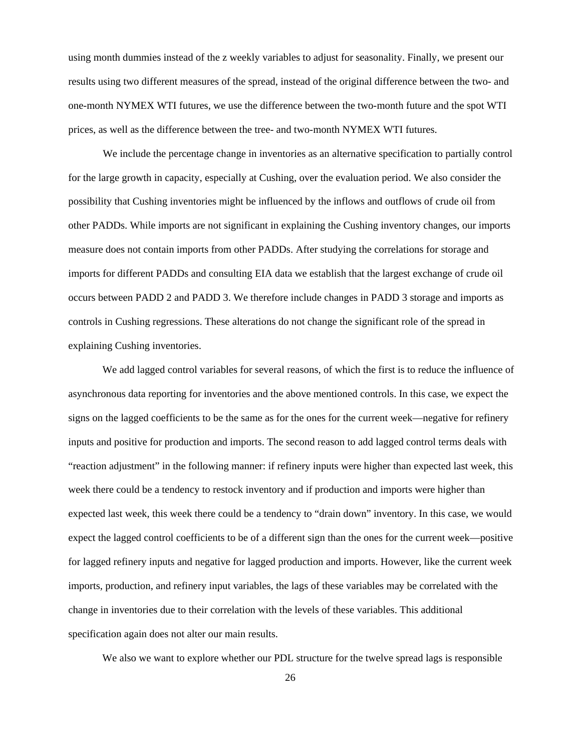using month dummies instead of the z weekly variables to adjust for seasonality. Finally, we present our results using two different measures of the spread, instead of the original difference between the two- and one-month NYMEX WTI futures, we use the difference between the two-month future and the spot WTI prices, as well as the difference between the tree- and two-month NYMEX WTI futures.

We include the percentage change in inventories as an alternative specification to partially control for the large growth in capacity, especially at Cushing, over the evaluation period. We also consider the possibility that Cushing inventories might be influenced by the inflows and outflows of crude oil from other PADDs. While imports are not significant in explaining the Cushing inventory changes, our imports measure does not contain imports from other PADDs. After studying the correlations for storage and imports for different PADDs and consulting EIA data we establish that the largest exchange of crude oil occurs between PADD 2 and PADD 3. We therefore include changes in PADD 3 storage and imports as controls in Cushing regressions. These alterations do not change the significant role of the spread in explaining Cushing inventories.

We add lagged control variables for several reasons, of which the first is to reduce the influence of asynchronous data reporting for inventories and the above mentioned controls. In this case, we expect the signs on the lagged coefficients to be the same as for the ones for the current week—negative for refinery inputs and positive for production and imports. The second reason to add lagged control terms deals with "reaction adjustment" in the following manner: if refinery inputs were higher than expected last week, this week there could be a tendency to restock inventory and if production and imports were higher than expected last week, this week there could be a tendency to "drain down" inventory. In this case, we would expect the lagged control coefficients to be of a different sign than the ones for the current week—positive for lagged refinery inputs and negative for lagged production and imports. However, like the current week imports, production, and refinery input variables, the lags of these variables may be correlated with the change in inventories due to their correlation with the levels of these variables. This additional specification again does not alter our main results.

We also we want to explore whether our PDL structure for the twelve spread lags is responsible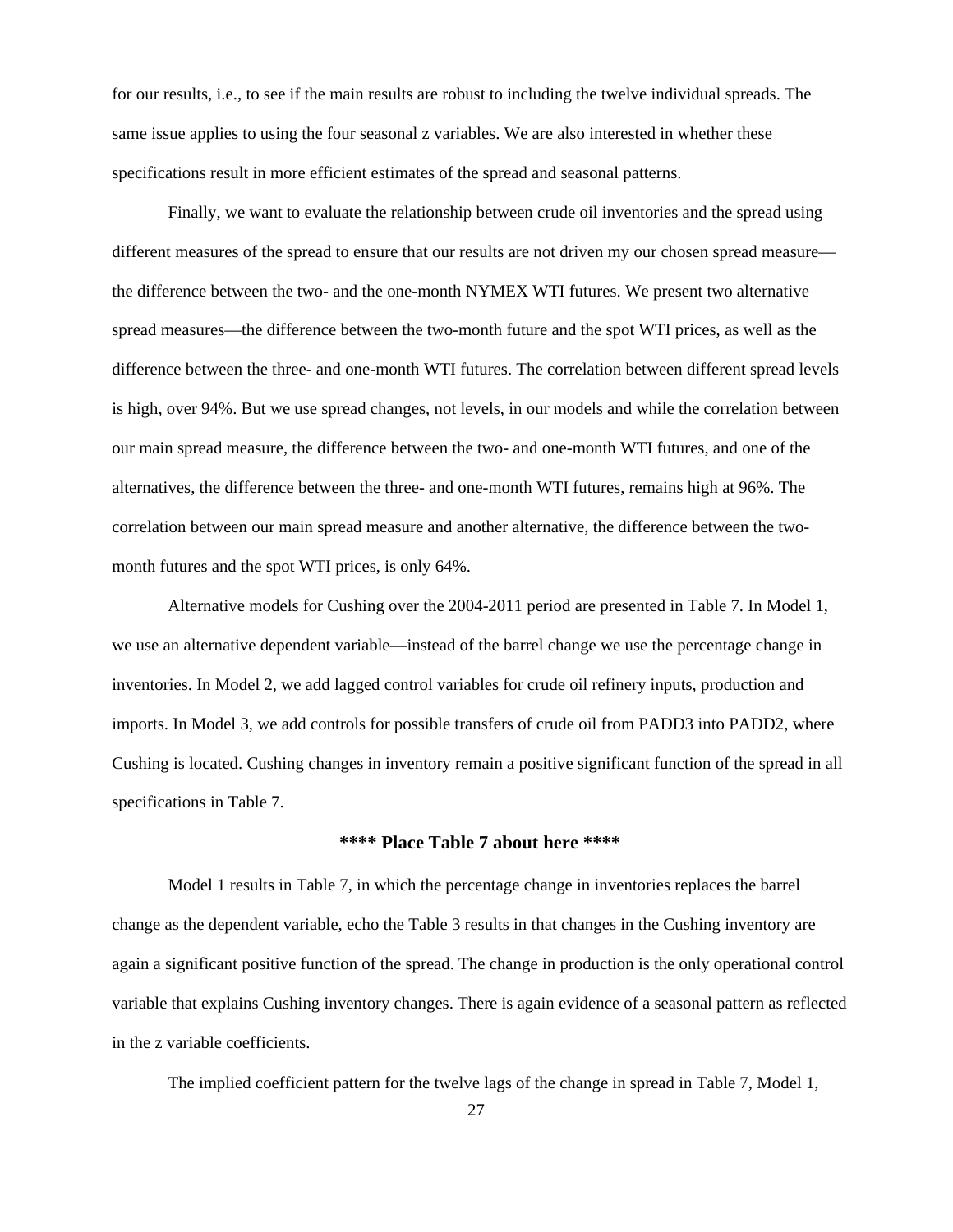for our results, i.e., to see if the main results are robust to including the twelve individual spreads. The same issue applies to using the four seasonal z variables. We are also interested in whether these specifications result in more efficient estimates of the spread and seasonal patterns.

Finally, we want to evaluate the relationship between crude oil inventories and the spread using different measures of the spread to ensure that our results are not driven my our chosen spread measure—the difference between the two- and the one-month NYMEX WTI futures. We present two alternative spread measures—the difference between the two-month future and the spot WTI prices, as well as the difference between the three- and one-month WTI futures. The correlation between different spread levels is high, over 94%. But we use spread changes, not levels, in our models and while the correlation between our main spread measure, the difference between the two- and one-month WTI futures, and one of the alternatives, the difference between the three- and one-month WTI futures, remains high at 96%. The correlation between our main spread measure and another alternative, the difference between the two-month futures and the spot WTI prices, is only 64%.

Alternative models for Cushing over the 2004-2011 period are presented in Table 7. In Model 1, we use an alternative dependent variable—instead of the barrel change we use the percentage change in inventories. In Model 2, we add lagged control variables for crude oil refinery inputs, production and imports. In Model 3, we add controls for possible transfers of crude oil from PADD3 into PADD2, where Cushing is located. Cushing changes in inventory remain a positive significant function of the spread in all specifications in Table 7.

**\*\*\*\* Place Table 7 about here \*\*\*\***

Model 1 results in Table 7, in which the percentage change in inventories replaces the barrel change as the dependent variable, echo the Table 3 results in that changes in the Cushing inventory are again a significant positive function of the spread. The change in production is the only operational control variable that explains Cushing inventory changes. There is again evidence of a seasonal pattern as reflected in the z variable coefficients.

The implied coefficient pattern for the twelve lags of the change in spread in Table 7, Model 1,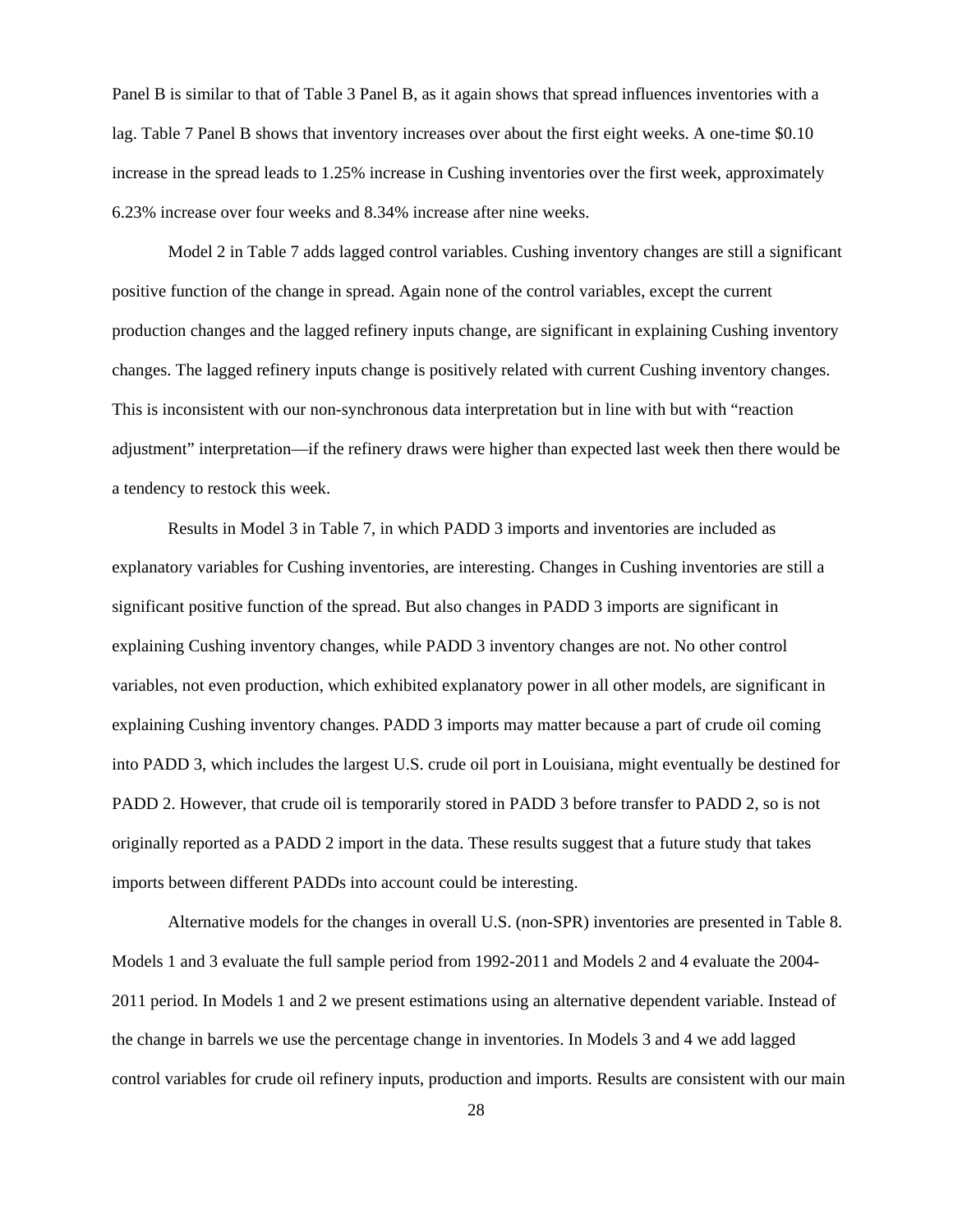Panel B is similar to that of Table 3 Panel B, as it again shows that spread influences inventories with a lag. Table 7 Panel B shows that inventory increases over about the first eight weeks. A one-time $0.10 increase in the spread leads to 1.25% increase in Cushing inventories over the first week, approximately 6.23% increase over four weeks and 8.34% increase after nine weeks.

Model 2 in Table 7 adds lagged control variables. Cushing inventory changes are still a significant positive function of the change in spread. Again none of the control variables, except the current production changes and the lagged refinery inputs change, are significant in explaining Cushing inventory changes. The lagged refinery inputs change is positively related with current Cushing inventory changes. This is inconsistent with our non-synchronous data interpretation but in line with but with "reaction adjustment" interpretation—if the refinery draws were higher than expected last week then there would be a tendency to restock this week.

Results in Model 3 in Table 7, in which PADD 3 imports and inventories are included as explanatory variables for Cushing inventories, are interesting. Changes in Cushing inventories are still a significant positive function of the spread. But also changes in PADD 3 imports are significant in explaining Cushing inventory changes, while PADD 3 inventory changes are not. No other control variables, not even production, which exhibited explanatory power in all other models, are significant in explaining Cushing inventory changes. PADD 3 imports may matter because a part of crude oil coming into PADD 3, which includes the largest U.S. crude oil port in Louisiana, might eventually be destined for PADD 2. However, that crude oil is temporarily stored in PADD 3 before transfer to PADD 2, so is not originally reported as a PADD 2 import in the data. These results suggest that a future study that takes imports between different PADDs into account could be interesting.

Alternative models for the changes in overall U.S. (non-SPR) inventories are presented in Table 8. Models 1 and 3 evaluate the full sample period from 1992-2011 and Models 2 and 4 evaluate the 2004-2011 period. In Models 1 and 2 we present estimations using an alternative dependent variable. Instead of the change in barrels we use the percentage change in inventories. In Models 3 and 4 we add lagged control variables for crude oil refinery inputs, production and imports. Results are consistent with our main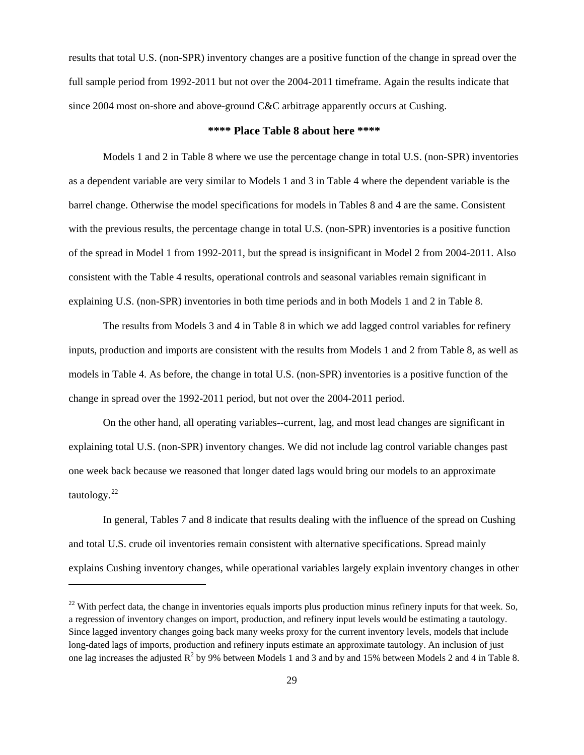results that total U.S. (non-SPR) inventory changes are a positive function of the change in spread over the full sample period from 1992-2011 but not over the 2004-2011 timeframe. Again the results indicate that since 2004 most on-shore and above-ground C&C arbitrage apparently occurs at Cushing.

**\*\*\*\* Place Table 8 about here \*\*\*\***

Models 1 and 2 in Table 8 where we use the percentage change in total U.S. (non-SPR) inventories as a dependent variable are very similar to Models 1 and 3 in Table 4 where the dependent variable is the barrel change. Otherwise the model specifications for models in Tables 8 and 4 are the same. Consistent with the previous results, the percentage change in total U.S. (non-SPR) inventories is a positive function of the spread in Model 1 from 1992-2011, but the spread is insignificant in Model 2 from 2004-2011. Also consistent with the Table 4 results, operational controls and seasonal variables remain significant in explaining U.S. (non-SPR) inventories in both time periods and in both Models 1 and 2 in Table 8.

The results from Models 3 and 4 in Table 8 in which we add lagged control variables for refinery inputs, production and imports are consistent with the results from Models 1 and 2 from Table 8, as well as models in Table 4. As before, the change in total U.S. (non-SPR) inventories is a positive function of the change in spread over the 1992-2011 period, but not over the 2004-2011 period.

On the other hand, all operating variables--current, lag, and most lead changes are significant in explaining total U.S. (non-SPR) inventory changes. We did not include lag control variable changes past one week back because we reasoned that longer dated lags would bring our models to an approximate tautology.[22]

In general, Tables 7 and 8 indicate that results dealing with the influence of the spread on Cushing and total U.S. crude oil inventories remain consistent with alternative specifications. Spread mainly explains Cushing inventory changes, while operational variables largely explain inventory changes in other

[22] With perfect data, the change in inventories equals imports plus production minus refinery inputs for that week. So, a regression of inventory changes on import, production, and refinery input levels would be estimating a tautology. Since lagged inventory changes going back many weeks proxy for the current inventory levels, models that include long-dated lags of imports, production and refinery inputs estimate an approximate tautology. An inclusion of just one lag increases the adjusted $R^2$ by 9% between Models 1 and 3 and by and 15% between Models 2 and 4 in Table 8.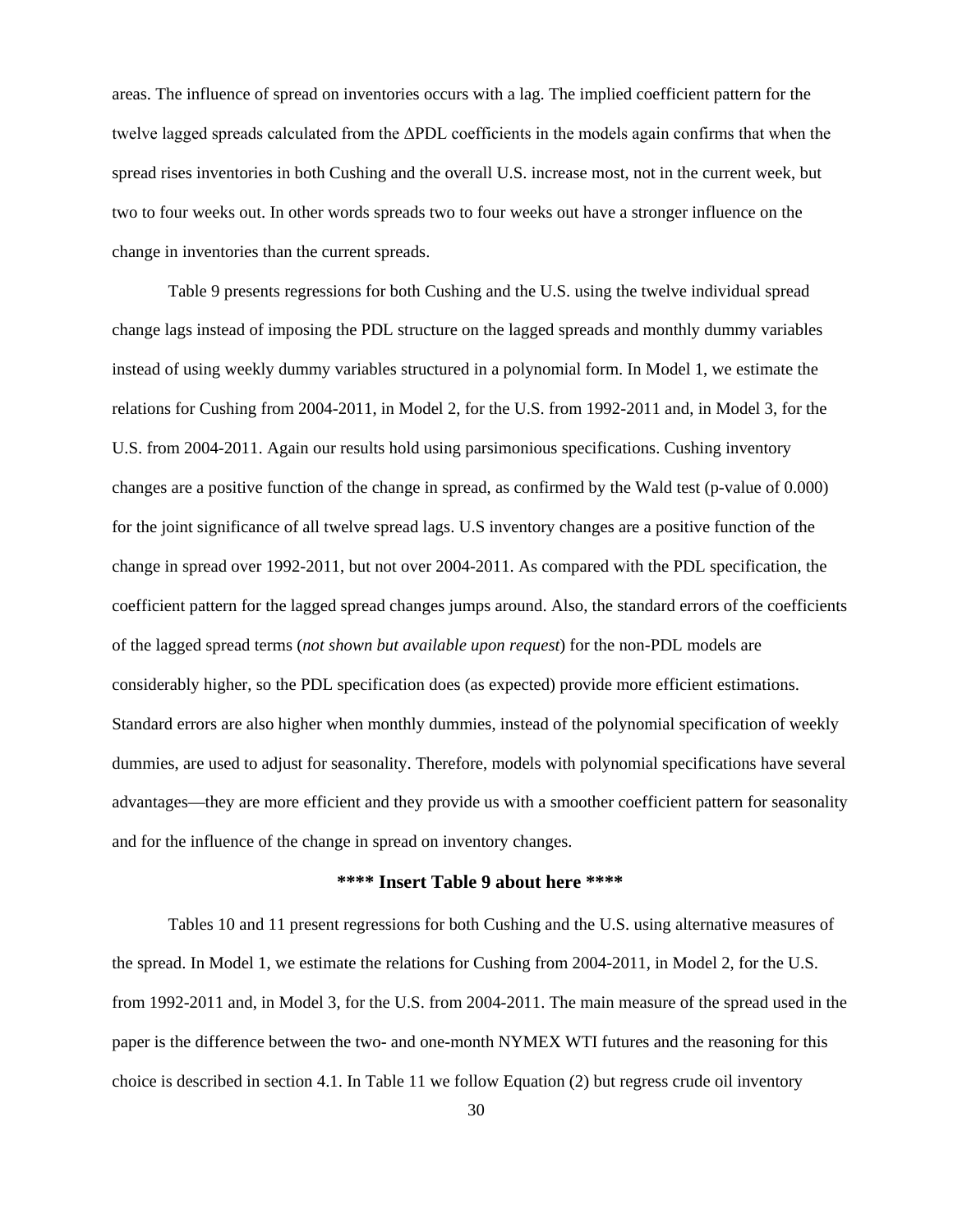areas. The influence of spread on inventories occurs with a lag. The implied coefficient pattern for the twelve lagged spreads calculated from the ΔPDL coefficients in the models again confirms that when the spread rises inventories in both Cushing and the overall U.S. increase most, not in the current week, but two to four weeks out. In other words spreads two to four weeks out have a stronger influence on the change in inventories than the current spreads.

Table 9 presents regressions for both Cushing and the U.S. using the twelve individual spread change lags instead of imposing the PDL structure on the lagged spreads and monthly dummy variables instead of using weekly dummy variables structured in a polynomial form. In Model 1, we estimate the relations for Cushing from 2004-2011, in Model 2, for the U.S. from 1992-2011 and, in Model 3, for the U.S. from 2004-2011. Again our results hold using parsimonious specifications. Cushing inventory changes are a positive function of the change in spread, as confirmed by the Wald test (p-value of 0.000) for the joint significance of all twelve spread lags. U.S inventory changes are a positive function of the change in spread over 1992-2011, but not over 2004-2011. As compared with the PDL specification, the coefficient pattern for the lagged spread changes jumps around. Also, the standard errors of the coefficients of the lagged spread terms (*not shown but available upon request*) for the non-PDL models are considerably higher, so the PDL specification does (as expected) provide more efficient estimations. Standard errors are also higher when monthly dummies, instead of the polynomial specification of weekly dummies, are used to adjust for seasonality. Therefore, models with polynomial specifications have several advantages—they are more efficient and they provide us with a smoother coefficient pattern for seasonality and for the influence of the change in spread on inventory changes.

**\*\*\*\* Insert Table 9 about here \*\*\*\***

Tables 10 and 11 present regressions for both Cushing and the U.S. using alternative measures of the spread. In Model 1, we estimate the relations for Cushing from 2004-2011, in Model 2, for the U.S. from 1992-2011 and, in Model 3, for the U.S. from 2004-2011. The main measure of the spread used in the paper is the difference between the two- and one-month NYMEX WTI futures and the reasoning for this choice is described in section 4.1. In Table 11 we follow Equation (2) but regress crude oil inventory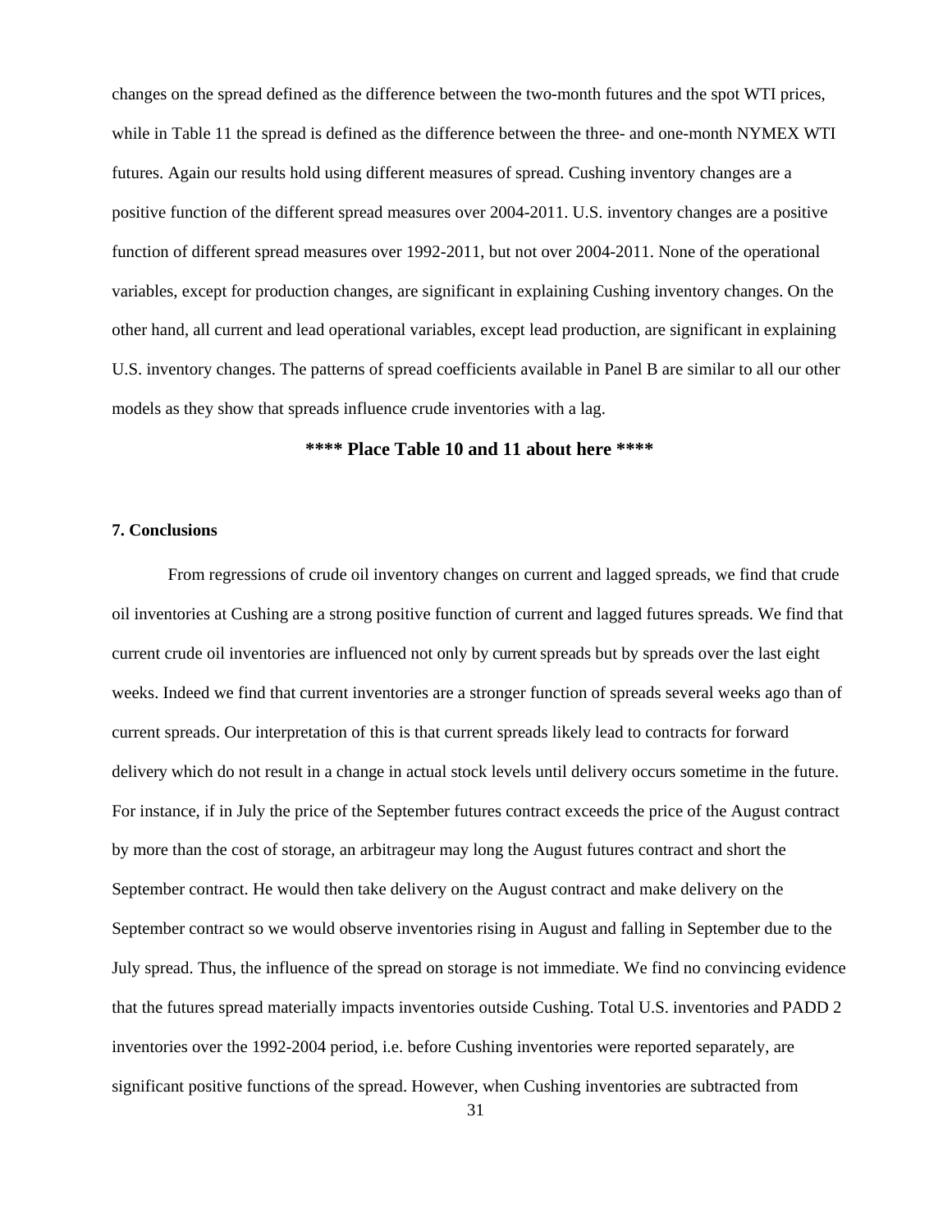changes on the spread defined as the difference between the two-month futures and the spot WTI prices, while in Table 11 the spread is defined as the difference between the three- and one-month NYMEX WTI futures. Again our results hold using different measures of spread. Cushing inventory changes are a positive function of the different spread measures over 2004-2011. U.S. inventory changes are a positive function of different spread measures over 1992-2011, but not over 2004-2011. None of the operational variables, except for production changes, are significant in explaining Cushing inventory changes. On the other hand, all current and lead operational variables, except lead production, are significant in explaining U.S. inventory changes. The patterns of spread coefficients available in Panel B are similar to all our other models as they show that spreads influence crude inventories with a lag.

**\*\*\*\* Place Table 10 and 11 about here \*\*\*\***

## 7. Conclusions

From regressions of crude oil inventory changes on current and lagged spreads, we find that crude oil inventories at Cushing are a strong positive function of current and lagged futures spreads. We find that current crude oil inventories are influenced not only by current spreads but by spreads over the last eight weeks. Indeed we find that current inventories are a stronger function of spreads several weeks ago than of current spreads. Our interpretation of this is that current spreads likely lead to contracts for forward delivery which do not result in a change in actual stock levels until delivery occurs sometime in the future. For instance, if in July the price of the September futures contract exceeds the price of the August contract by more than the cost of storage, an arbitrageur may long the August futures contract and short the September contract. He would then take delivery on the August contract and make delivery on the September contract so we would observe inventories rising in August and falling in September due to the July spread. Thus, the influence of the spread on storage is not immediate. We find no convincing evidence that the futures spread materially impacts inventories outside Cushing. Total U.S. inventories and PADD 2 inventories over the 1992-2004 period, i.e. before Cushing inventories were reported separately, are significant positive functions of the spread. However, when Cushing inventories are subtracted from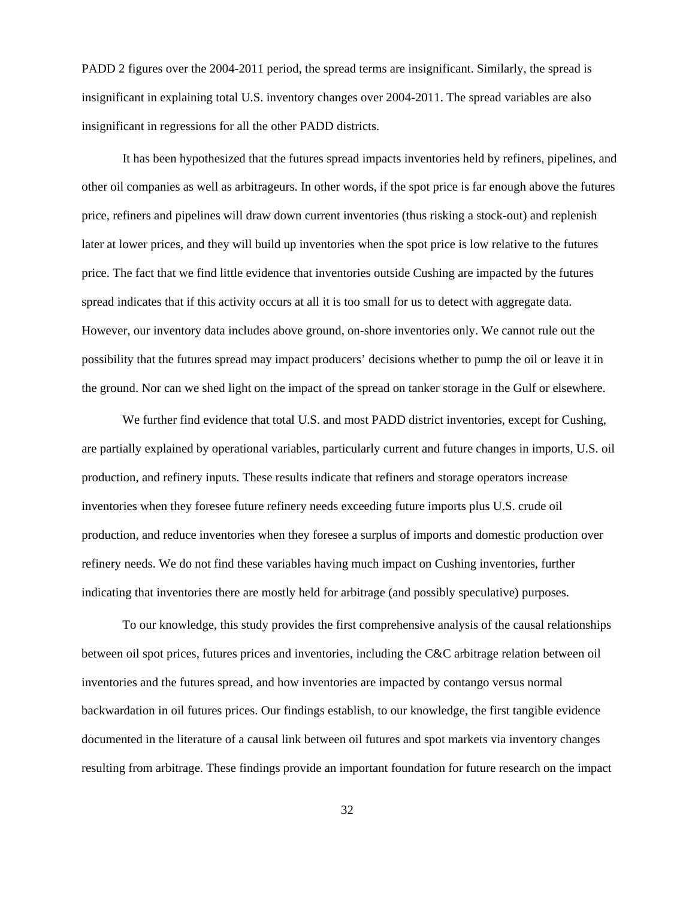PADD 2 figures over the 2004-2011 period, the spread terms are insignificant. Similarly, the spread is insignificant in explaining total U.S. inventory changes over 2004-2011. The spread variables are also insignificant in regressions for all the other PADD districts.

It has been hypothesized that the futures spread impacts inventories held by refiners, pipelines, and other oil companies as well as arbitrageurs. In other words, if the spot price is far enough above the futures price, refiners and pipelines will draw down current inventories (thus risking a stock-out) and replenish later at lower prices, and they will build up inventories when the spot price is low relative to the futures price. The fact that we find little evidence that inventories outside Cushing are impacted by the futures spread indicates that if this activity occurs at all it is too small for us to detect with aggregate data. However, our inventory data includes above ground, on-shore inventories only. We cannot rule out the possibility that the futures spread may impact producers' decisions whether to pump the oil or leave it in the ground. Nor can we shed light on the impact of the spread on tanker storage in the Gulf or elsewhere.

We further find evidence that total U.S. and most PADD district inventories, except for Cushing, are partially explained by operational variables, particularly current and future changes in imports, U.S. oil production, and refinery inputs. These results indicate that refiners and storage operators increase inventories when they foresee future refinery needs exceeding future imports plus U.S. crude oil production, and reduce inventories when they foresee a surplus of imports and domestic production over refinery needs. We do not find these variables having much impact on Cushing inventories, further indicating that inventories there are mostly held for arbitrage (and possibly speculative) purposes.

To our knowledge, this study provides the first comprehensive analysis of the causal relationships between oil spot prices, futures prices and inventories, including the C&C arbitrage relation between oil inventories and the futures spread, and how inventories are impacted by contango versus normal backwardation in oil futures prices. Our findings establish, to our knowledge, the first tangible evidence documented in the literature of a causal link between oil futures and spot markets via inventory changes resulting from arbitrage. These findings provide an important foundation for future research on the impact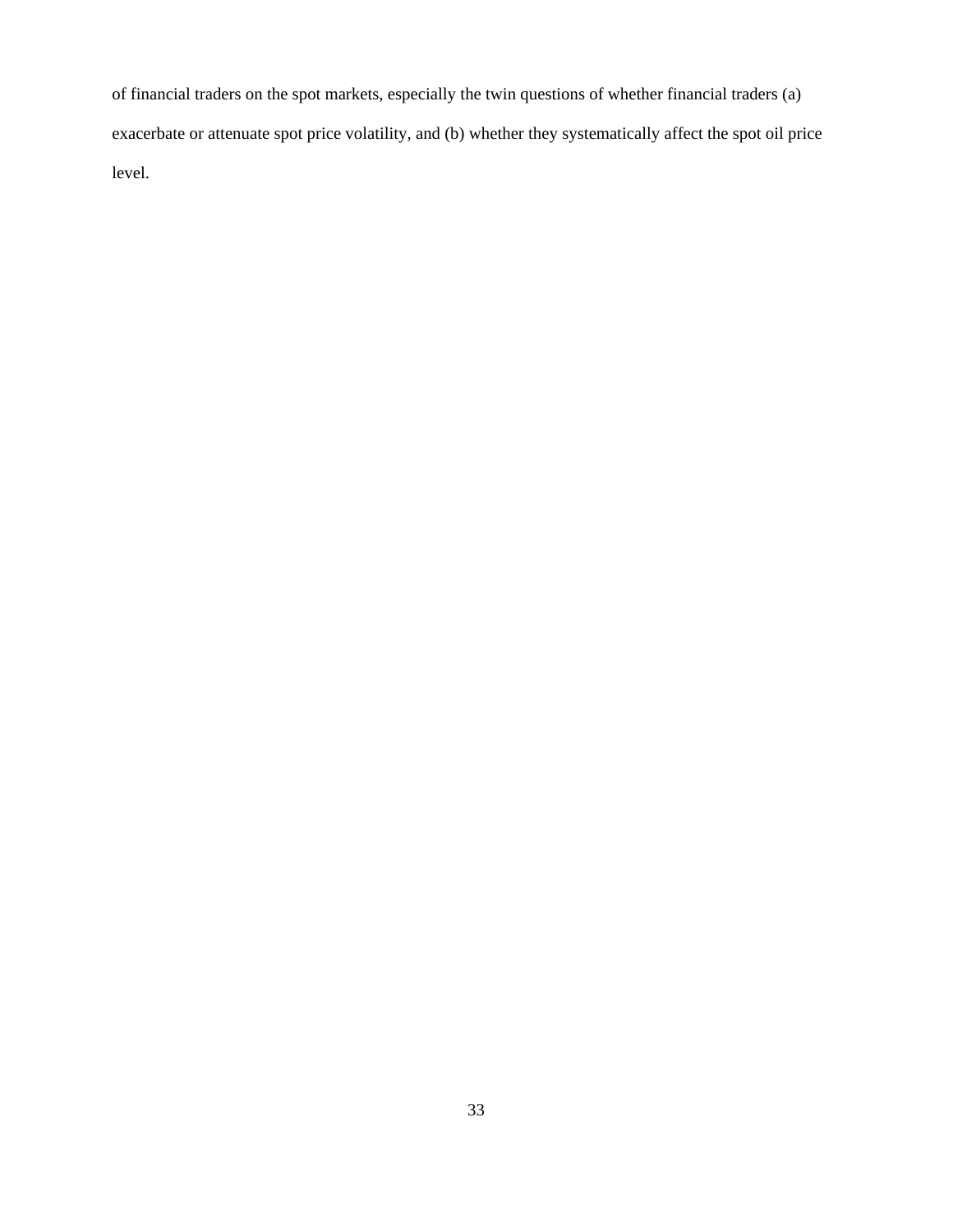of financial traders on the spot markets, especially the twin questions of whether financial traders (a) exacerbate or attenuate spot price volatility, and (b) whether they systematically affect the spot oil price level.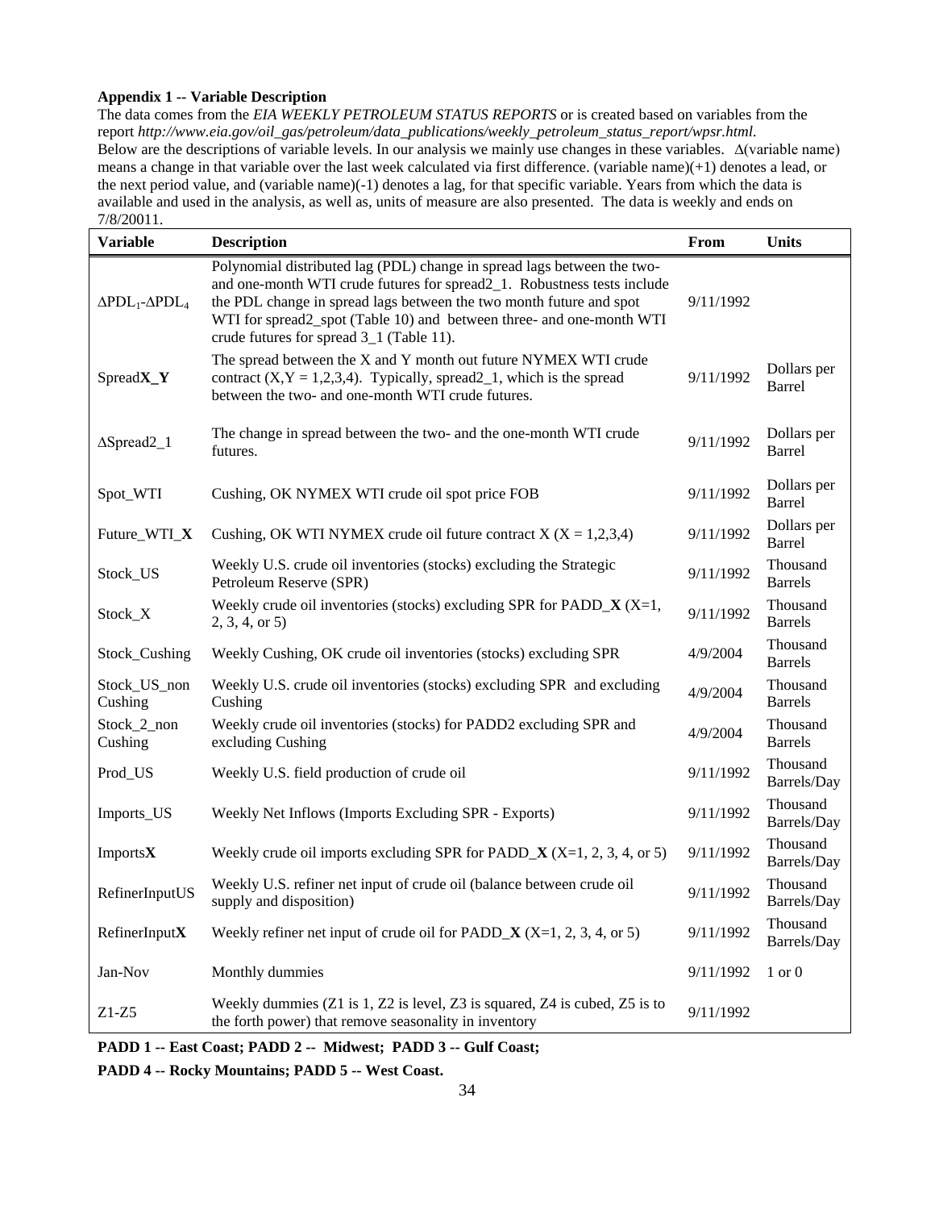**Appendix 1 -- Variable Description**

The data comes from the *EIA WEEKLY PETROLEUM STATUS REPORTS* or is created based on variables from the report *http://www.eia.gov/oil_gas/petroleum/data_publications/weekly_petroleum_status_report/wpsr.html.* Below are the descriptions of variable levels. In our analysis we mainly use changes in these variables. Δ(variable name) means a change in that variable over the last week calculated via first difference. (variable name)(+1) denotes a lead, or the next period value, and (variable name)(-1) denotes a lag, for that specific variable. Years from which the data is available and used in the analysis, as well as, units of measure are also presented. The data is weekly and ends on 7/8/20011.

| Variable | Description | From | Units |
|---|---|---|---|
| $\Delta PDL_1$-$\Delta PDL_4$ | Polynomial distributed lag (PDL) change in spread lags between the two- and one-month WTI crude futures for spread2_1. Robustness tests include the PDL change in spread lags between the two month future and spot WTI for spread2_spot (Table 10) and between three- and one-month WTI crude futures for spread 3_1 (Table 11). | 9/11/1992 | |
| Spread**X_Y** | The spread between the X and Y month out future NYMEX WTI crude contract (X,Y = 1,2,3,4). Typically, spread2_1, which is the spread between the two- and one-month WTI crude futures. | 9/11/1992 | Dollars per Barrel |
| ΔSpread2_1 | The change in spread between the two- and the one-month WTI crude futures. | 9/11/1992 | Dollars per Barrel |
| Spot_WTI | Cushing, OK NYMEX WTI crude oil spot price FOB | 9/11/1992 | Dollars per Barrel |
| Future_WTI_**X** | Cushing, OK WTI NYMEX crude oil future contract X (X = 1,2,3,4) | 9/11/1992 | Dollars per Barrel |
| Stock_US | Weekly U.S. crude oil inventories (stocks) excluding the Strategic Petroleum Reserve (SPR) | 9/11/1992 | Thousand Barrels |
| Stock_X | Weekly crude oil inventories (stocks) excluding SPR for PADD_**X** (X=1, 2, 3, 4, or 5) | 9/11/1992 | Thousand Barrels |
| Stock_Cushing | Weekly Cushing, OK crude oil inventories (stocks) excluding SPR | 4/9/2004 | Thousand Barrels |
| Stock_US_non Cushing | Weekly U.S. crude oil inventories (stocks) excluding SPR and excluding Cushing | 4/9/2004 | Thousand Barrels |
| Stock_2_non Cushing | Weekly crude oil inventories (stocks) for PADD2 excluding SPR and excluding Cushing | 4/9/2004 | Thousand Barrels |
| Prod_US | Weekly U.S. field production of crude oil | 9/11/1992 | Thousand Barrels/Day |
| Imports_US | Weekly Net Inflows (Imports Excluding SPR - Exports) | 9/11/1992 | Thousand Barrels/Day |
| Imports**X** | Weekly crude oil imports excluding SPR for PADD_**X** (X=1, 2, 3, 4, or 5) | 9/11/1992 | Thousand Barrels/Day |
| RefinerInputUS | Weekly U.S. refiner net input of crude oil (balance between crude oil supply and disposition) | 9/11/1992 | Thousand Barrels/Day |
| RefinerInput**X** | Weekly refiner net input of crude oil for PADD_**X** (X=1, 2, 3, 4, or 5) | 9/11/1992 | Thousand Barrels/Day |
| Jan-Nov | Monthly dummies | 9/11/1992 | 1 or 0 |
| Z1-Z5 | Weekly dummies (Z1 is 1, Z2 is level, Z3 is squared, Z4 is cubed, Z5 is to the forth power) that remove seasonality in inventory | 9/11/1992 | |

**PADD 1 -- East Coast; PADD 2 -- Midwest; PADD 3 -- Gulf Coast;**

**PADD 4 -- Rocky Mountains; PADD 5 -- West Coast.**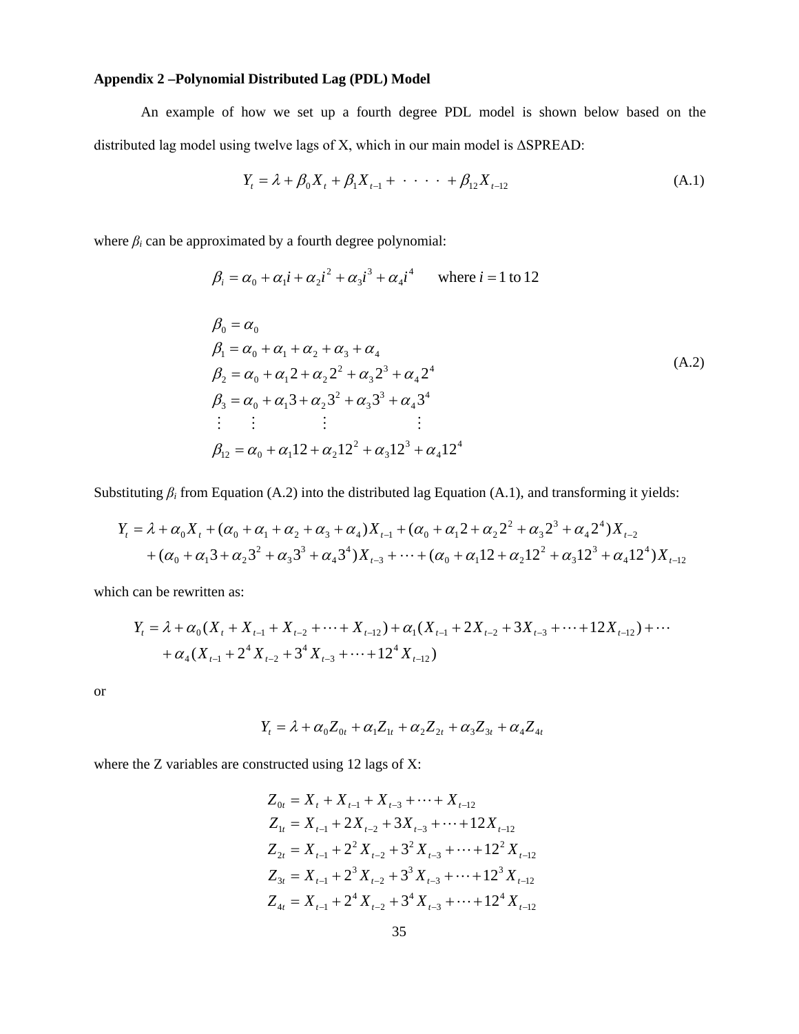**Appendix 2 –Polynomial Distributed Lag (PDL) Model**

An example of how we set up a fourth degree PDL model is shown below based on the distributed lag model using twelve lags of X, which in our main model is ΔSPREAD:

$$Y_t = \lambda + \beta_0 X_t + \beta_1 X_{t-1} + \cdot \cdot \cdot \cdot + \beta_{12} X_{t-12} \tag{A.1}$$

where $\beta_i$ can be approximated by a fourth degree polynomial:

$$\beta_i = \alpha_0 + \alpha_1 i + \alpha_2 i^2 + \alpha_3 i^3 + \alpha_4 i^4 \qquad \text{where } i = 1 \text{ to } 12$$

$$\begin{aligned}
\beta_0 &= \alpha_0 \\
\beta_1 &= \alpha_0 + \alpha_1 + \alpha_2 + \alpha_3 + \alpha_4 \\
\beta_2 &= \alpha_0 + \alpha_1 2 + \alpha_2 2^2 + \alpha_3 2^3 + \alpha_4 2^4 \\
\beta_3 &= \alpha_0 + \alpha_1 3 + \alpha_2 3^2 + \alpha_3 3^3 + \alpha_4 3^4 \\
\vdots \quad & \quad \vdots \qquad\quad \vdots \qquad\qquad \vdots \\
\beta_{12} &= \alpha_0 + \alpha_1 12 + \alpha_2 12^2 + \alpha_3 12^3 + \alpha_4 12^4
\end{aligned} \tag{A.2}$$

Substituting $\beta_i$ from Equation (A.2) into the distributed lag Equation (A.1), and transforming it yields:

$$\begin{aligned}
Y_t = \lambda &+ \alpha_0 X_t + (\alpha_0 + \alpha_1 + \alpha_2 + \alpha_3 + \alpha_4) X_{t-1} + (\alpha_0 + \alpha_1 2 + \alpha_2 2^2 + \alpha_3 2^3 + \alpha_4 2^4) X_{t-2} \\
&+ (\alpha_0 + \alpha_1 3 + \alpha_2 3^2 + \alpha_3 3^3 + \alpha_4 3^4) X_{t-3} + \cdots + (\alpha_0 + \alpha_1 12 + \alpha_2 12^2 + \alpha_3 12^3 + \alpha_4 12^4) X_{t-12}
\end{aligned}$$

which can be rewritten as:

$$\begin{aligned}
Y_t = \lambda &+ \alpha_0 (X_t + X_{t-1} + X_{t-2} + \cdots + X_{t-12}) + \alpha_1 (X_{t-1} + 2X_{t-2} + 3X_{t-3} + \cdots + 12X_{t-12}) + \cdots \\
&+ \alpha_4 (X_{t-1} + 2^4 X_{t-2} + 3^4 X_{t-3} + \cdots + 12^4 X_{t-12})
\end{aligned}$$

or

$$Y_t = \lambda + \alpha_0 Z_{0t} + \alpha_1 Z_{1t} + \alpha_2 Z_{2t} + \alpha_3 Z_{3t} + \alpha_4 Z_{4t}$$

where the Z variables are constructed using 12 lags of X:

$$\begin{aligned}
Z_{0t} &= X_t + X_{t-1} + X_{t-3} + \cdots + X_{t-12} \\
Z_{1t} &= X_{t-1} + 2X_{t-2} + 3X_{t-3} + \cdots + 12X_{t-12} \\
Z_{2t} &= X_{t-1} + 2^2 X_{t-2} + 3^2 X_{t-3} + \cdots + 12^2 X_{t-12} \\
Z_{3t} &= X_{t-1} + 2^3 X_{t-2} + 3^3 X_{t-3} + \cdots + 12^3 X_{t-12} \\
Z_{4t} &= X_{t-1} + 2^4 X_{t-2} + 3^4 X_{t-3} + \cdots + 12^4 X_{t-12}
\end{aligned}$$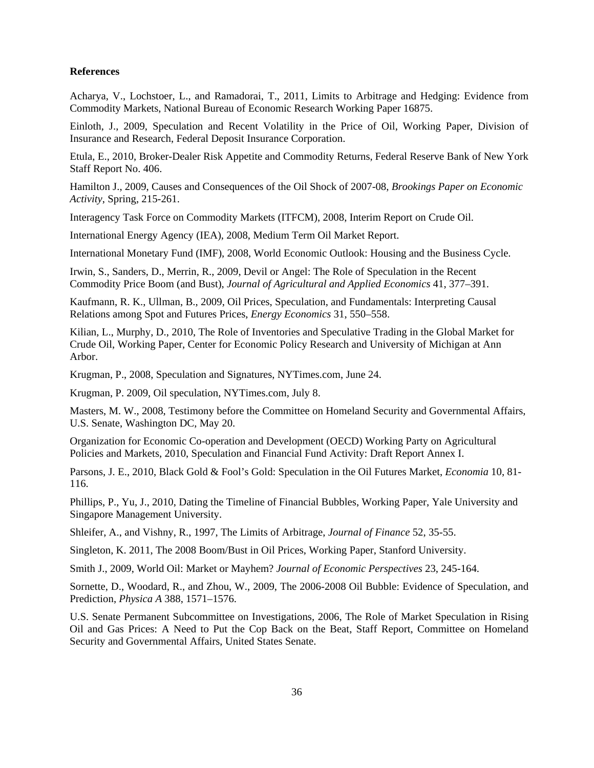**References**

Acharya, V., Lochstoer, L., and Ramadorai, T., 2011, Limits to Arbitrage and Hedging: Evidence from Commodity Markets, National Bureau of Economic Research Working Paper 16875.

Einloth, J., 2009, Speculation and Recent Volatility in the Price of Oil, Working Paper, Division of Insurance and Research, Federal Deposit Insurance Corporation.

Etula, E., 2010, Broker-Dealer Risk Appetite and Commodity Returns, Federal Reserve Bank of New York Staff Report No. 406.

Hamilton J., 2009, Causes and Consequences of the Oil Shock of 2007-08, *Brookings Paper on Economic Activity*, Spring, 215-261.

Interagency Task Force on Commodity Markets (ITFCM), 2008, Interim Report on Crude Oil.

International Energy Agency (IEA), 2008, Medium Term Oil Market Report.

International Monetary Fund (IMF), 2008, World Economic Outlook: Housing and the Business Cycle.

Irwin, S., Sanders, D., Merrin, R., 2009, Devil or Angel: The Role of Speculation in the Recent Commodity Price Boom (and Bust), *Journal of Agricultural and Applied Economics* 41, 377–391.

Kaufmann, R. K., Ullman, B., 2009, Oil Prices, Speculation, and Fundamentals: Interpreting Causal Relations among Spot and Futures Prices, *Energy Economics* 31, 550–558.

Kilian, L., Murphy, D., 2010, The Role of Inventories and Speculative Trading in the Global Market for Crude Oil, Working Paper, Center for Economic Policy Research and University of Michigan at Ann Arbor.

Krugman, P., 2008, Speculation and Signatures, NYTimes.com, June 24.

Krugman, P. 2009, Oil speculation, NYTimes.com, July 8.

Masters, M. W., 2008, Testimony before the Committee on Homeland Security and Governmental Affairs, U.S. Senate, Washington DC, May 20.

Organization for Economic Co-operation and Development (OECD) Working Party on Agricultural Policies and Markets, 2010, Speculation and Financial Fund Activity: Draft Report Annex I.

Parsons, J. E., 2010, Black Gold & Fool's Gold: Speculation in the Oil Futures Market, *Economia* 10, 81-116.

Phillips, P., Yu, J., 2010, Dating the Timeline of Financial Bubbles, Working Paper, Yale University and Singapore Management University.

Shleifer, A., and Vishny, R., 1997, The Limits of Arbitrage, *Journal of Finance* 52, 35-55.

Singleton, K. 2011, The 2008 Boom/Bust in Oil Prices, Working Paper, Stanford University.

Smith J., 2009, World Oil: Market or Mayhem? *Journal of Economic Perspectives* 23, 245-164.

Sornette, D., Woodard, R., and Zhou, W., 2009, The 2006-2008 Oil Bubble: Evidence of Speculation, and Prediction, *Physica A* 388, 1571–1576.

U.S. Senate Permanent Subcommittee on Investigations, 2006, The Role of Market Speculation in Rising Oil and Gas Prices: A Need to Put the Cop Back on the Beat, Staff Report, Committee on Homeland Security and Governmental Affairs, United States Senate.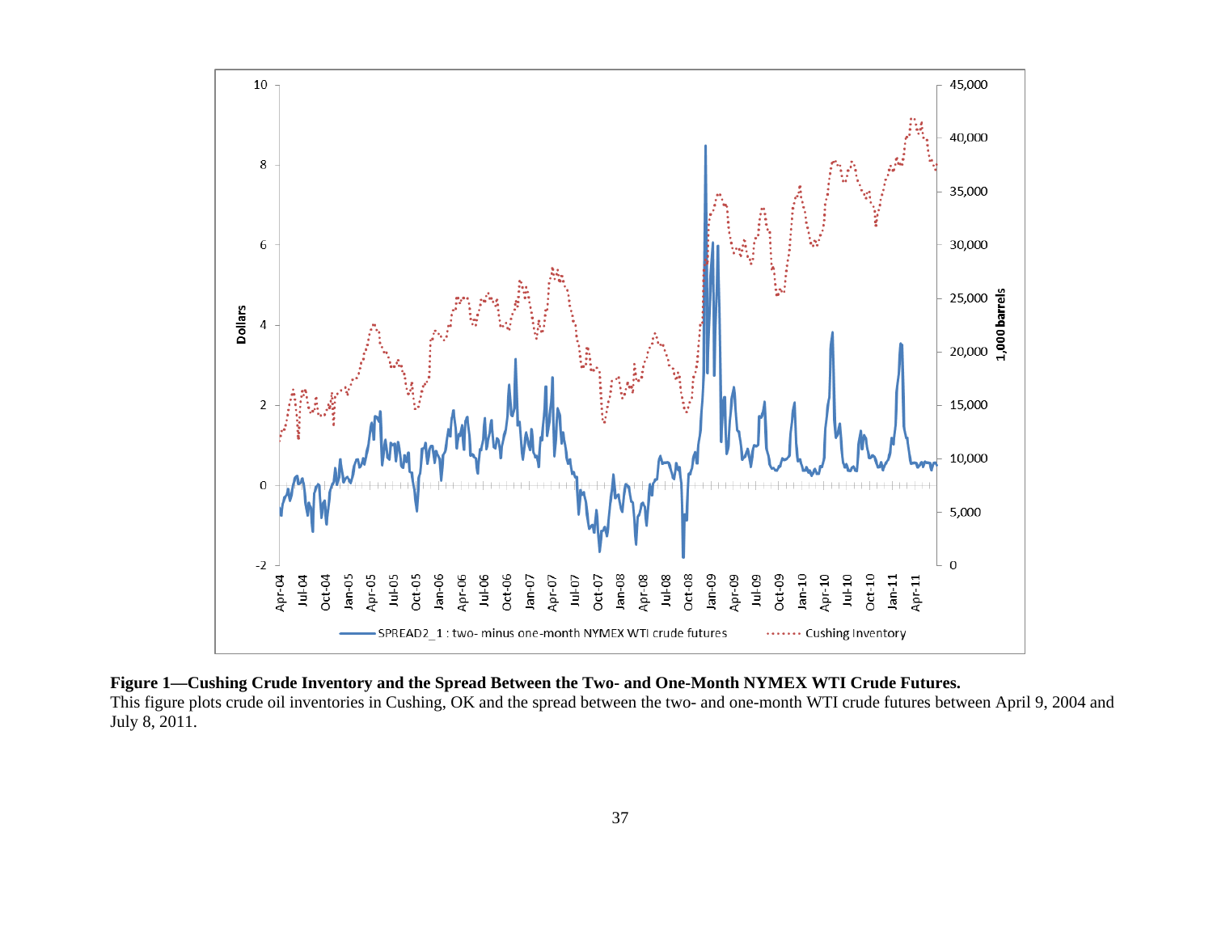Dollars

10
8
6
4
2
0
-2

1,000 barrels

45,000
40,000
35,000
30,000
25,000
20,000
15,000
10,000
5,000
0

Apr-04 Jul-04 Oct-04 Jan-05 Apr-05 Jul-05 Oct-05 Jan-06 Apr-06 Jul-06 Oct-06 Jan-07 Apr-07 Jul-07 Oct-07 Jan-08 Apr-08 Jul-08 Oct-08 Jan-09 Apr-09 Jul-09 Oct-09 Jan-10 Apr-10 Jul-10 Oct-10 Jan-11 Apr-11

SPREAD2_1 : two- minus one-month NYMEX WTI crude futures

Cushing Inventory

**Figure 1—Cushing Crude Inventory and the Spread Between the Two- and One-Month NYMEX WTI Crude Futures.**
This figure plots crude oil inventories in Cushing, OK and the spread between the two- and one-month WTI crude futures between April 9, 2004 and July 8, 2011.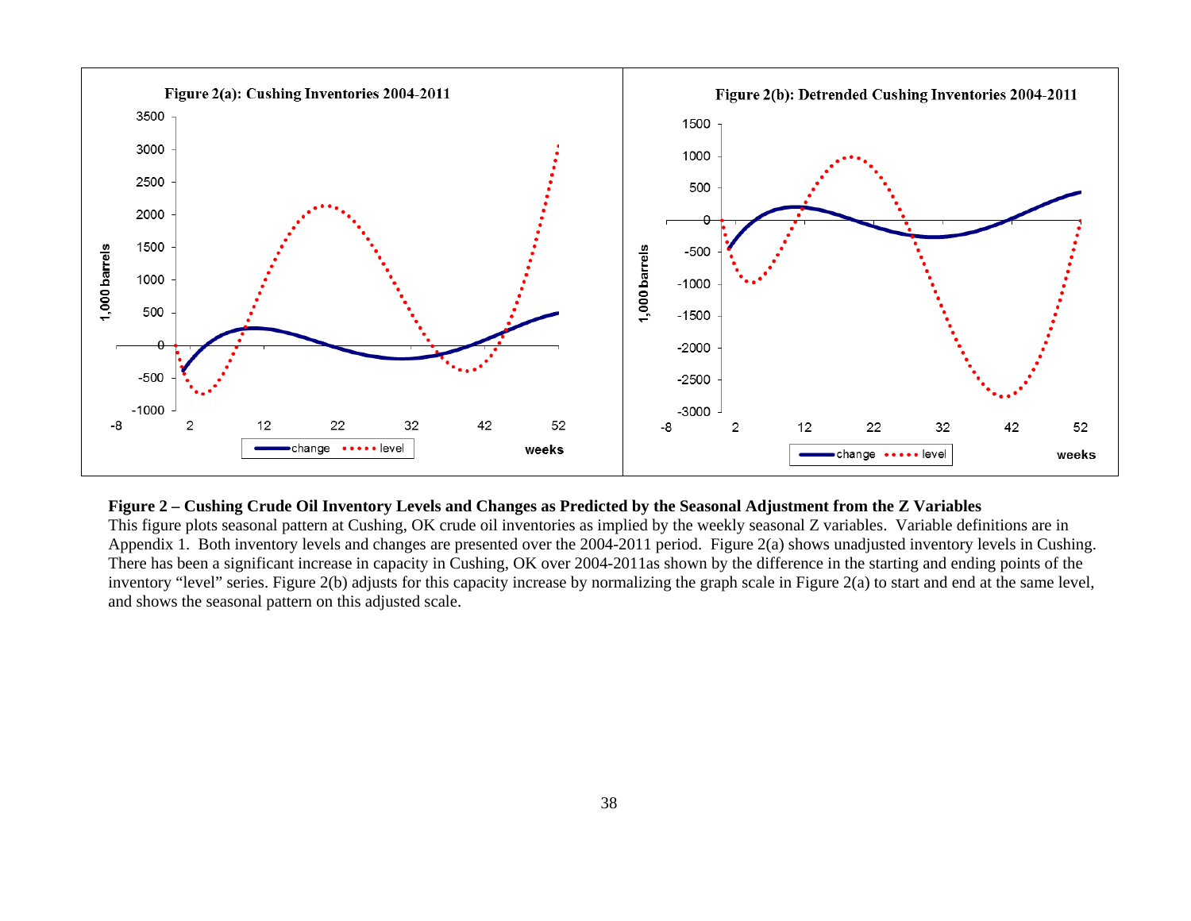Figure 2(a): Cushing Inventories 2004-2011

1,000 barrels

3500
3000
2500
2000
1500
1000
500
0
-500
-1000

-8 2 12 22 32 42 52

weeks

change level

Figure 2(b): Detrended Cushing Inventories 2004-2011

1,000 barrels

1500
1000
500
0
-500
-1000
-1500
-2000
-2500
-3000

-8 2 12 22 32 42 52

weeks

change level

**Figure 2 – Cushing Crude Oil Inventory Levels and Changes as Predicted by the Seasonal Adjustment from the Z Variables**
This figure plots seasonal pattern at Cushing, OK crude oil inventories as implied by the weekly seasonal Z variables. Variable definitions are in Appendix 1. Both inventory levels and changes are presented over the 2004-2011 period. Figure 2(a) shows unadjusted inventory levels in Cushing. There has been a significant increase in capacity in Cushing, OK over 2004-2011as shown by the difference in the starting and ending points of the inventory "level" series. Figure 2(b) adjusts for this capacity increase by normalizing the graph scale in Figure 2(a) to start and end at the same level, and shows the seasonal pattern on this adjusted scale.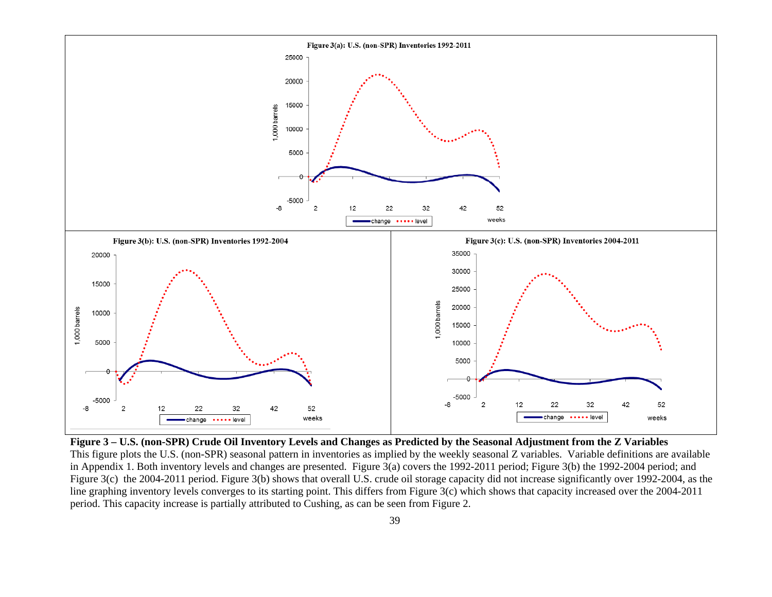Figure 3(a): U.S. (non-SPR) Inventories 1992-2011

25000
20000
15000
10000
5000
0
-5000

1,000 barrels

-8
2
12
22
32
42
52

weeks

change
level

Figure 3(b): U.S. (non-SPR) Inventories 1992-2004

20000
15000
10000
5000
0
-5000

1,000 barrels

-8
2
12
22
32
42
52

weeks

change
level

Figure 3(c): U.S. (non-SPR) Inventories 2004-2011

35000
30000
25000
20000
15000
10000
5000
0
-5000

1,000 barrels

-8
2
12
22
32
42
52

weeks

change
level

**Figure 3 – U.S. (non-SPR) Crude Oil Inventory Levels and Changes as Predicted by the Seasonal Adjustment from the Z Variables**
This figure plots the U.S. (non-SPR) seasonal pattern in inventories as implied by the weekly seasonal Z variables. Variable definitions are available in Appendix 1. Both inventory levels and changes are presented. Figure 3(a) covers the 1992-2011 period; Figure 3(b) the 1992-2004 period; and Figure 3(c) the 2004-2011 period. Figure 3(b) shows that overall U.S. crude oil storage capacity did not increase significantly over 1992-2004, as the line graphing inventory levels converges to its starting point. This differs from Figure 3(c) which shows that capacity increased over the 2004-2011 period. This capacity increase is partially attributed to Cushing, as can be seen from Figure 2.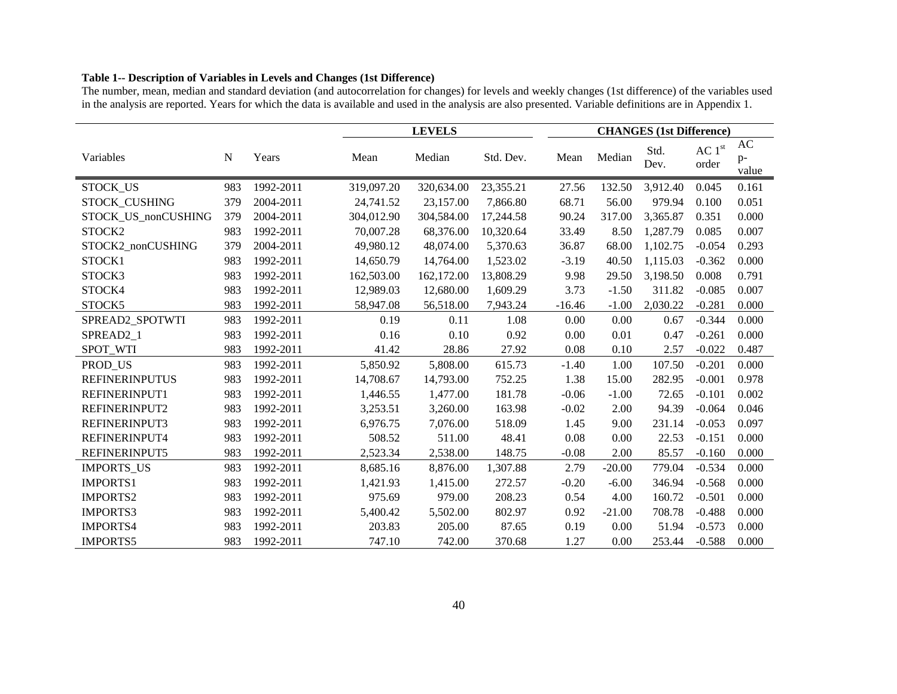**Table 1-- Description of Variables in Levels and Changes (1st Difference)**

The number, mean, median and standard deviation (and autocorrelation for changes) for levels and weekly changes (1st difference) of the variables used in the analysis are reported. Years for which the data is available and used in the analysis are also presented. Variable definitions are in Appendix 1.

| | | | LEVELS | | | CHANGES (1st Difference) | | | | |
|---|---|---|---|---|---|---|---|---|---|---|
| Variables | N | Years | Mean | Median | Std. Dev. | Mean | Median | Std. Dev. | AC 1st order | AC p-value |
| STOCK_US | 983 | 1992-2011 | 319,097.20 | 320,634.00 | 23,355.21 | 27.56 | 132.50 | 3,912.40 | 0.045 | 0.161 |
| STOCK_CUSHING | 379 | 2004-2011 | 24,741.52 | 23,157.00 | 7,866.80 | 68.71 | 56.00 | 979.94 | 0.100 | 0.051 |
| STOCK_US_nonCUSHING | 379 | 2004-2011 | 304,012.90 | 304,584.00 | 17,244.58 | 90.24 | 317.00 | 3,365.87 | 0.351 | 0.000 |
| STOCK2 | 983 | 1992-2011 | 70,007.28 | 68,376.00 | 10,320.64 | 33.49 | 8.50 | 1,287.79 | 0.085 | 0.007 |
| STOCK2_nonCUSHING | 379 | 2004-2011 | 49,980.12 | 48,074.00 | 5,370.63 | 36.87 | 68.00 | 1,102.75 | -0.054 | 0.293 |
| STOCK1 | 983 | 1992-2011 | 14,650.79 | 14,764.00 | 1,523.02 | -3.19 | 40.50 | 1,115.03 | -0.362 | 0.000 |
| STOCK3 | 983 | 1992-2011 | 162,503.00 | 162,172.00 | 13,808.29 | 9.98 | 29.50 | 3,198.50 | 0.008 | 0.791 |
| STOCK4 | 983 | 1992-2011 | 12,989.03 | 12,680.00 | 1,609.29 | 3.73 | -1.50 | 311.82 | -0.085 | 0.007 |
| STOCK5 | 983 | 1992-2011 | 58,947.08 | 56,518.00 | 7,943.24 | -16.46 | -1.00 | 2,030.22 | -0.281 | 0.000 |
| SPREAD2_SPOTWTI | 983 | 1992-2011 | 0.19 | 0.11 | 1.08 | 0.00 | 0.00 | 0.67 | -0.344 | 0.000 |
| SPREAD2_1 | 983 | 1992-2011 | 0.16 | 0.10 | 0.92 | 0.00 | 0.01 | 0.47 | -0.261 | 0.000 |
| SPOT_WTI | 983 | 1992-2011 | 41.42 | 28.86 | 27.92 | 0.08 | 0.10 | 2.57 | -0.022 | 0.487 |
| PROD_US | 983 | 1992-2011 | 5,850.92 | 5,808.00 | 615.73 | -1.40 | 1.00 | 107.50 | -0.201 | 0.000 |
| REFINERINPUTUS | 983 | 1992-2011 | 14,708.67 | 14,793.00 | 752.25 | 1.38 | 15.00 | 282.95 | -0.001 | 0.978 |
| REFINERINPUT1 | 983 | 1992-2011 | 1,446.55 | 1,477.00 | 181.78 | -0.06 | -1.00 | 72.65 | -0.101 | 0.002 |
| REFINERINPUT2 | 983 | 1992-2011 | 3,253.51 | 3,260.00 | 163.98 | -0.02 | 2.00 | 94.39 | -0.064 | 0.046 |
| REFINERINPUT3 | 983 | 1992-2011 | 6,976.75 | 7,076.00 | 518.09 | 1.45 | 9.00 | 231.14 | -0.053 | 0.097 |
| REFINERINPUT4 | 983 | 1992-2011 | 508.52 | 511.00 | 48.41 | 0.08 | 0.00 | 22.53 | -0.151 | 0.000 |
| REFINERINPUT5 | 983 | 1992-2011 | 2,523.34 | 2,538.00 | 148.75 | -0.08 | 2.00 | 85.57 | -0.160 | 0.000 |
| IMPORTS_US | 983 | 1992-2011 | 8,685.16 | 8,876.00 | 1,307.88 | 2.79 | -20.00 | 779.04 | -0.534 | 0.000 |
| IMPORTS1 | 983 | 1992-2011 | 1,421.93 | 1,415.00 | 272.57 | -0.20 | -6.00 | 346.94 | -0.568 | 0.000 |
| IMPORTS2 | 983 | 1992-2011 | 975.69 | 979.00 | 208.23 | 0.54 | 4.00 | 160.72 | -0.501 | 0.000 |
| IMPORTS3 | 983 | 1992-2011 | 5,400.42 | 5,502.00 | 802.97 | 0.92 | -21.00 | 708.78 | -0.488 | 0.000 |
| IMPORTS4 | 983 | 1992-2011 | 203.83 | 205.00 | 87.65 | 0.19 | 0.00 | 51.94 | -0.573 | 0.000 |
| IMPORTS5 | 983 | 1992-2011 | 747.10 | 742.00 | 370.68 | 1.27 | 0.00 | 253.44 | -0.588 | 0.000 |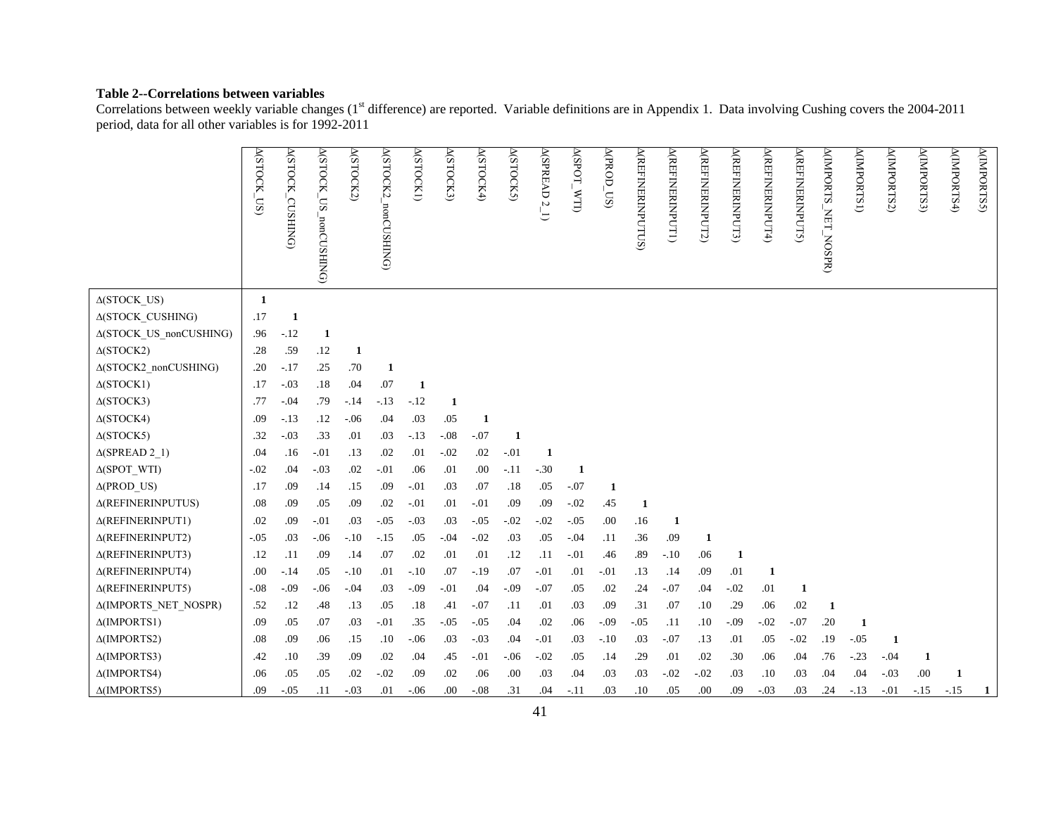**Table 2--Correlations between variables**

Correlations between weekly variable changes (1[st] difference) are reported. Variable definitions are in Appendix 1. Data involving Cushing covers the 2004-2011 period, data for all other variables is for 1992-2011

| | Δ(STOCK_US) | Δ(STOCK_CUSHING) | Δ(STOCK_US_nonCUSHING) | Δ(STOCK2) | Δ(STOCK2_nonCUSHING) | Δ(STOCK1) | Δ(STOCK3) | Δ(STOCK4) | Δ(STOCK5) | Δ(SPREAD 2_1) | Δ(SPOT_WTI) | Δ(PROD_US) | Δ(REFINERINPUTUS) | Δ(REFINERINPUT1) | Δ(REFINERINPUT2) | Δ(REFINERINPUT3) | Δ(REFINERINPUT4) | Δ(REFINERINPUT5) | Δ(IMPORTS_NET_NOSPR) | Δ(IMPORTS1) | Δ(IMPORTS2) | Δ(IMPORTS3) | Δ(IMPORTS4) | Δ(IMPORTS5) |
|---|---|---|---|---|---|---|---|---|---|---|---|---|---|---|---|---|---|---|---|---|---|---|---|---|
| Δ(STOCK_US) | **1** | | | | | | | | | | | | | | | | | | | | | | | |
| Δ(STOCK_CUSHING) | .17 | **1** | | | | | | | | | | | | | | | | | | | | | | |
| Δ(STOCK_US_nonCUSHING) | .96 | -.12 | **1** | | | | | | | | | | | | | | | | | | | | | |
| Δ(STOCK2) | .28 | .59 | .12 | **1** | | | | | | | | | | | | | | | | | | | | |
| Δ(STOCK2_nonCUSHING) | .20 | -.17 | .25 | .70 | **1** | | | | | | | | | | | | | | | | | | | |
| Δ(STOCK1) | .17 | -.03 | .18 | .04 | .07 | **1** | | | | | | | | | | | | | | | | | | |
| Δ(STOCK3) | .77 | -.04 | .79 | -.14 | -.13 | -.12 | **1** | | | | | | | | | | | | | | | | | |
| Δ(STOCK4) | .09 | -.13 | .12 | -.06 | .04 | .03 | .05 | **1** | | | | | | | | | | | | | | | | |
| Δ(STOCK5) | .32 | -.03 | .33 | .01 | .03 | -.13 | -.08 | -.07 | **1** | | | | | | | | | | | | | | | |
| Δ(SPREAD 2_1) | .04 | .16 | -.01 | .13 | .02 | .01 | -.02 | .02 | -.01 | **1** | | | | | | | | | | | | | | |
| Δ(SPOT_WTI) | -.02 | .04 | -.03 | .02 | -.01 | .06 | .01 | .00 | -.11 | -.30 | **1** | | | | | | | | | | | | | |
| Δ(PROD_US) | .17 | .09 | .14 | .15 | .09 | -.01 | .03 | .07 | .18 | .05 | -.07 | **1** | | | | | | | | | | | | |
| Δ(REFINERINPUTUS) | .08 | .09 | .05 | .09 | .02 | -.01 | .01 | -.01 | .09 | .09 | -.02 | .45 | **1** | | | | | | | | | | | |
| Δ(REFINERINPUT1) | .02 | .09 | -.01 | .03 | -.05 | -.03 | .03 | -.05 | -.02 | -.02 | -.05 | .00 | .16 | **1** | | | | | | | | | | |
| Δ(REFINERINPUT2) | -.05 | .03 | -.06 | -.10 | -.15 | .05 | -.04 | -.02 | .03 | .05 | -.04 | .11 | .36 | .09 | **1** | | | | | | | | | |
| Δ(REFINERINPUT3) | .12 | .11 | .09 | .14 | .07 | .02 | .01 | .01 | .12 | .11 | -.01 | .46 | .89 | -.10 | .06 | **1** | | | | | | | | |
| Δ(REFINERINPUT4) | .00 | -.14 | .05 | -.10 | .01 | -.10 | .07 | -.19 | .07 | -.01 | .01 | -.01 | .13 | .14 | .09 | .01 | **1** | | | | | | | |
| Δ(REFINERINPUT5) | -.08 | -.09 | -.06 | -.04 | .03 | -.09 | -.01 | .04 | -.09 | -.07 | .05 | .02 | .24 | -.07 | .04 | -.02 | .01 | **1** | | | | | | |
| Δ(IMPORTS_NET_NOSPR) | .52 | .12 | .48 | .13 | .05 | .18 | .41 | -.07 | .11 | .01 | .03 | .09 | .31 | .07 | .10 | .29 | .06 | .02 | **1** | | | | | |
| Δ(IMPORTS1) | .09 | .05 | .07 | .03 | -.01 | .35 | -.05 | -.05 | .04 | .02 | .06 | -.09 | -.05 | .11 | .10 | -.09 | -.02 | -.07 | .20 | **1** | | | | |
| Δ(IMPORTS2) | .08 | .09 | .06 | .15 | .10 | -.06 | .03 | -.03 | .04 | -.01 | .03 | -.10 | .03 | -.07 | .13 | .01 | .05 | -.02 | .19 | -.05 | **1** | | | |
| Δ(IMPORTS3) | .42 | .10 | .39 | .09 | .02 | .04 | .45 | -.01 | -.06 | -.02 | .05 | .14 | .29 | .01 | .02 | .30 | .06 | .04 | .76 | -.23 | -.04 | **1** | | |
| Δ(IMPORTS4) | .06 | .05 | .05 | .02 | -.02 | .09 | .02 | .06 | .00 | .03 | .04 | .03 | .03 | -.02 | -.02 | .03 | .10 | .03 | .04 | .04 | -.03 | .00 | **1** | |
| Δ(IMPORTS5) | .09 | -.05 | .11 | -.03 | .01 | -.06 | .00 | -.08 | .31 | .04 | -.11 | .03 | .10 | .05 | .00 | .09 | -.03 | .03 | .24 | -.13 | -.01 | -.15 | -.15 | **1** |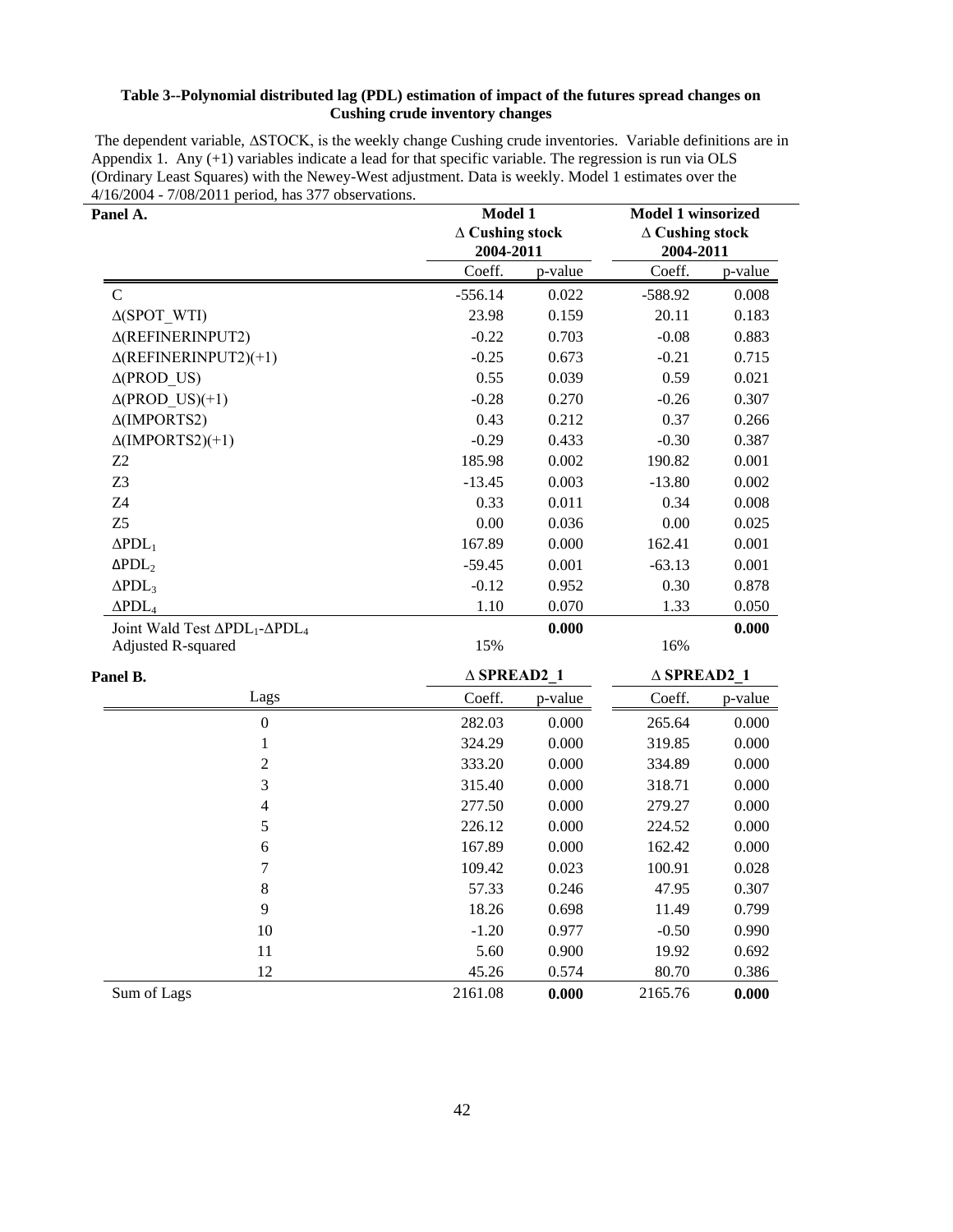**Table 3--Polynomial distributed lag (PDL) estimation of impact of the futures spread changes on Cushing crude inventory changes**

The dependent variable, ΔSTOCK, is the weekly change Cushing crude inventories. Variable definitions are in Appendix 1. Any (+1) variables indicate a lead for that specific variable. The regression is run via OLS (Ordinary Least Squares) with the Newey-West adjustment. Data is weekly. Model 1 estimates over the 4/16/2004 - 7/08/2011 period, has 377 observations.

| Panel A. | Model 1 | | Model 1 winsorized | |
|---|---|---|---|---|
| | Δ Cushing stock 2004-2011 | | Δ Cushing stock 2004-2011 | |
| | Coeff. | p-value | Coeff. | p-value |
| C | -556.14 | 0.022 | -588.92 | 0.008 |
| Δ(SPOT_WTI) | 23.98 | 0.159 | 20.11 | 0.183 |
| Δ(REFINERINPUT2) | -0.22 | 0.703 | -0.08 | 0.883 |
| Δ(REFINERINPUT2)(+1) | -0.25 | 0.673 | -0.21 | 0.715 |
| Δ(PROD_US) | 0.55 | 0.039 | 0.59 | 0.021 |
| Δ(PROD_US)(+1) | -0.28 | 0.270 | -0.26 | 0.307 |
| Δ(IMPORTS2) | 0.43 | 0.212 | 0.37 | 0.266 |
| Δ(IMPORTS2)(+1) | -0.29 | 0.433 | -0.30 | 0.387 |
| Z2 | 185.98 | 0.002 | 190.82 | 0.001 |
| Z3 | -13.45 | 0.003 | -13.80 | 0.002 |
| Z4 | 0.33 | 0.011 | 0.34 | 0.008 |
| Z5 | 0.00 | 0.036 | 0.00 | 0.025 |
| $\Delta PDL_1$ | 167.89 | 0.000 | 162.41 | 0.001 |
| $\Delta PDL_2$ | -59.45 | 0.001 | -63.13 | 0.001 |
| $\Delta PDL_3$ | -0.12 | 0.952 | 0.30 | 0.878 |
| $\Delta PDL_4$ | 1.10 | 0.070 | 1.33 | 0.050 |
| Joint Wald Test $\Delta PDL_1$-$\Delta PDL_4$ | | **0.000** | | **0.000** |
| Adjusted R-squared | 15% | | 16% | |

| Panel B. | Δ SPREAD2_1 | | Δ SPREAD2_1 | |
|---|---|---|---|---|
| Lags | Coeff. | p-value | Coeff. | p-value |
| 0 | 282.03 | 0.000 | 265.64 | 0.000 |
| 1 | 324.29 | 0.000 | 319.85 | 0.000 |
| 2 | 333.20 | 0.000 | 334.89 | 0.000 |
| 3 | 315.40 | 0.000 | 318.71 | 0.000 |
| 4 | 277.50 | 0.000 | 279.27 | 0.000 |
| 5 | 226.12 | 0.000 | 224.52 | 0.000 |
| 6 | 167.89 | 0.000 | 162.42 | 0.000 |
| 7 | 109.42 | 0.023 | 100.91 | 0.028 |
| 8 | 57.33 | 0.246 | 47.95 | 0.307 |
| 9 | 18.26 | 0.698 | 11.49 | 0.799 |
| 10 | -1.20 | 0.977 | -0.50 | 0.990 |
| 11 | 5.60 | 0.900 | 19.92 | 0.692 |
| 12 | 45.26 | 0.574 | 80.70 | 0.386 |
| Sum of Lags | 2161.08 | **0.000** | 2165.76 | **0.000** |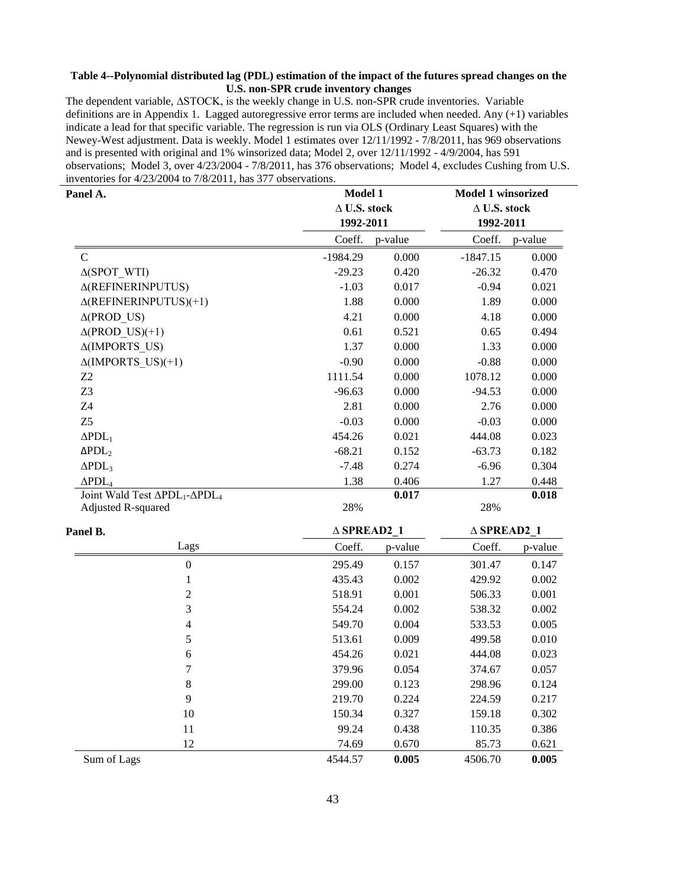**Table 4--Polynomial distributed lag (PDL) estimation of the impact of the futures spread changes on the U.S. non-SPR crude inventory changes**

The dependent variable, ΔSTOCK, is the weekly change in U.S. non-SPR crude inventories. Variable definitions are in Appendix 1. Lagged autoregressive error terms are included when needed. Any (+1) variables indicate a lead for that specific variable. The regression is run via OLS (Ordinary Least Squares) with the Newey-West adjustment. Data is weekly. Model 1 estimates over 12/11/1992 - 7/8/2011, has 969 observations and is presented with original and 1% winsorized data; Model 2, over 12/11/1992 - 4/9/2004, has 591 observations; Model 3, over 4/23/2004 - 7/8/2011, has 376 observations; Model 4, excludes Cushing from U.S. inventories for 4/23/2004 to 7/8/2011, has 377 observations.

| **Panel A.** | **Model 1** | | **Model 1 winsorized** | |
|---|---|---|---|---|
| | **Δ U.S. stock** | | **Δ U.S. stock** | |
| | **1992-2011** | | **1992-2011** | |
| | Coeff. | p-value | Coeff. | p-value |
| C | -1984.29 | 0.000 | -1847.15 | 0.000 |
| Δ(SPOT_WTI) | -29.23 | 0.420 | -26.32 | 0.470 |
| Δ(REFINERINPUTUS) | -1.03 | 0.017 | -0.94 | 0.021 |
| Δ(REFINERINPUTUS)(+1) | 1.88 | 0.000 | 1.89 | 0.000 |
| Δ(PROD_US) | 4.21 | 0.000 | 4.18 | 0.000 |
| Δ(PROD_US)(+1) | 0.61 | 0.521 | 0.65 | 0.494 |
| Δ(IMPORTS_US) | 1.37 | 0.000 | 1.33 | 0.000 |
| Δ(IMPORTS_US)(+1) | -0.90 | 0.000 | -0.88 | 0.000 |
| Z2 | 1111.54 | 0.000 | 1078.12 | 0.000 |
| Z3 | -96.63 | 0.000 | -94.53 | 0.000 |
| Z4 | 2.81 | 0.000 | 2.76 | 0.000 |
| Z5 | -0.03 | 0.000 | -0.03 | 0.000 |
| $\Delta PDL_1$ | 454.26 | 0.021 | 444.08 | 0.023 |
| $\Delta PDL_2$ | -68.21 | 0.152 | -63.73 | 0.182 |
| $\Delta PDL_3$ | -7.48 | 0.274 | -6.96 | 0.304 |
| $\Delta PDL_4$ | 1.38 | 0.406 | 1.27 | 0.448 |
| Joint Wald Test $\Delta PDL_1$-$\Delta PDL_4$ | | **0.017** | | **0.018** |
| Adjusted R-squared | 28% | | 28% | |

| **Panel B.** | **Δ SPREAD2_1** | | **Δ SPREAD2_1** | |
|---|---|---|---|---|
| Lags | Coeff. | p-value | Coeff. | p-value |
| 0 | 295.49 | 0.157 | 301.47 | 0.147 |
| 1 | 435.43 | 0.002 | 429.92 | 0.002 |
| 2 | 518.91 | 0.001 | 506.33 | 0.001 |
| 3 | 554.24 | 0.002 | 538.32 | 0.002 |
| 4 | 549.70 | 0.004 | 533.53 | 0.005 |
| 5 | 513.61 | 0.009 | 499.58 | 0.010 |
| 6 | 454.26 | 0.021 | 444.08 | 0.023 |
| 7 | 379.96 | 0.054 | 374.67 | 0.057 |
| 8 | 299.00 | 0.123 | 298.96 | 0.124 |
| 9 | 219.70 | 0.224 | 224.59 | 0.217 |
| 10 | 150.34 | 0.327 | 159.18 | 0.302 |
| 11 | 99.24 | 0.438 | 110.35 | 0.386 |
| 12 | 74.69 | 0.670 | 85.73 | 0.621 |
| Sum of Lags | 4544.57 | **0.005** | 4506.70 | **0.005** |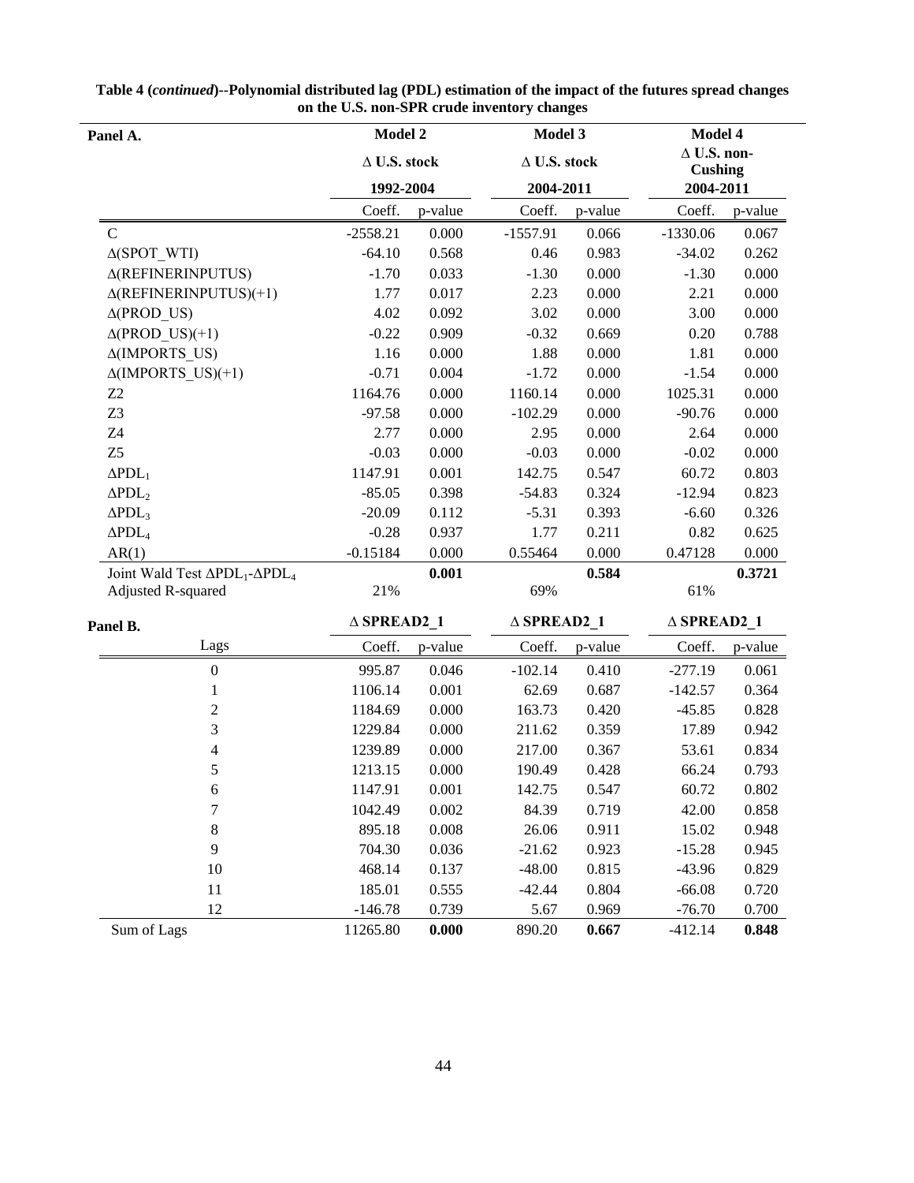**Table 4 (*continued*)--Polynomial distributed lag (PDL) estimation of the impact of the futures spread changes on the U.S. non-SPR crude inventory changes**

| Panel A. | Model 2 | | Model 3 | | Model 4 | |
|---|---|---|---|---|---|---|
| | Δ U.S. stock | | Δ U.S. stock | | Δ U.S. non-Cushing | |
| | 1992-2004 | | 2004-2011 | | 2004-2011 | |
| | Coeff. | p-value | Coeff. | p-value | Coeff. | p-value |
| C | -2558.21 | 0.000 | -1557.91 | 0.066 | -1330.06 | 0.067 |
| Δ(SPOT_WTI) | -64.10 | 0.568 | 0.46 | 0.983 | -34.02 | 0.262 |
| Δ(REFINERINPUTUS) | -1.70 | 0.033 | -1.30 | 0.000 | -1.30 | 0.000 |
| Δ(REFINERINPUTUS)(+1) | 1.77 | 0.017 | 2.23 | 0.000 | 2.21 | 0.000 |
| Δ(PROD_US) | 4.02 | 0.092 | 3.02 | 0.000 | 3.00 | 0.000 |
| Δ(PROD_US)(+1) | -0.22 | 0.909 | -0.32 | 0.669 | 0.20 | 0.788 |
| Δ(IMPORTS_US) | 1.16 | 0.000 | 1.88 | 0.000 | 1.81 | 0.000 |
| Δ(IMPORTS_US)(+1) | -0.71 | 0.004 | -1.72 | 0.000 | -1.54 | 0.000 |
| Z2 | 1164.76 | 0.000 | 1160.14 | 0.000 | 1025.31 | 0.000 |
| Z3 | -97.58 | 0.000 | -102.29 | 0.000 | -90.76 | 0.000 |
| Z4 | 2.77 | 0.000 | 2.95 | 0.000 | 2.64 | 0.000 |
| Z5 | -0.03 | 0.000 | -0.03 | 0.000 | -0.02 | 0.000 |
| $\Delta PDL_1$ | 1147.91 | 0.001 | 142.75 | 0.547 | 60.72 | 0.803 |
| $\Delta PDL_2$ | -85.05 | 0.398 | -54.83 | 0.324 | -12.94 | 0.823 |
| $\Delta PDL_3$ | -20.09 | 0.112 | -5.31 | 0.393 | -6.60 | 0.326 |
| $\Delta PDL_4$ | -0.28 | 0.937 | 1.77 | 0.211 | 0.82 | 0.625 |
| AR(1) | -0.15184 | 0.000 | 0.55464 | 0.000 | 0.47128 | 0.000 |
| Joint Wald Test $\Delta PDL_1$-$\Delta PDL_4$ | | **0.001** | | **0.584** | | **0.3721** |
| Adjusted R-squared | 21% | | 69% | | 61% | |

| Panel B. | Δ SPREAD2_1 | | Δ SPREAD2_1 | | Δ SPREAD2_1 | |
|---|---|---|---|---|---|---|
| Lags | Coeff. | p-value | Coeff. | p-value | Coeff. | p-value |
| 0 | 995.87 | 0.046 | -102.14 | 0.410 | -277.19 | 0.061 |
| 1 | 1106.14 | 0.001 | 62.69 | 0.687 | -142.57 | 0.364 |
| 2 | 1184.69 | 0.000 | 163.73 | 0.420 | -45.85 | 0.828 |
| 3 | 1229.84 | 0.000 | 211.62 | 0.359 | 17.89 | 0.942 |
| 4 | 1239.89 | 0.000 | 217.00 | 0.367 | 53.61 | 0.834 |
| 5 | 1213.15 | 0.000 | 190.49 | 0.428 | 66.24 | 0.793 |
| 6 | 1147.91 | 0.001 | 142.75 | 0.547 | 60.72 | 0.802 |
| 7 | 1042.49 | 0.002 | 84.39 | 0.719 | 42.00 | 0.858 |
| 8 | 895.18 | 0.008 | 26.06 | 0.911 | 15.02 | 0.948 |
| 9 | 704.30 | 0.036 | -21.62 | 0.923 | -15.28 | 0.945 |
| 10 | 468.14 | 0.137 | -48.00 | 0.815 | -43.96 | 0.829 |
| 11 | 185.01 | 0.555 | -42.44 | 0.804 | -66.08 | 0.720 |
| 12 | -146.78 | 0.739 | 5.67 | 0.969 | -76.70 | 0.700 |
| Sum of Lags | 11265.80 | **0.000** | 890.20 | **0.667** | -412.14 | **0.848** |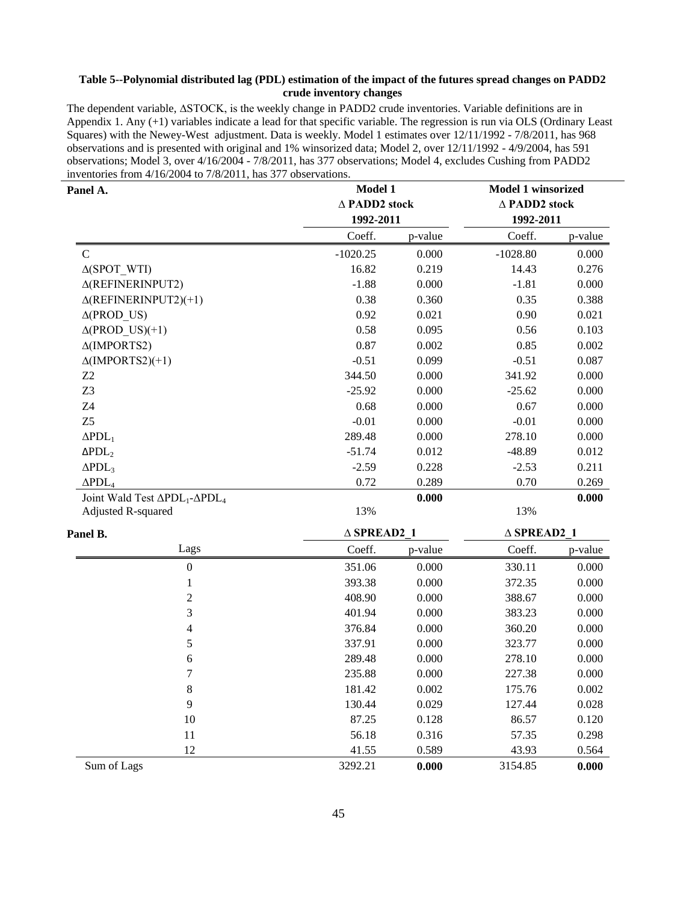**Table 5--Polynomial distributed lag (PDL) estimation of the impact of the futures spread changes on PADD2 crude inventory changes**

The dependent variable, ΔSTOCK, is the weekly change in PADD2 crude inventories. Variable definitions are in Appendix 1. Any (+1) variables indicate a lead for that specific variable. The regression is run via OLS (Ordinary Least Squares) with the Newey-West adjustment. Data is weekly. Model 1 estimates over 12/11/1992 - 7/8/2011, has 968 observations and is presented with original and 1% winsorized data; Model 2, over 12/11/1992 - 4/9/2004, has 591 observations; Model 3, over 4/16/2004 - 7/8/2011, has 377 observations; Model 4, excludes Cushing from PADD2 inventories from 4/16/2004 to 7/8/2011, has 377 observations.

| Panel A. | Model 1 | | Model 1 winsorized | |
|---|---|---|---|---|
| | Δ PADD2 stock | | Δ PADD2 stock | |
| | 1992-2011 | | 1992-2011 | |
| | Coeff. | p-value | Coeff. | p-value |
| C | -1020.25 | 0.000 | -1028.80 | 0.000 |
| Δ(SPOT_WTI) | 16.82 | 0.219 | 14.43 | 0.276 |
| Δ(REFINERINPUT2) | -1.88 | 0.000 | -1.81 | 0.000 |
| Δ(REFINERINPUT2)(+1) | 0.38 | 0.360 | 0.35 | 0.388 |
| Δ(PROD_US) | 0.92 | 0.021 | 0.90 | 0.021 |
| Δ(PROD_US)(+1) | 0.58 | 0.095 | 0.56 | 0.103 |
| Δ(IMPORTS2) | 0.87 | 0.002 | 0.85 | 0.002 |
| Δ(IMPORTS2)(+1) | -0.51 | 0.099 | -0.51 | 0.087 |
| Z2 | 344.50 | 0.000 | 341.92 | 0.000 |
| Z3 | -25.92 | 0.000 | -25.62 | 0.000 |
| Z4 | 0.68 | 0.000 | 0.67 | 0.000 |
| Z5 | -0.01 | 0.000 | -0.01 | 0.000 |
| $\Delta PDL_1$ | 289.48 | 0.000 | 278.10 | 0.000 |
| $\Delta PDL_2$ | -51.74 | 0.012 | -48.89 | 0.012 |
| $\Delta PDL_3$ | -2.59 | 0.228 | -2.53 | 0.211 |
| $\Delta PDL_4$ | 0.72 | 0.289 | 0.70 | 0.269 |
| Joint Wald Test $\Delta PDL_1$-$\Delta PDL_4$ | | **0.000** | | **0.000** |
| Adjusted R-squared | 13% | | 13% | |

| Panel B. | Δ SPREAD2_1 | | Δ SPREAD2_1 | |
|---|---|---|---|---|
| Lags | Coeff. | p-value | Coeff. | p-value |
| 0 | 351.06 | 0.000 | 330.11 | 0.000 |
| 1 | 393.38 | 0.000 | 372.35 | 0.000 |
| 2 | 408.90 | 0.000 | 388.67 | 0.000 |
| 3 | 401.94 | 0.000 | 383.23 | 0.000 |
| 4 | 376.84 | 0.000 | 360.20 | 0.000 |
| 5 | 337.91 | 0.000 | 323.77 | 0.000 |
| 6 | 289.48 | 0.000 | 278.10 | 0.000 |
| 7 | 235.88 | 0.000 | 227.38 | 0.000 |
| 8 | 181.42 | 0.002 | 175.76 | 0.002 |
| 9 | 130.44 | 0.029 | 127.44 | 0.028 |
| 10 | 87.25 | 0.128 | 86.57 | 0.120 |
| 11 | 56.18 | 0.316 | 57.35 | 0.298 |
| 12 | 41.55 | 0.589 | 43.93 | 0.564 |
| Sum of Lags | 3292.21 | **0.000** | 3154.85 | **0.000** |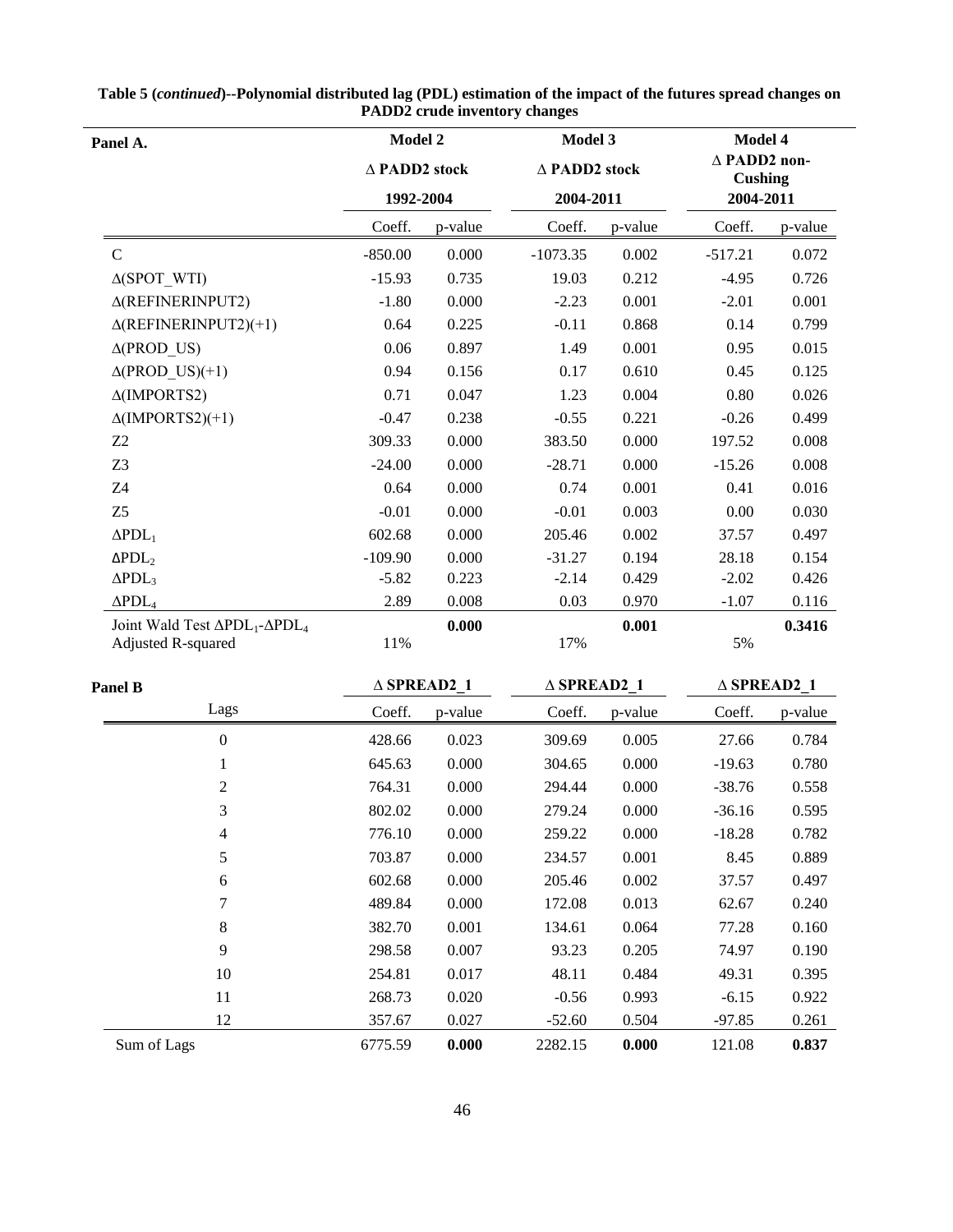**Table 5 (*continued*)--Polynomial distributed lag (PDL) estimation of the impact of the futures spread changes on PADD2 crude inventory changes**

| Panel A. | Model 2 | | Model 3 | | Model 4 | |
|---|---|---|---|---|---|---|
| | Δ PADD2 stock | | Δ PADD2 stock | | Δ PADD2 non-Cushing | |
| | 1992-2004 | | 2004-2011 | | 2004-2011 | |
| | Coeff. | p-value | Coeff. | p-value | Coeff. | p-value |
| C | -850.00 | 0.000 | -1073.35 | 0.002 | -517.21 | 0.072 |
| Δ(SPOT_WTI) | -15.93 | 0.735 | 19.03 | 0.212 | -4.95 | 0.726 |
| Δ(REFINERINPUT2) | -1.80 | 0.000 | -2.23 | 0.001 | -2.01 | 0.001 |
| Δ(REFINERINPUT2)(+1) | 0.64 | 0.225 | -0.11 | 0.868 | 0.14 | 0.799 |
| Δ(PROD_US) | 0.06 | 0.897 | 1.49 | 0.001 | 0.95 | 0.015 |
| Δ(PROD_US)(+1) | 0.94 | 0.156 | 0.17 | 0.610 | 0.45 | 0.125 |
| Δ(IMPORTS2) | 0.71 | 0.047 | 1.23 | 0.004 | 0.80 | 0.026 |
| Δ(IMPORTS2)(+1) | -0.47 | 0.238 | -0.55 | 0.221 | -0.26 | 0.499 |
| Z2 | 309.33 | 0.000 | 383.50 | 0.000 | 197.52 | 0.008 |
| Z3 | -24.00 | 0.000 | -28.71 | 0.000 | -15.26 | 0.008 |
| Z4 | 0.64 | 0.000 | 0.74 | 0.001 | 0.41 | 0.016 |
| Z5 | -0.01 | 0.000 | -0.01 | 0.003 | 0.00 | 0.030 |
| $\Delta PDL_1$ | 602.68 | 0.000 | 205.46 | 0.002 | 37.57 | 0.497 |
| $\Delta PDL_2$ | -109.90 | 0.000 | -31.27 | 0.194 | 28.18 | 0.154 |
| $\Delta PDL_3$ | -5.82 | 0.223 | -2.14 | 0.429 | -2.02 | 0.426 |
| $\Delta PDL_4$ | 2.89 | 0.008 | 0.03 | 0.970 | -1.07 | 0.116 |
| Joint Wald Test $\Delta PDL_1$-$\Delta PDL_4$ | | **0.000** | | **0.001** | | **0.3416** |
| Adjusted R-squared | 11% | | 17% | | 5% | |

| Panel B | Δ SPREAD2_1 | | Δ SPREAD2_1 | | Δ SPREAD2_1 | |
|---|---|---|---|---|---|---|
| Lags | Coeff. | p-value | Coeff. | p-value | Coeff. | p-value |
| 0 | 428.66 | 0.023 | 309.69 | 0.005 | 27.66 | 0.784 |
| 1 | 645.63 | 0.000 | 304.65 | 0.000 | -19.63 | 0.780 |
| 2 | 764.31 | 0.000 | 294.44 | 0.000 | -38.76 | 0.558 |
| 3 | 802.02 | 0.000 | 279.24 | 0.000 | -36.16 | 0.595 |
| 4 | 776.10 | 0.000 | 259.22 | 0.000 | -18.28 | 0.782 |
| 5 | 703.87 | 0.000 | 234.57 | 0.001 | 8.45 | 0.889 |
| 6 | 602.68 | 0.000 | 205.46 | 0.002 | 37.57 | 0.497 |
| 7 | 489.84 | 0.000 | 172.08 | 0.013 | 62.67 | 0.240 |
| 8 | 382.70 | 0.001 | 134.61 | 0.064 | 77.28 | 0.160 |
| 9 | 298.58 | 0.007 | 93.23 | 0.205 | 74.97 | 0.190 |
| 10 | 254.81 | 0.017 | 48.11 | 0.484 | 49.31 | 0.395 |
| 11 | 268.73 | 0.020 | -0.56 | 0.993 | -6.15 | 0.922 |
| 12 | 357.67 | 0.027 | -52.60 | 0.504 | -97.85 | 0.261 |
| Sum of Lags | 6775.59 | **0.000** | 2282.15 | **0.000** | 121.08 | **0.837** |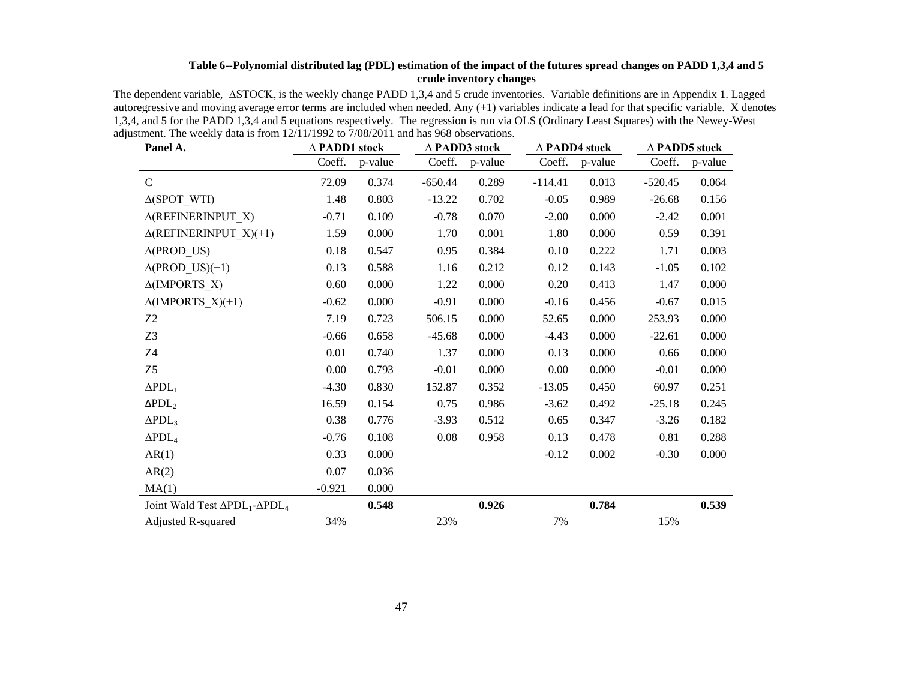**Table 6--Polynomial distributed lag (PDL) estimation of the impact of the futures spread changes on PADD 1,3,4 and 5 crude inventory changes**

The dependent variable, ΔSTOCK, is the weekly change PADD 1,3,4 and 5 crude inventories. Variable definitions are in Appendix 1. Lagged autoregressive and moving average error terms are included when needed. Any (+1) variables indicate a lead for that specific variable. X denotes 1,3,4, and 5 for the PADD 1,3,4 and 5 equations respectively. The regression is run via OLS (Ordinary Least Squares) with the Newey-West adjustment. The weekly data is from 12/11/1992 to 7/08/2011 and has 968 observations.

| Panel A. | Δ PADD1 stock | | Δ PADD3 stock | | Δ PADD4 stock | | Δ PADD5 stock | |
|---|---|---|---|---|---|---|---|---|
| | Coeff. | p-value | Coeff. | p-value | Coeff. | p-value | Coeff. | p-value |
| C | 72.09 | 0.374 | -650.44 | 0.289 | -114.41 | 0.013 | -520.45 | 0.064 |
| Δ(SPOT_WTI) | 1.48 | 0.803 | -13.22 | 0.702 | -0.05 | 0.989 | -26.68 | 0.156 |
| Δ(REFINERINPUT_X) | -0.71 | 0.109 | -0.78 | 0.070 | -2.00 | 0.000 | -2.42 | 0.001 |
| Δ(REFINERINPUT_X)(+1) | 1.59 | 0.000 | 1.70 | 0.001 | 1.80 | 0.000 | 0.59 | 0.391 |
| Δ(PROD_US) | 0.18 | 0.547 | 0.95 | 0.384 | 0.10 | 0.222 | 1.71 | 0.003 |
| Δ(PROD_US)(+1) | 0.13 | 0.588 | 1.16 | 0.212 | 0.12 | 0.143 | -1.05 | 0.102 |
| Δ(IMPORTS_X) | 0.60 | 0.000 | 1.22 | 0.000 | 0.20 | 0.413 | 1.47 | 0.000 |
| Δ(IMPORTS_X)(+1) | -0.62 | 0.000 | -0.91 | 0.000 | -0.16 | 0.456 | -0.67 | 0.015 |
| Z2 | 7.19 | 0.723 | 506.15 | 0.000 | 52.65 | 0.000 | 253.93 | 0.000 |
| Z3 | -0.66 | 0.658 | -45.68 | 0.000 | -4.43 | 0.000 | -22.61 | 0.000 |
| Z4 | 0.01 | 0.740 | 1.37 | 0.000 | 0.13 | 0.000 | 0.66 | 0.000 |
| Z5 | 0.00 | 0.793 | -0.01 | 0.000 | 0.00 | 0.000 | -0.01 | 0.000 |
| $\Delta PDL_1$ | -4.30 | 0.830 | 152.87 | 0.352 | -13.05 | 0.450 | 60.97 | 0.251 |
| $\Delta PDL_2$ | 16.59 | 0.154 | 0.75 | 0.986 | -3.62 | 0.492 | -25.18 | 0.245 |
| $\Delta PDL_3$ | 0.38 | 0.776 | -3.93 | 0.512 | 0.65 | 0.347 | -3.26 | 0.182 |
| $\Delta PDL_4$ | -0.76 | 0.108 | 0.08 | 0.958 | 0.13 | 0.478 | 0.81 | 0.288 |
| AR(1) | 0.33 | 0.000 | | | -0.12 | 0.002 | -0.30 | 0.000 |
| AR(2) | 0.07 | 0.036 | | | | | | |
| MA(1) | -0.921 | 0.000 | | | | | | |
| Joint Wald Test $\Delta PDL_1$-$\Delta PDL_4$ | | **0.548** | | **0.926** | | **0.784** | | **0.539** |
| Adjusted R-squared | 34% | | 23% | | 7% | | 15% | |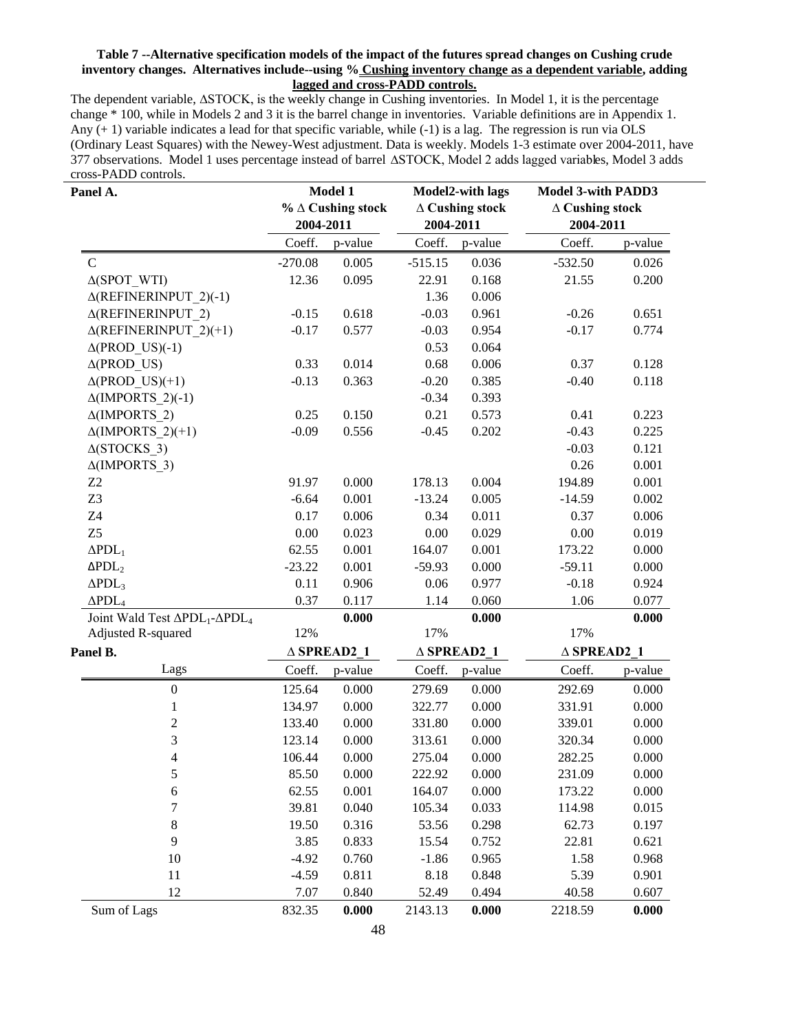**Table 7 --Alternative specification models of the impact of the futures spread changes on Cushing crude inventory changes. Alternatives include--using % Cushing inventory change as a dependent variable, adding lagged and cross-PADD controls.**

The dependent variable, ΔSTOCK, is the weekly change in Cushing inventories. In Model 1, it is the percentage change * 100, while in Models 2 and 3 it is the barrel change in inventories. Variable definitions are in Appendix 1. Any (+ 1) variable indicates a lead for that specific variable, while (-1) is a lag. The regression is run via OLS (Ordinary Least Squares) with the Newey-West adjustment. Data is weekly. Models 1-3 estimate over 2004-2011, have 377 observations. Model 1 uses percentage instead of barrel ΔSTOCK, Model 2 adds lagged variables, Model 3 adds cross-PADD controls.

| Panel A. | Model 1 | | Model2-with lags | | Model 3-with PADD3 | |
|---|---|---|---|---|---|---|
| | % Δ Cushing stock | | Δ Cushing stock | | Δ Cushing stock | |
| | 2004-2011 | | 2004-2011 | | 2004-2011 | |
| | Coeff. | p-value | Coeff. | p-value | Coeff. | p-value |
| C | -270.08 | 0.005 | -515.15 | 0.036 | -532.50 | 0.026 |
| Δ(SPOT_WTI) | 12.36 | 0.095 | 22.91 | 0.168 | 21.55 | 0.200 |
| Δ(REFINERINPUT_2)(-1) | | | 1.36 | 0.006 | | |
| Δ(REFINERINPUT_2) | -0.15 | 0.618 | -0.03 | 0.961 | -0.26 | 0.651 |
| Δ(REFINERINPUT_2)(+1) | -0.17 | 0.577 | -0.03 | 0.954 | -0.17 | 0.774 |
| Δ(PROD_US)(-1) | | | 0.53 | 0.064 | | |
| Δ(PROD_US) | 0.33 | 0.014 | 0.68 | 0.006 | 0.37 | 0.128 |
| Δ(PROD_US)(+1) | -0.13 | 0.363 | -0.20 | 0.385 | -0.40 | 0.118 |
| Δ(IMPORTS_2)(-1) | | | -0.34 | 0.393 | | |
| Δ(IMPORTS_2) | 0.25 | 0.150 | 0.21 | 0.573 | 0.41 | 0.223 |
| Δ(IMPORTS_2)(+1) | -0.09 | 0.556 | -0.45 | 0.202 | -0.43 | 0.225 |
| Δ(STOCKS_3) | | | | | -0.03 | 0.121 |
| Δ(IMPORTS_3) | | | | | 0.26 | 0.001 |
| Z2 | 91.97 | 0.000 | 178.13 | 0.004 | 194.89 | 0.001 |
| Z3 | -6.64 | 0.001 | -13.24 | 0.005 | -14.59 | 0.002 |
| Z4 | 0.17 | 0.006 | 0.34 | 0.011 | 0.37 | 0.006 |
| Z5 | 0.00 | 0.023 | 0.00 | 0.029 | 0.00 | 0.019 |
| $\Delta PDL_1$ | 62.55 | 0.001 | 164.07 | 0.001 | 173.22 | 0.000 |
| $\Delta PDL_2$ | -23.22 | 0.001 | -59.93 | 0.000 | -59.11 | 0.000 |
| $\Delta PDL_3$ | 0.11 | 0.906 | 0.06 | 0.977 | -0.18 | 0.924 |
| $\Delta PDL_4$ | 0.37 | 0.117 | 1.14 | 0.060 | 1.06 | 0.077 |
| Joint Wald Test $\Delta PDL_1$-$\Delta PDL_4$ | | **0.000** | | **0.000** | | **0.000** |
| Adjusted R-squared | 12% | | 17% | | 17% | |

| Panel B. | Δ SPREAD2_1 | | Δ SPREAD2_1 | | Δ SPREAD2_1 | |
|---|---|---|---|---|---|---|
| Lags | Coeff. | p-value | Coeff. | p-value | Coeff. | p-value |
| 0 | 125.64 | 0.000 | 279.69 | 0.000 | 292.69 | 0.000 |
| 1 | 134.97 | 0.000 | 322.77 | 0.000 | 331.91 | 0.000 |
| 2 | 133.40 | 0.000 | 331.80 | 0.000 | 339.01 | 0.000 |
| 3 | 123.14 | 0.000 | 313.61 | 0.000 | 320.34 | 0.000 |
| 4 | 106.44 | 0.000 | 275.04 | 0.000 | 282.25 | 0.000 |
| 5 | 85.50 | 0.000 | 222.92 | 0.000 | 231.09 | 0.000 |
| 6 | 62.55 | 0.001 | 164.07 | 0.000 | 173.22 | 0.000 |
| 7 | 39.81 | 0.040 | 105.34 | 0.033 | 114.98 | 0.015 |
| 8 | 19.50 | 0.316 | 53.56 | 0.298 | 62.73 | 0.197 |
| 9 | 3.85 | 0.833 | 15.54 | 0.752 | 22.81 | 0.621 |
| 10 | -4.92 | 0.760 | -1.86 | 0.965 | 1.58 | 0.968 |
| 11 | -4.59 | 0.811 | 8.18 | 0.848 | 5.39 | 0.901 |
| 12 | 7.07 | 0.840 | 52.49 | 0.494 | 40.58 | 0.607 |
| Sum of Lags | 832.35 | **0.000** | 2143.13 | **0.000** | 2218.59 | **0.000** |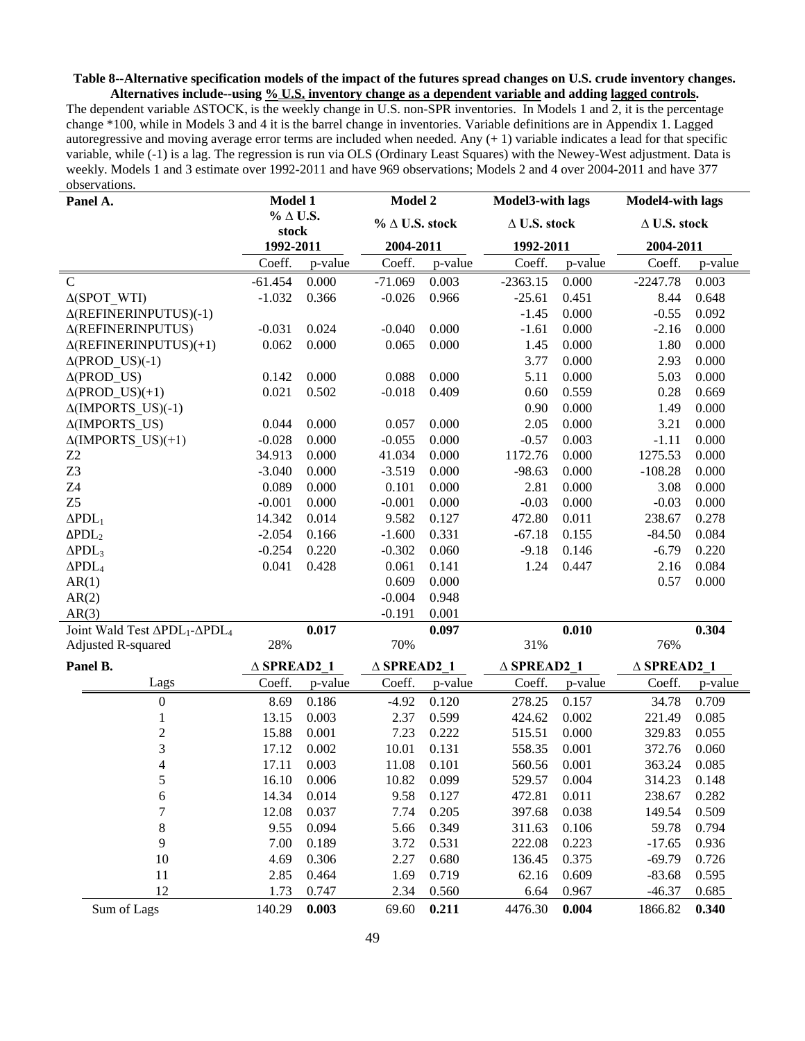**Table 8--Alternative specification models of the impact of the futures spread changes on U.S. crude inventory changes. Alternatives include--using % U.S. inventory change as a dependent variable and adding lagged controls.**

The dependent variable ΔSTOCK, is the weekly change in U.S. non-SPR inventories. In Models 1 and 2, it is the percentage change *100, while in Models 3 and 4 it is the barrel change in inventories. Variable definitions are in Appendix 1. Lagged autoregressive and moving average error terms are included when needed. Any (+ 1) variable indicates a lead for that specific variable, while (-1) is a lag. The regression is run via OLS (Ordinary Least Squares) with the Newey-West adjustment. Data is weekly. Models 1 and 3 estimate over 1992-2011 and have 969 observations; Models 2 and 4 over 2004-2011 and have 377 observations.

| Panel A. | Model 1 | | Model 2 | | Model3-with lags | | Model4-with lags | |
|---|---|---|---|---|---|---|---|---|
| | % Δ U.S. stock | | % Δ U.S. stock | | Δ U.S. stock | | Δ U.S. stock | |
| | 1992-2011 | | 2004-2011 | | 1992-2011 | | 2004-2011 | |
| | Coeff. | p-value | Coeff. | p-value | Coeff. | p-value | Coeff. | p-value |
| C | -61.454 | 0.000 | -71.069 | 0.003 | -2363.15 | 0.000 | -2247.78 | 0.003 |
| Δ(SPOT_WTI) | -1.032 | 0.366 | -0.026 | 0.966 | -25.61 | 0.451 | 8.44 | 0.648 |
| Δ(REFINERINPUTUS)(-1) | | | | | -1.45 | 0.000 | -0.55 | 0.092 |
| Δ(REFINERINPUTUS) | -0.031 | 0.024 | -0.040 | 0.000 | -1.61 | 0.000 | -2.16 | 0.000 |
| Δ(REFINERINPUTUS)(+1) | 0.062 | 0.000 | 0.065 | 0.000 | 1.45 | 0.000 | 1.80 | 0.000 |
| Δ(PROD_US)(-1) | | | | | 3.77 | 0.000 | 2.93 | 0.000 |
| Δ(PROD_US) | 0.142 | 0.000 | 0.088 | 0.000 | 5.11 | 0.000 | 5.03 | 0.000 |
| Δ(PROD_US)(+1) | 0.021 | 0.502 | -0.018 | 0.409 | 0.60 | 0.559 | 0.28 | 0.669 |
| Δ(IMPORTS_US)(-1) | | | | | 0.90 | 0.000 | 1.49 | 0.000 |
| Δ(IMPORTS_US) | 0.044 | 0.000 | 0.057 | 0.000 | 2.05 | 0.000 | 3.21 | 0.000 |
| Δ(IMPORTS_US)(+1) | -0.028 | 0.000 | -0.055 | 0.000 | -0.57 | 0.003 | -1.11 | 0.000 |
| Z2 | 34.913 | 0.000 | 41.034 | 0.000 | 1172.76 | 0.000 | 1275.53 | 0.000 |
| Z3 | -3.040 | 0.000 | -3.519 | 0.000 | -98.63 | 0.000 | -108.28 | 0.000 |
| Z4 | 0.089 | 0.000 | 0.101 | 0.000 | 2.81 | 0.000 | 3.08 | 0.000 |
| Z5 | -0.001 | 0.000 | -0.001 | 0.000 | -0.03 | 0.000 | -0.03 | 0.000 |
| $\Delta PDL_1$ | 14.342 | 0.014 | 9.582 | 0.127 | 472.80 | 0.011 | 238.67 | 0.278 |
| $\Delta PDL_2$ | -2.054 | 0.166 | -1.600 | 0.331 | -67.18 | 0.155 | -84.50 | 0.084 |
| $\Delta PDL_3$ | -0.254 | 0.220 | -0.302 | 0.060 | -9.18 | 0.146 | -6.79 | 0.220 |
| $\Delta PDL_4$ | 0.041 | 0.428 | 0.061 | 0.141 | 1.24 | 0.447 | 2.16 | 0.084 |
| AR(1) | | | 0.609 | 0.000 | | | 0.57 | 0.000 |
| AR(2) | | | -0.004 | 0.948 | | | | |
| AR(3) | | | -0.191 | 0.001 | | | | |
| Joint Wald Test $\Delta PDL_1$-$\Delta PDL_4$ | | **0.017** | | **0.097** | | **0.010** | | **0.304** |
| Adjusted R-squared | 28% | | 70% | | 31% | | 76% | |

| Panel B. | Δ SPREAD2_1 | | Δ SPREAD2_1 | | Δ SPREAD2_1 | | Δ SPREAD2_1 | |
|---|---|---|---|---|---|---|---|---|
| Lags | Coeff. | p-value | Coeff. | p-value | Coeff. | p-value | Coeff. | p-value |
| 0 | 8.69 | 0.186 | -4.92 | 0.120 | 278.25 | 0.157 | 34.78 | 0.709 |
| 1 | 13.15 | 0.003 | 2.37 | 0.599 | 424.62 | 0.002 | 221.49 | 0.085 |
| 2 | 15.88 | 0.001 | 7.23 | 0.222 | 515.51 | 0.000 | 329.83 | 0.055 |
| 3 | 17.12 | 0.002 | 10.01 | 0.131 | 558.35 | 0.001 | 372.76 | 0.060 |
| 4 | 17.11 | 0.003 | 11.08 | 0.101 | 560.56 | 0.001 | 363.24 | 0.085 |
| 5 | 16.10 | 0.006 | 10.82 | 0.099 | 529.57 | 0.004 | 314.23 | 0.148 |
| 6 | 14.34 | 0.014 | 9.58 | 0.127 | 472.81 | 0.011 | 238.67 | 0.282 |
| 7 | 12.08 | 0.037 | 7.74 | 0.205 | 397.68 | 0.038 | 149.54 | 0.509 |
| 8 | 9.55 | 0.094 | 5.66 | 0.349 | 311.63 | 0.106 | 59.78 | 0.794 |
| 9 | 7.00 | 0.189 | 3.72 | 0.531 | 222.08 | 0.223 | -17.65 | 0.936 |
| 10 | 4.69 | 0.306 | 2.27 | 0.680 | 136.45 | 0.375 | -69.79 | 0.726 |
| 11 | 2.85 | 0.464 | 1.69 | 0.719 | 62.16 | 0.609 | -83.68 | 0.595 |
| 12 | 1.73 | 0.747 | 2.34 | 0.560 | 6.64 | 0.967 | -46.37 | 0.685 |
| Sum of Lags | 140.29 | **0.003** | 69.60 | **0.211** | 4476.30 | **0.004** | 1866.82 | **0.340** |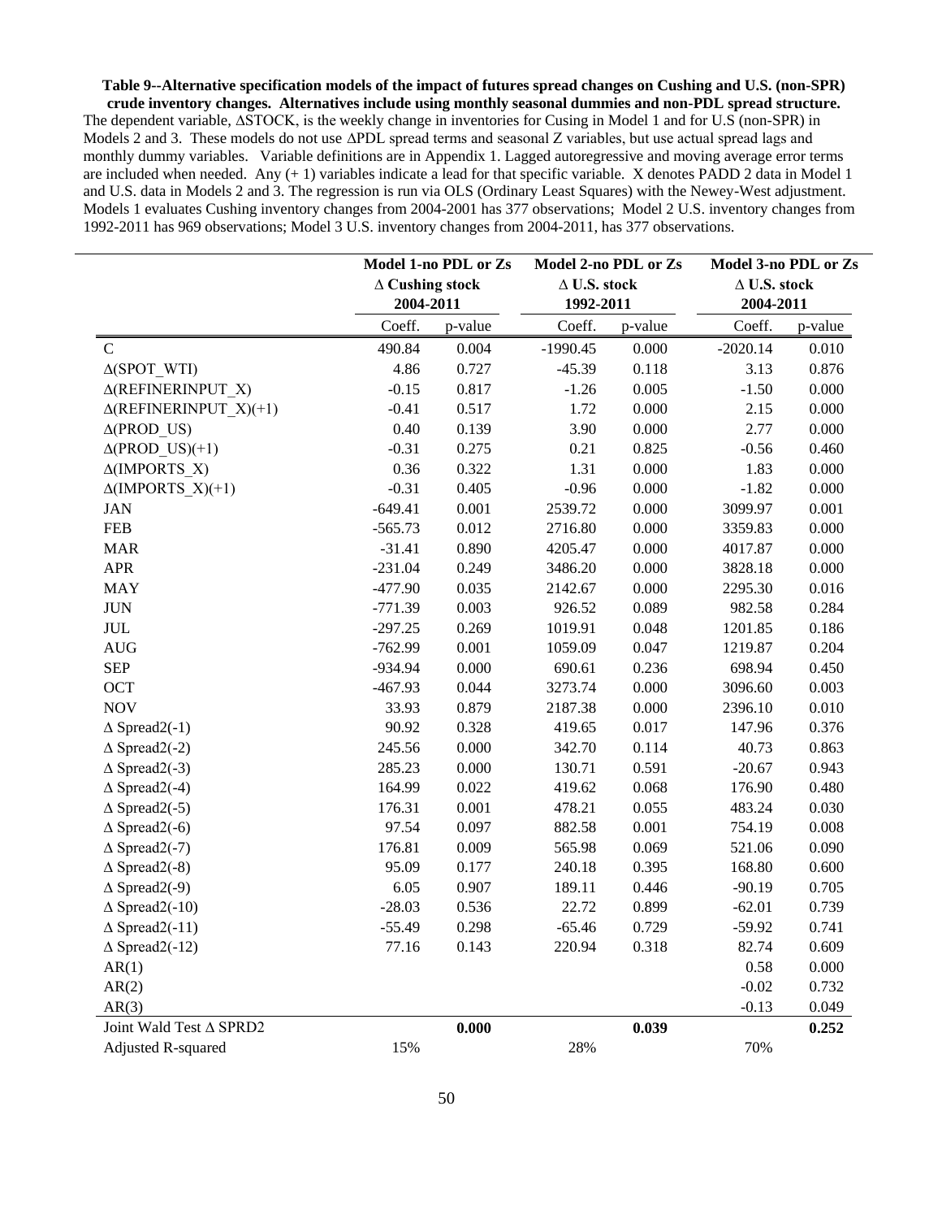**Table 9--Alternative specification models of the impact of futures spread changes on Cushing and U.S. (non-SPR) crude inventory changes. Alternatives include using monthly seasonal dummies and non-PDL spread structure.**

The dependent variable, ΔSTOCK, is the weekly change in inventories for Cusing in Model 1 and for U.S (non-SPR) in Models 2 and 3. These models do not use ΔPDL spread terms and seasonal Z variables, but use actual spread lags and monthly dummy variables. Variable definitions are in Appendix 1. Lagged autoregressive and moving average error terms are included when needed. Any (+ 1) variables indicate a lead for that specific variable. X denotes PADD 2 data in Model 1 and U.S. data in Models 2 and 3. The regression is run via OLS (Ordinary Least Squares) with the Newey-West adjustment. Models 1 evaluates Cushing inventory changes from 2004-2001 has 377 observations; Model 2 U.S. inventory changes from 1992-2011 has 969 observations; Model 3 U.S. inventory changes from 2004-2011, has 377 observations.

| | Model 1-no PDL or Zs Δ Cushing stock 2004-2011 | | Model 2-no PDL or Zs Δ U.S. stock 1992-2011 | | Model 3-no PDL or Zs Δ U.S. stock 2004-2011 | |
|---|---|---|---|---|---|---|
| | Coeff. | p-value | Coeff. | p-value | Coeff. | p-value |
| C | 490.84 | 0.004 | -1990.45 | 0.000 | -2020.14 | 0.010 |
| Δ(SPOT_WTI) | 4.86 | 0.727 | -45.39 | 0.118 | 3.13 | 0.876 |
| Δ(REFINERINPUT_X) | -0.15 | 0.817 | -1.26 | 0.005 | -1.50 | 0.000 |
| Δ(REFINERINPUT_X)(+1) | -0.41 | 0.517 | 1.72 | 0.000 | 2.15 | 0.000 |
| Δ(PROD_US) | 0.40 | 0.139 | 3.90 | 0.000 | 2.77 | 0.000 |
| Δ(PROD_US)(+1) | -0.31 | 0.275 | 0.21 | 0.825 | -0.56 | 0.460 |
| Δ(IMPORTS_X) | 0.36 | 0.322 | 1.31 | 0.000 | 1.83 | 0.000 |
| Δ(IMPORTS_X)(+1) | -0.31 | 0.405 | -0.96 | 0.000 | -1.82 | 0.000 |
| JAN | -649.41 | 0.001 | 2539.72 | 0.000 | 3099.97 | 0.001 |
| FEB | -565.73 | 0.012 | 2716.80 | 0.000 | 3359.83 | 0.000 |
| MAR | -31.41 | 0.890 | 4205.47 | 0.000 | 4017.87 | 0.000 |
| APR | -231.04 | 0.249 | 3486.20 | 0.000 | 3828.18 | 0.000 |
| MAY | -477.90 | 0.035 | 2142.67 | 0.000 | 2295.30 | 0.016 |
| JUN | -771.39 | 0.003 | 926.52 | 0.089 | 982.58 | 0.284 |
| JUL | -297.25 | 0.269 | 1019.91 | 0.048 | 1201.85 | 0.186 |
| AUG | -762.99 | 0.001 | 1059.09 | 0.047 | 1219.87 | 0.204 |
| SEP | -934.94 | 0.000 | 690.61 | 0.236 | 698.94 | 0.450 |
| OCT | -467.93 | 0.044 | 3273.74 | 0.000 | 3096.60 | 0.003 |
| NOV | 33.93 | 0.879 | 2187.38 | 0.000 | 2396.10 | 0.010 |
| Δ Spread2(-1) | 90.92 | 0.328 | 419.65 | 0.017 | 147.96 | 0.376 |
| Δ Spread2(-2) | 245.56 | 0.000 | 342.70 | 0.114 | 40.73 | 0.863 |
| Δ Spread2(-3) | 285.23 | 0.000 | 130.71 | 0.591 | -20.67 | 0.943 |
| Δ Spread2(-4) | 164.99 | 0.022 | 419.62 | 0.068 | 176.90 | 0.480 |
| Δ Spread2(-5) | 176.31 | 0.001 | 478.21 | 0.055 | 483.24 | 0.030 |
| Δ Spread2(-6) | 97.54 | 0.097 | 882.58 | 0.001 | 754.19 | 0.008 |
| Δ Spread2(-7) | 176.81 | 0.009 | 565.98 | 0.069 | 521.06 | 0.090 |
| Δ Spread2(-8) | 95.09 | 0.177 | 240.18 | 0.395 | 168.80 | 0.600 |
| Δ Spread2(-9) | 6.05 | 0.907 | 189.11 | 0.446 | -90.19 | 0.705 |
| Δ Spread2(-10) | -28.03 | 0.536 | 22.72 | 0.899 | -62.01 | 0.739 |
| Δ Spread2(-11) | -55.49 | 0.298 | -65.46 | 0.729 | -59.92 | 0.741 |
| Δ Spread2(-12) | 77.16 | 0.143 | 220.94 | 0.318 | 82.74 | 0.609 |
| AR(1) | | | | | 0.58 | 0.000 |
| AR(2) | | | | | -0.02 | 0.732 |
| AR(3) | | | | | -0.13 | 0.049 |
| Joint Wald Test Δ SPRD2 | | **0.000** | | **0.039** | | **0.252** |
| Adjusted R-squared | 15% | | 28% | | 70% | |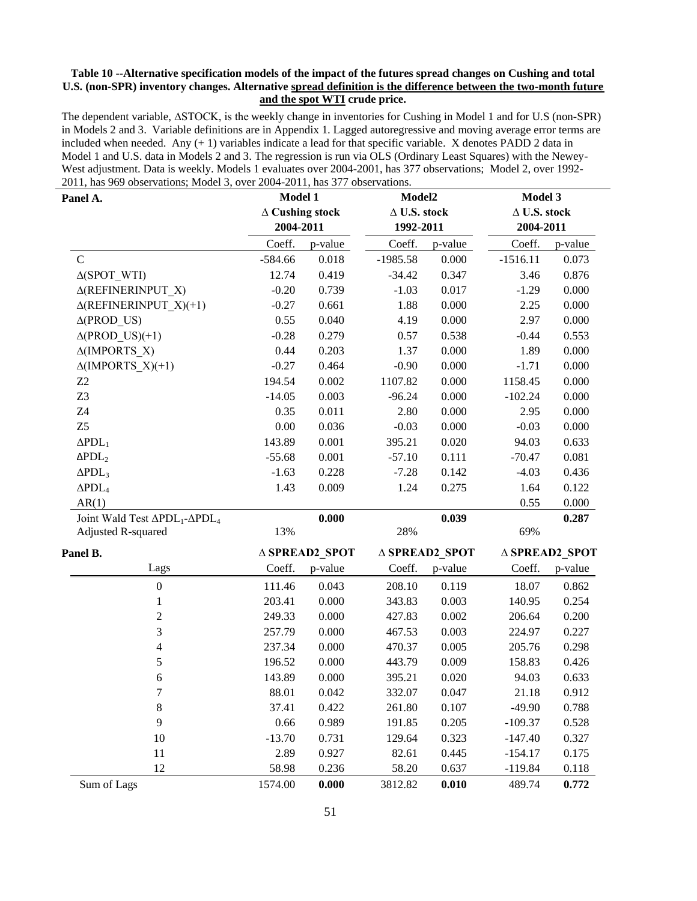**Table 10 --Alternative specification models of the impact of the futures spread changes on Cushing and total U.S. (non-SPR) inventory changes. Alternative spread definition is the difference between the two-month future and the spot WTI crude price.**

The dependent variable, ΔSTOCK, is the weekly change in inventories for Cushing in Model 1 and for U.S (non-SPR) in Models 2 and 3. Variable definitions are in Appendix 1. Lagged autoregressive and moving average error terms are included when needed. Any (+ 1) variables indicate a lead for that specific variable. X denotes PADD 2 data in Model 1 and U.S. data in Models 2 and 3. The regression is run via OLS (Ordinary Least Squares) with the Newey-West adjustment. Data is weekly. Models 1 evaluates over 2004-2001, has 377 observations; Model 2, over 1992-2011, has 969 observations; Model 3, over 2004-2011, has 377 observations.

| **Panel A.** | **Model 1** | | **Model2** | | **Model 3** | |
|---|---|---|---|---|---|---|
| | **Δ Cushing stock** | | **Δ U.S. stock** | | **Δ U.S. stock** | |
| | **2004-2011** | | **1992-2011** | | **2004-2011** | |
| | Coeff. | p-value | Coeff. | p-value | Coeff. | p-value |
| C | -584.66 | 0.018 | -1985.58 | 0.000 | -1516.11 | 0.073 |
| Δ(SPOT_WTI) | 12.74 | 0.419 | -34.42 | 0.347 | 3.46 | 0.876 |
| Δ(REFINERINPUT_X) | -0.20 | 0.739 | -1.03 | 0.017 | -1.29 | 0.000 |
| Δ(REFINERINPUT_X)(+1) | -0.27 | 0.661 | 1.88 | 0.000 | 2.25 | 0.000 |
| Δ(PROD_US) | 0.55 | 0.040 | 4.19 | 0.000 | 2.97 | 0.000 |
| Δ(PROD_US)(+1) | -0.28 | 0.279 | 0.57 | 0.538 | -0.44 | 0.553 |
| Δ(IMPORTS_X) | 0.44 | 0.203 | 1.37 | 0.000 | 1.89 | 0.000 |
| Δ(IMPORTS_X)(+1) | -0.27 | 0.464 | -0.90 | 0.000 | -1.71 | 0.000 |
| Z2 | 194.54 | 0.002 | 1107.82 | 0.000 | 1158.45 | 0.000 |
| Z3 | -14.05 | 0.003 | -96.24 | 0.000 | -102.24 | 0.000 |
| Z4 | 0.35 | 0.011 | 2.80 | 0.000 | 2.95 | 0.000 |
| Z5 | 0.00 | 0.036 | -0.03 | 0.000 | -0.03 | 0.000 |
| $\Delta PDL_1$ | 143.89 | 0.001 | 395.21 | 0.020 | 94.03 | 0.633 |
| $\Delta PDL_2$ | -55.68 | 0.001 | -57.10 | 0.111 | -70.47 | 0.081 |
| $\Delta PDL_3$ | -1.63 | 0.228 | -7.28 | 0.142 | -4.03 | 0.436 |
| $\Delta PDL_4$ | 1.43 | 0.009 | 1.24 | 0.275 | 1.64 | 0.122 |
| AR(1) | | | | | 0.55 | 0.000 |
| Joint Wald Test $\Delta PDL_1$-$\Delta PDL_4$ | | **0.000** | | **0.039** | | **0.287** |
| Adjusted R-squared | 13% | | 28% | | 69% | |

| **Panel B.** | **Δ SPREAD2_SPOT** | | **Δ SPREAD2_SPOT** | | **Δ SPREAD2_SPOT** | |
|---|---|---|---|---|---|---|
| Lags | Coeff. | p-value | Coeff. | p-value | Coeff. | p-value |
| 0 | 111.46 | 0.043 | 208.10 | 0.119 | 18.07 | 0.862 |
| 1 | 203.41 | 0.000 | 343.83 | 0.003 | 140.95 | 0.254 |
| 2 | 249.33 | 0.000 | 427.83 | 0.002 | 206.64 | 0.200 |
| 3 | 257.79 | 0.000 | 467.53 | 0.003 | 224.97 | 0.227 |
| 4 | 237.34 | 0.000 | 470.37 | 0.005 | 205.76 | 0.298 |
| 5 | 196.52 | 0.000 | 443.79 | 0.009 | 158.83 | 0.426 |
| 6 | 143.89 | 0.000 | 395.21 | 0.020 | 94.03 | 0.633 |
| 7 | 88.01 | 0.042 | 332.07 | 0.047 | 21.18 | 0.912 |
| 8 | 37.41 | 0.422 | 261.80 | 0.107 | -49.90 | 0.788 |
| 9 | 0.66 | 0.989 | 191.85 | 0.205 | -109.37 | 0.528 |
| 10 | -13.70 | 0.731 | 129.64 | 0.323 | -147.40 | 0.327 |
| 11 | 2.89 | 0.927 | 82.61 | 0.445 | -154.17 | 0.175 |
| 12 | 58.98 | 0.236 | 58.20 | 0.637 | -119.84 | 0.118 |
| Sum of Lags | 1574.00 | **0.000** | 3812.82 | **0.010** | 489.74 | **0.772** |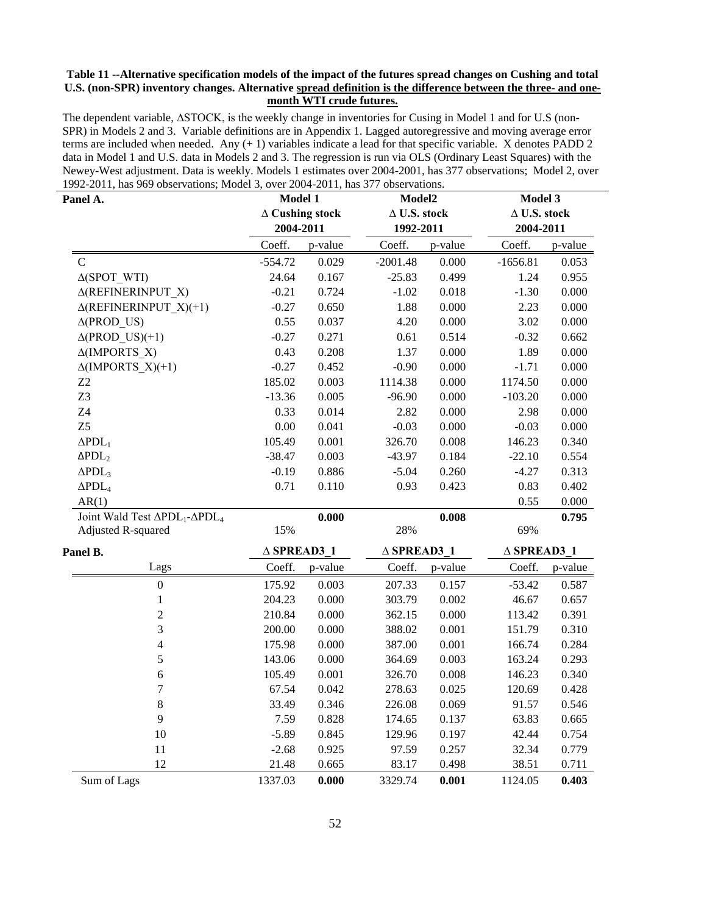**Table 11 --Alternative specification models of the impact of the futures spread changes on Cushing and total U.S. (non-SPR) inventory changes. Alternative spread definition is the difference between the three- and one-month WTI crude futures.**

The dependent variable, ΔSTOCK, is the weekly change in inventories for Cusing in Model 1 and for U.S (non-SPR) in Models 2 and 3. Variable definitions are in Appendix 1. Lagged autoregressive and moving average error terms are included when needed. Any (+ 1) variables indicate a lead for that specific variable. X denotes PADD 2 data in Model 1 and U.S. data in Models 2 and 3. The regression is run via OLS (Ordinary Least Squares) with the Newey-West adjustment. Data is weekly. Models 1 estimates over 2004-2001, has 377 observations; Model 2, over 1992-2011, has 969 observations; Model 3, over 2004-2011, has 377 observations.

| Panel A. | Model 1 | | Model2 | | Model 3 | |
|---|---|---|---|---|---|---|
| | Δ Cushing stock 2004-2011 | | Δ U.S. stock 1992-2011 | | Δ U.S. stock 2004-2011 | |
| | Coeff. | p-value | Coeff. | p-value | Coeff. | p-value |
| C | -554.72 | 0.029 | -2001.48 | 0.000 | -1656.81 | 0.053 |
| Δ(SPOT_WTI) | 24.64 | 0.167 | -25.83 | 0.499 | 1.24 | 0.955 |
| Δ(REFINERINPUT_X) | -0.21 | 0.724 | -1.02 | 0.018 | -1.30 | 0.000 |
| Δ(REFINERINPUT_X)(+1) | -0.27 | 0.650 | 1.88 | 0.000 | 2.23 | 0.000 |
| Δ(PROD_US) | 0.55 | 0.037 | 4.20 | 0.000 | 3.02 | 0.000 |
| Δ(PROD_US)(+1) | -0.27 | 0.271 | 0.61 | 0.514 | -0.32 | 0.662 |
| Δ(IMPORTS_X) | 0.43 | 0.208 | 1.37 | 0.000 | 1.89 | 0.000 |
| Δ(IMPORTS_X)(+1) | -0.27 | 0.452 | -0.90 | 0.000 | -1.71 | 0.000 |
| Z2 | 185.02 | 0.003 | 1114.38 | 0.000 | 1174.50 | 0.000 |
| Z3 | -13.36 | 0.005 | -96.90 | 0.000 | -103.20 | 0.000 |
| Z4 | 0.33 | 0.014 | 2.82 | 0.000 | 2.98 | 0.000 |
| Z5 | 0.00 | 0.041 | -0.03 | 0.000 | -0.03 | 0.000 |
| $\Delta PDL_1$ | 105.49 | 0.001 | 326.70 | 0.008 | 146.23 | 0.340 |
| $\Delta PDL_2$ | -38.47 | 0.003 | -43.97 | 0.184 | -22.10 | 0.554 |
| $\Delta PDL_3$ | -0.19 | 0.886 | -5.04 | 0.260 | -4.27 | 0.313 |
| $\Delta PDL_4$ | 0.71 | 0.110 | 0.93 | 0.423 | 0.83 | 0.402 |
| AR(1) | | | | | 0.55 | 0.000 |
| Joint Wald Test $\Delta PDL_1$-$\Delta PDL_4$ | | **0.000** | | **0.008** | | **0.795** |
| Adjusted R-squared | 15% | | 28% | | 69% | |

| Panel B. | Δ SPREAD3_1 | | Δ SPREAD3_1 | | Δ SPREAD3_1 | |
|---|---|---|---|---|---|---|
| Lags | Coeff. | p-value | Coeff. | p-value | Coeff. | p-value |
| 0 | 175.92 | 0.003 | 207.33 | 0.157 | -53.42 | 0.587 |
| 1 | 204.23 | 0.000 | 303.79 | 0.002 | 46.67 | 0.657 |
| 2 | 210.84 | 0.000 | 362.15 | 0.000 | 113.42 | 0.391 |
| 3 | 200.00 | 0.000 | 388.02 | 0.001 | 151.79 | 0.310 |
| 4 | 175.98 | 0.000 | 387.00 | 0.001 | 166.74 | 0.284 |
| 5 | 143.06 | 0.000 | 364.69 | 0.003 | 163.24 | 0.293 |
| 6 | 105.49 | 0.001 | 326.70 | 0.008 | 146.23 | 0.340 |
| 7 | 67.54 | 0.042 | 278.63 | 0.025 | 120.69 | 0.428 |
| 8 | 33.49 | 0.346 | 226.08 | 0.069 | 91.57 | 0.546 |
| 9 | 7.59 | 0.828 | 174.65 | 0.137 | 63.83 | 0.665 |
| 10 | -5.89 | 0.845 | 129.96 | 0.197 | 42.44 | 0.754 |
| 11 | -2.68 | 0.925 | 97.59 | 0.257 | 32.34 | 0.779 |
| 12 | 21.48 | 0.665 | 83.17 | 0.498 | 38.51 | 0.711 |
| Sum of Lags | 1337.03 | **0.000** | 3329.74 | **0.001** | 1124.05 | **0.403** |